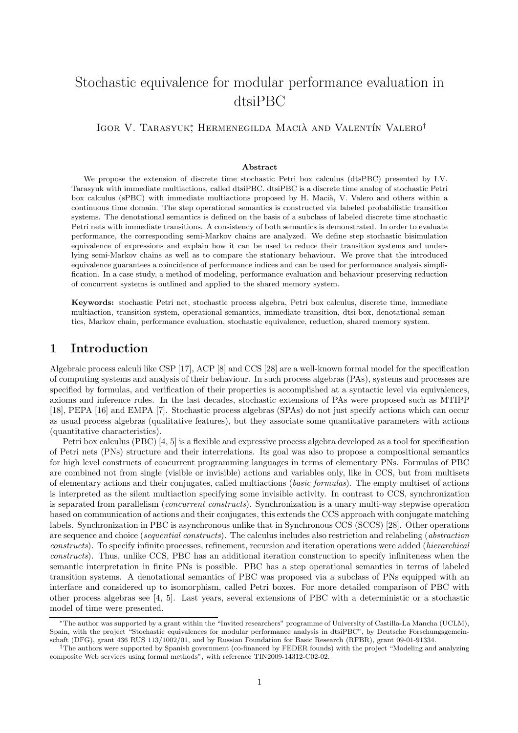# Stochastic equivalence for modular performance evaluation in dtsiPBC

Igor V. Tarasyuk*, Hermenegilda Macià and Valentín Valero†

### Abstract

We propose the extension of discrete time stochastic Petri box calculus (dtsPBC) presented by I.V. Tarasyuk with immediate multiactions, called dtsiPBC. dtsiPBC is a discrete time analog of stochastic Petri box calculus (sPBC) with immediate multiactions proposed by H. Macià, V. Valero and others within a continuous time domain. The step operational semantics is constructed via labeled probabilistic transition systems. The denotational semantics is defined on the basis of a subclass of labeled discrete time stochastic Petri nets with immediate transitions. A consistency of both semantics is demonstrated. In order to evaluate performance, the corresponding semi-Markov chains are analyzed. We define step stochastic bisimulation equivalence of expressions and explain how it can be used to reduce their transition systems and underlying semi-Markov chains as well as to compare the stationary behaviour. We prove that the introduced equivalence guarantees a coincidence of performance indices and can be used for performance analysis simplification. In a case study, a method of modeling, performance evaluation and behaviour preserving reduction of concurrent systems is outlined and applied to the shared memory system.

**Keywords:** stochastic Petri net, stochastic process algebra, Petri box calculus, discrete time, immediate multiaction, transition system, operational semantics, immediate transition, dtsi-box, denotational semantics, Markov chain, performance evaluation, stochastic equivalence, reduction, shared memory system.

## 1 Introduction

Algebraic process calculi like CSP [17], ACP [8] and CCS [28] are a well-known formal model for the specification of computing systems and analysis of their behaviour. In such process algebras (PAs), systems and processes are specified by formulas, and verification of their properties is accomplished at a syntactic level via equivalences, axioms and inference rules. In the last decades, stochastic extensions of PAs were proposed such as MTIPP [18], PEPA [16] and EMPA [7]. Stochastic process algebras (SPAs) do not just specify actions which can occur as usual process algebras (qualitative features), but they associate some quantitative parameters with actions (quantitative characteristics).

Petri box calculus (PBC) [4, 5] is a flexible and expressive process algebra developed as a tool for specification of Petri nets (PNs) structure and their interrelations. Its goal was also to propose a compositional semantics for high level constructs of concurrent programming languages in terms of elementary PNs. Formulas of PBC are combined not from single (visible or invisible) actions and variables only, like in CCS, but from multisets of elementary actions and their conjugates, called multiactions (*basic formulas*). The empty multiset of actions is interpreted as the silent multiaction specifying some invisible activity. In contrast to CCS, synchronization is separated from parallelism (*concurrent constructs*). Synchronization is a unary multi-way stepwise operation based on communication of actions and their conjugates, this extends the CCS approach with conjugate matching labels. Synchronization in PBC is asynchronous unlike that in Synchronous CCS (SCCS) [28]. Other operations are sequence and choice (*sequential constructs*). The calculus includes also restriction and relabeling (*abstraction constructs*). To specify infinite processes, refinement, recursion and iteration operations were added (*hierarchical constructs*). Thus, unlike CCS, PBC has an additional iteration construction to specify infiniteness when the semantic interpretation in finite PNs is possible. PBC has a step operational semantics in terms of labeled transition systems. A denotational semantics of PBC was proposed via a subclass of PNs equipped with an interface and considered up to isomorphism, called Petri boxes. For more detailed comparison of PBC with other process algebras see [4, 5]. Last years, several extensions of PBC with a deterministic or a stochastic model of time were presented.

*The author was supported by a grant within the "Invited researchers" programme of University of Castilla-La Mancha (UCLM), Spain, with the project "Stochastic equivalences for modular performance analysis in dtsiPBC", by Deutsche Forschungsgemeinschaft (DFG), grant 436 RUS 113/1002/01, and by Russian Foundation for Basic Research (RFBR), grant 09-01-91334.

†The authors were supported by Spanish government (co-financed by FEDER founds) with the project "Modeling and analyzing composite Web services using formal methods", with reference TIN2009-14312-C02-02.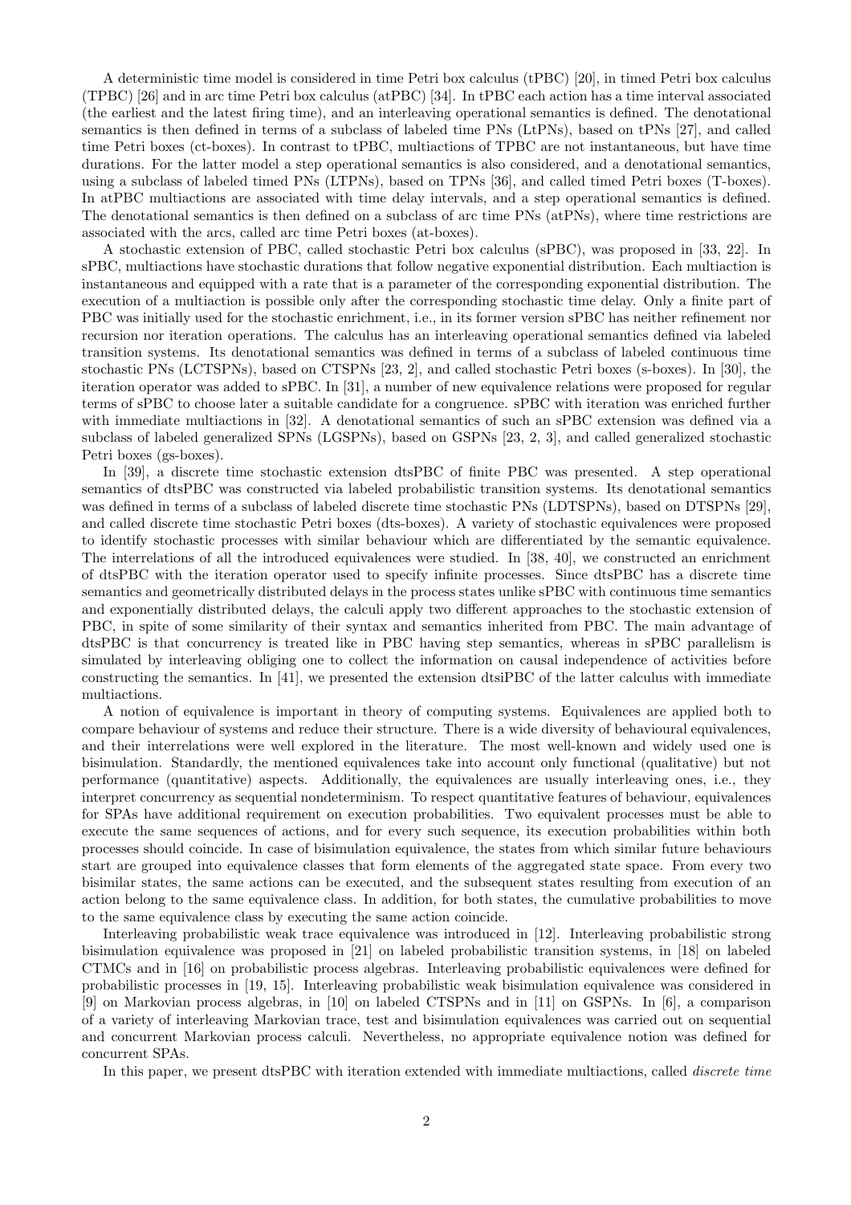A deterministic time model is considered in time Petri box calculus (tPBC) [20], in timed Petri box calculus (TPBC) [26] and in arc time Petri box calculus (atPBC) [34]. In tPBC each action has a time interval associated (the earliest and the latest firing time), and an interleaving operational semantics is defined. The denotational semantics is then defined in terms of a subclass of labeled time PNs (LtPNs), based on tPNs [27], and called time Petri boxes (ct-boxes). In contrast to tPBC, multiactions of TPBC are not instantaneous, but have time durations. For the latter model a step operational semantics is also considered, and a denotational semantics, using a subclass of labeled timed PNs (LTPNs), based on TPNs [36], and called timed Petri boxes (T-boxes). In atPBC multiactions are associated with time delay intervals, and a step operational semantics is defined. The denotational semantics is then defined on a subclass of arc time PNs (atPNs), where time restrictions are associated with the arcs, called arc time Petri boxes (at-boxes).

A stochastic extension of PBC, called stochastic Petri box calculus (sPBC), was proposed in [33, 22]. In sPBC, multiactions have stochastic durations that follow negative exponential distribution. Each multiaction is instantaneous and equipped with a rate that is a parameter of the corresponding exponential distribution. The execution of a multiaction is possible only after the corresponding stochastic time delay. Only a finite part of PBC was initially used for the stochastic enrichment, i.e., in its former version sPBC has neither refinement nor recursion nor iteration operations. The calculus has an interleaving operational semantics defined via labeled transition systems. Its denotational semantics was defined in terms of a subclass of labeled continuous time stochastic PNs (LCTSPNs), based on CTSPNs [23, 2], and called stochastic Petri boxes (s-boxes). In [30], the iteration operator was added to sPBC. In [31], a number of new equivalence relations were proposed for regular terms of sPBC to choose later a suitable candidate for a congruence. sPBC with iteration was enriched further with immediate multiactions in [32]. A denotational semantics of such an sPBC extension was defined via a subclass of labeled generalized SPNs (LGSPNs), based on GSPNs [23, 2, 3], and called generalized stochastic Petri boxes (gs-boxes).

In [39], a discrete time stochastic extension dtsPBC of finite PBC was presented. A step operational semantics of dtsPBC was constructed via labeled probabilistic transition systems. Its denotational semantics was defined in terms of a subclass of labeled discrete time stochastic PNs (LDTSPNs), based on DTSPNs [29], and called discrete time stochastic Petri boxes (dts-boxes). A variety of stochastic equivalences were proposed to identify stochastic processes with similar behaviour which are differentiated by the semantic equivalence. The interrelations of all the introduced equivalences were studied. In [38, 40], we constructed an enrichment of dtsPBC with the iteration operator used to specify infinite processes. Since dtsPBC has a discrete time semantics and geometrically distributed delays in the process states unlike sPBC with continuous time semantics and exponentially distributed delays, the calculi apply two different approaches to the stochastic extension of PBC, in spite of some similarity of their syntax and semantics inherited from PBC. The main advantage of dtsPBC is that concurrency is treated like in PBC having step semantics, whereas in sPBC parallelism is simulated by interleaving obliging one to collect the information on causal independence of activities before constructing the semantics. In [41], we presented the extension dtsiPBC of the latter calculus with immediate multiactions.

A notion of equivalence is important in theory of computing systems. Equivalences are applied both to compare behaviour of systems and reduce their structure. There is a wide diversity of behavioural equivalences, and their interrelations were well explored in the literature. The most well-known and widely used one is bisimulation. Standardly, the mentioned equivalences take into account only functional (qualitative) but not performance (quantitative) aspects. Additionally, the equivalences are usually interleaving ones, i.e., they interpret concurrency as sequential nondeterminism. To respect quantitative features of behaviour, equivalences for SPAs have additional requirement on execution probabilities. Two equivalent processes must be able to execute the same sequences of actions, and for every such sequence, its execution probabilities within both processes should coincide. In case of bisimulation equivalence, the states from which similar future behaviours start are grouped into equivalence classes that form elements of the aggregated state space. From every two bisimilar states, the same actions can be executed, and the subsequent states resulting from execution of an action belong to the same equivalence class. In addition, for both states, the cumulative probabilities to move to the same equivalence class by executing the same action coincide.

Interleaving probabilistic weak trace equivalence was introduced in [12]. Interleaving probabilistic strong bisimulation equivalence was proposed in [21] on labeled probabilistic transition systems, in [18] on labeled CTMCs and in [16] on probabilistic process algebras. Interleaving probabilistic equivalences were defined for probabilistic processes in [19, 15]. Interleaving probabilistic weak bisimulation equivalence was considered in [9] on Markovian process algebras, in [10] on labeled CTSPNs and in [11] on GSPNs. In [6], a comparison of a variety of interleaving Markovian trace, test and bisimulation equivalences was carried out on sequential and concurrent Markovian process calculi. Nevertheless, no appropriate equivalence notion was defined for concurrent SPAs.

In this paper, we present dtsPBC with iteration extended with immediate multiactions, called *discrete time*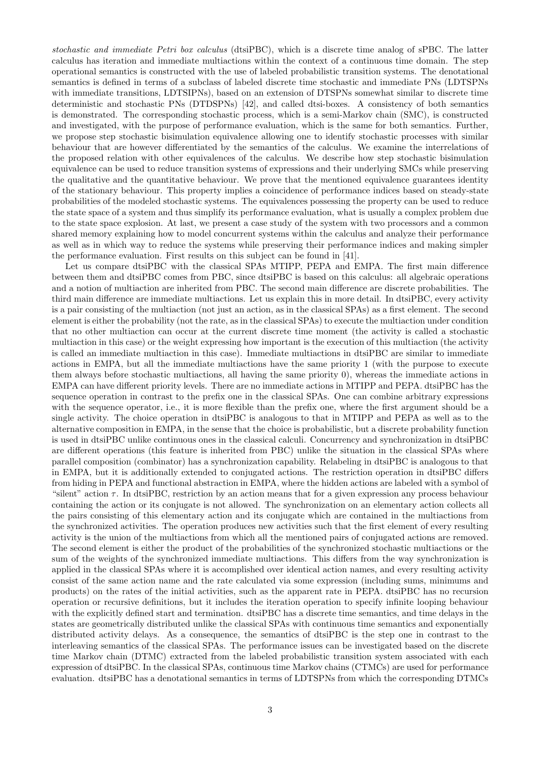*stochastic and immediate Petri box calculus* (dtsiPBC), which is a discrete time analog of sPBC. The latter calculus has iteration and immediate multiactions within the context of a continuous time domain. The step operational semantics is constructed with the use of labeled probabilistic transition systems. The denotational semantics is defined in terms of a subclass of labeled discrete time stochastic and immediate PNs (LDTSPNs with immediate transitions, LDTSIPNs), based on an extension of DTSPNs somewhat similar to discrete time deterministic and stochastic PNs (DTDSPNs) [42], and called dtsi-boxes. A consistency of both semantics is demonstrated. The corresponding stochastic process, which is a semi-Markov chain (SMC), is constructed and investigated, with the purpose of performance evaluation, which is the same for both semantics. Further, we propose step stochastic bisimulation equivalence allowing one to identify stochastic processes with similar behaviour that are however differentiated by the semantics of the calculus. We examine the interrelations of the proposed relation with other equivalences of the calculus. We describe how step stochastic bisimulation equivalence can be used to reduce transition systems of expressions and their underlying SMCs while preserving the qualitative and the quantitative behaviour. We prove that the mentioned equivalence guarantees identity of the stationary behaviour. This property implies a coincidence of performance indices based on steady-state probabilities of the modeled stochastic systems. The equivalences possessing the property can be used to reduce the state space of a system and thus simplify its performance evaluation, what is usually a complex problem due to the state space explosion. At last, we present a case study of the system with two processors and a common shared memory explaining how to model concurrent systems within the calculus and analyze their performance as well as in which way to reduce the systems while preserving their performance indices and making simpler the performance evaluation. First results on this subject can be found in [41].

Let us compare dtsiPBC with the classical SPAs MTIPP, PEPA and EMPA. The first main difference between them and dtsiPBC comes from PBC, since dtsiPBC is based on this calculus: all algebraic operations and a notion of multiaction are inherited from PBC. The second main difference are discrete probabilities. The third main difference are immediate multiactions. Let us explain this in more detail. In dtsiPBC, every activity is a pair consisting of the multiaction (not just an action, as in the classical SPAs) as a first element. The second element is either the probability (not the rate, as in the classical SPAs) to execute the multiaction under condition that no other multiaction can occur at the current discrete time moment (the activity is called a stochastic multiaction in this case) or the weight expressing how important is the execution of this multiaction (the activity is called an immediate multiaction in this case). Immediate multiactions in dtsiPBC are similar to immediate actions in EMPA, but all the immediate multiactions have the same priority 1 (with the purpose to execute them always before stochastic multiactions, all having the same priority 0), whereas the immediate actions in EMPA can have different priority levels. There are no immediate actions in MTIPP and PEPA. dtsiPBC has the sequence operation in contrast to the prefix one in the classical SPAs. One can combine arbitrary expressions with the sequence operator, i.e., it is more flexible than the prefix one, where the first argument should be a single activity. The choice operation in dtsiPBC is analogous to that in MTIPP and PEPA as well as to the alternative composition in EMPA, in the sense that the choice is probabilistic, but a discrete probability function is used in dtsiPBC unlike continuous ones in the classical calculi. Concurrency and synchronization in dtsiPBC are different operations (this feature is inherited from PBC) unlike the situation in the classical SPAs where parallel composition (combinator) has a synchronization capability. Relabeling in dtsiPBC is analogous to that in EMPA, but it is additionally extended to conjugated actions. The restriction operation in dtsiPBC differs from hiding in PEPA and functional abstraction in EMPA, where the hidden actions are labeled with a symbol of "silent" action $\tau$. In dtsiPBC, restriction by an action means that for a given expression any process behaviour containing the action or its conjugate is not allowed. The synchronization on an elementary action collects all the pairs consisting of this elementary action and its conjugate which are contained in the multiactions from the synchronized activities. The operation produces new activities such that the first element of every resulting activity is the union of the multiactions from which all the mentioned pairs of conjugated actions are removed. The second element is either the product of the probabilities of the synchronized stochastic multiactions or the sum of the weights of the synchronized immediate multiactions. This differs from the way synchronization is applied in the classical SPAs where it is accomplished over identical action names, and every resulting activity consist of the same action name and the rate calculated via some expression (including sums, minimums and products) on the rates of the initial activities, such as the apparent rate in PEPA. dtsiPBC has no recursion operation or recursive definitions, but it includes the iteration operation to specify infinite looping behaviour with the explicitly defined start and termination. dtsiPBC has a discrete time semantics, and time delays in the states are geometrically distributed unlike the classical SPAs with continuous time semantics and exponentially distributed activity delays. As a consequence, the semantics of dtsiPBC is the step one in contrast to the interleaving semantics of the classical SPAs. The performance issues can be investigated based on the discrete time Markov chain (DTMC) extracted from the labeled probabilistic transition system associated with each expression of dtsiPBC. In the classical SPAs, continuous time Markov chains (CTMCs) are used for performance evaluation. dtsiPBC has a denotational semantics in terms of LDTSPNs from which the corresponding DTMCs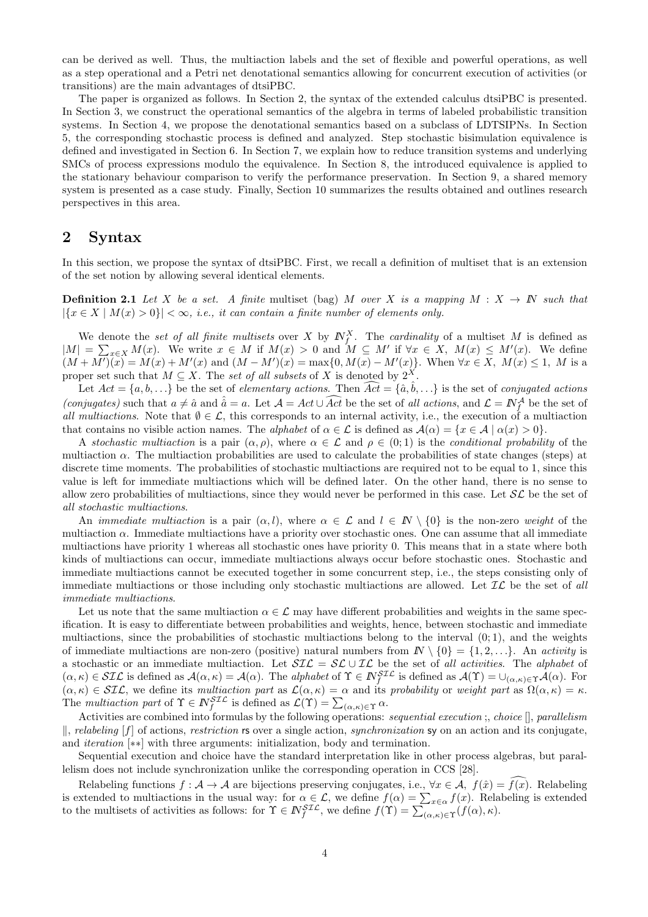can be derived as well. Thus, the multiaction labels and the set of flexible and powerful operations, as well as a step operational and a Petri net denotational semantics allowing for concurrent execution of activities (or transitions) are the main advantages of dtsiPBC.

The paper is organized as follows. In Section 2, the syntax of the extended calculus dtsiPBC is presented. In Section 3, we construct the operational semantics of the algebra in terms of labeled probabilistic transition systems. In Section 4, we propose the denotational semantics based on a subclass of LDTSIPNs. In Section 5, the corresponding stochastic process is defined and analyzed. Step stochastic bisimulation equivalence is defined and investigated in Section 6. In Section 7, we explain how to reduce transition systems and underlying SMCs of process expressions modulo the equivalence. In Section 8, the introduced equivalence is applied to the stationary behaviour comparison to verify the performance preservation. In Section 9, a shared memory system is presented as a case study. Finally, Section 10 summarizes the results obtained and outlines research perspectives in this area.

## 2 Syntax

In this section, we propose the syntax of dtsiPBC. First, we recall a definition of multiset that is an extension of the set notion by allowing several identical elements.

**Definition 2.1** *Let $X$ be a set. A finite* multiset *(bag) $M$ over $X$ is a mapping $M : X \to \mathbb{N}$ such that $|\{x \in X \mid M(x) > 0\}| < \infty$, i.e., it can contain a finite number of elements only.*

We denote the *set of all finite multisets* over $X$ by $\mathbb{N}_f^X$. The *cardinality* of a multiset $M$ is defined as $|M| = \sum_{x\in X} M(x)$. We write $x \in M$ if $M(x) > 0$ and $M \subseteq M'$ if $\forall x \in X,\ M(x) \leq M'(x)$. We define $(M + M')(x) = M(x) + M'(x)$ and $(M - M')(x) = \max\{0, M(x) - M'(x)\}$. When $\forall x \in X,\ M(x) \leq 1$, $M$ is a proper set such that $M \subseteq X$. The *set of all subsets* of $X$ is denoted by $2^X$.

Let $Act = \{a, b, \ldots\}$ be the set of *elementary actions*. Then $\widehat{Act} = \{\hat{a}, \hat{b}, \ldots\}$ is the set of *conjugated actions (conjugates)* such that $a \neq \hat{a}$ and $\hat{\hat{a}} = a$. Let $\mathcal{A} = Act \cup \widehat{Act}$ be the set of *all actions*, and $\mathcal{L} = \mathbb{N}_f^{\mathcal{A}}$ be the set of *all multiactions*. Note that $\emptyset \in \mathcal{L}$, this corresponds to an internal activity, i.e., the execution of a multiaction that contains no visible action names. The *alphabet* of $\alpha \in \mathcal{L}$ is defined as $\mathcal{A}(\alpha) = \{x \in \mathcal{A} \mid \alpha(x) > 0\}$.

A *stochastic multiaction* is a pair $(\alpha, \rho)$, where $\alpha \in \mathcal{L}$ and $\rho \in (0; 1)$ is the *conditional probability* of the multiaction $\alpha$. The multiaction probabilities are used to calculate the probabilities of state changes (steps) at discrete time moments. The probabilities of stochastic multiactions are required not to be equal to 1, since this value is left for immediate multiactions which will be defined later. On the other hand, there is no sense to allow zero probabilities of multiactions, since they would never be performed in this case. Let $\mathcal{SL}$ be the set of *all stochastic multiactions*.

An *immediate multiaction* is a pair $(\alpha, l)$, where $\alpha \in \mathcal{L}$ and $l \in \mathbb{N} \setminus \{0\}$ is the non-zero *weight* of the multiaction $\alpha$. Immediate multiactions have a priority over stochastic ones. One can assume that all immediate multiactions have priority 1 whereas all stochastic ones have priority 0. This means that in a state where both kinds of multiactions can occur, immediate multiactions always occur before stochastic ones. Stochastic and immediate multiactions cannot be executed together in some concurrent step, i.e., the steps consisting only of immediate multiactions or those including only stochastic multiactions are allowed. Let $\mathcal{IL}$ be the set of *all immediate multiactions*.

Let us note that the same multiaction $\alpha \in \mathcal{L}$ may have different probabilities and weights in the same specification. It is easy to differentiate between probabilities and weights, hence, between stochastic and immediate multiactions, since the probabilities of stochastic multiactions belong to the interval $(0; 1)$, and the weights of immediate multiactions are non-zero (positive) natural numbers from $\mathbb{N} \setminus \{0\} = \{1, 2, \ldots\}$. An *activity* is a stochastic or an immediate multiaction. Let $\mathcal{SIL} = \mathcal{SL} \cup \mathcal{IL}$ be the set of *all activities*. The *alphabet* of $(\alpha, \kappa) \in \mathcal{SIL}$ is defined as $\mathcal{A}(\alpha, \kappa) = \mathcal{A}(\alpha)$. The *alphabet* of $\Upsilon \in \mathbb{N}_f^{\mathcal{SIL}}$ is defined as $\mathcal{A}(\Upsilon) = \cup_{(\alpha,\kappa)\in\Upsilon} \mathcal{A}(\alpha)$. For $(\alpha, \kappa) \in \mathcal{SIL}$, we define its *multiaction part* as $\mathcal{L}(\alpha, \kappa) = \alpha$ and its *probability* or *weight part* as $\Omega(\alpha, \kappa) = \kappa$. The *multiaction part* of $\Upsilon \in \mathbb{N}_f^{\mathcal{SIL}}$ is defined as $\mathcal{L}(\Upsilon) = \sum_{(\alpha,\kappa)\in\Upsilon} \alpha$.

Activities are combined into formulas by the following operations: *sequential execution* ;, *choice* [], *parallelism* $\|$, *relabeling* $[f]$ of actions, *restriction* $\mathsf{rs}$ over a single action, *synchronization* $\mathsf{sy}$ on an action and its conjugate, and *iteration* $[**]$ with three arguments: initialization, body and termination.

Sequential execution and choice have the standard interpretation like in other process algebras, but parallelism does not include synchronization unlike the corresponding operation in CCS [28].

Relabeling functions $f : \mathcal{A} \to \mathcal{A}$ are bijections preserving conjugates, i.e., $\forall x \in \mathcal{A},\ f(\hat{x}) = \widehat{f(x)}$. Relabeling is extended to multiactions in the usual way: for $\alpha \in \mathcal{L}$, we define $f(\alpha) = \sum_{x\in\alpha} f(x)$. Relabeling is extended to the multisets of activities as follows: for $\Upsilon \in \mathbb{N}_f^{\mathcal{SIL}}$, we define $f(\Upsilon) = \sum_{(\alpha,\kappa)\in\Upsilon} (f(\alpha), \kappa)$.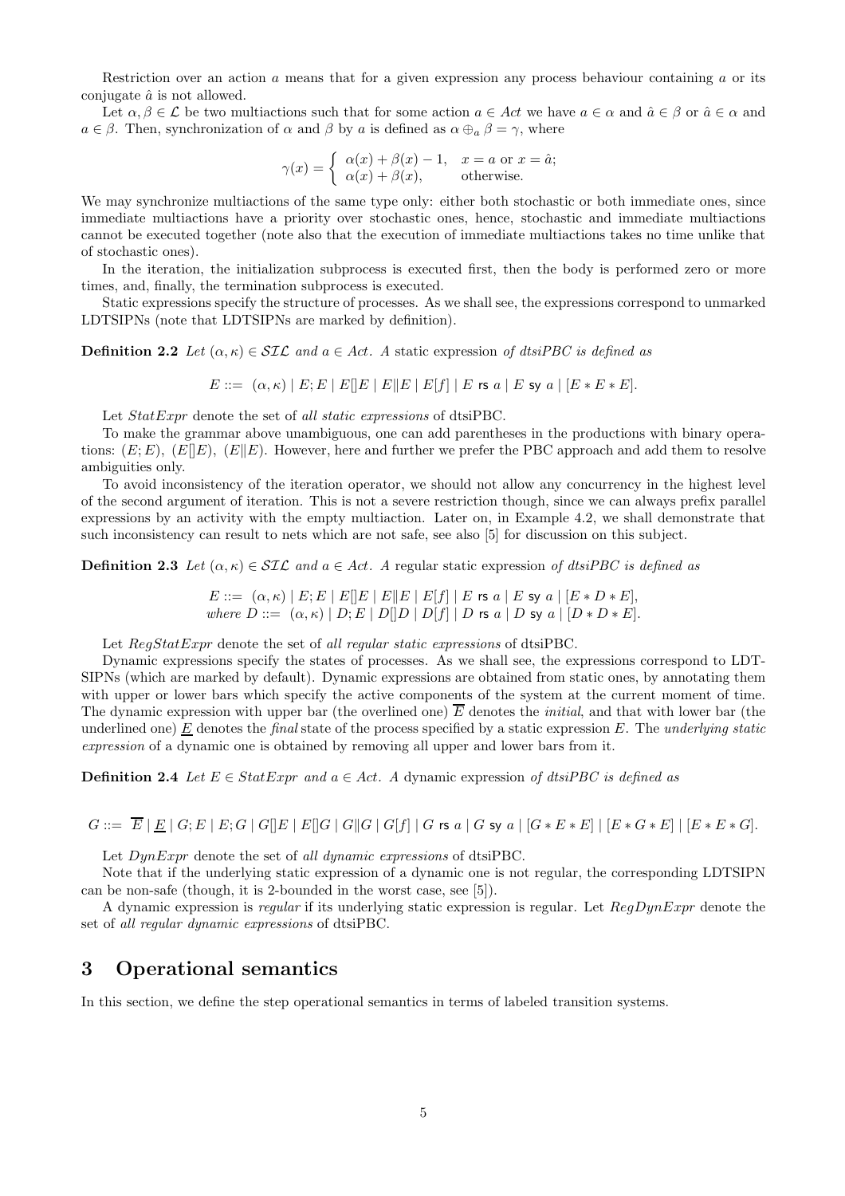Restriction over an action $a$ means that for a given expression any process behaviour containing $a$ or its conjugate $\hat{a}$ is not allowed.

Let $\alpha, \beta \in \mathcal{L}$ be two multiactions such that for some action $a \in Act$ we have $a \in \alpha$ and $\hat{a} \in \beta$ or $\hat{a} \in \alpha$ and $a \in \beta$. Then, synchronization of $\alpha$ and $\beta$ by $a$ is defined as $\alpha \oplus_a \beta = \gamma$, where

$$\gamma(x) = \begin{cases} \alpha(x) + \beta(x) - 1, & x = a \text{ or } x = \hat{a}; \\ \alpha(x) + \beta(x), & \text{otherwise.} \end{cases}$$

We may synchronize multiactions of the same type only: either both stochastic or both immediate ones, since immediate multiactions have a priority over stochastic ones, hence, stochastic and immediate multiactions cannot be executed together (note also that the execution of immediate multiactions takes no time unlike that of stochastic ones).

In the iteration, the initialization subprocess is executed first, then the body is performed zero or more times, and, finally, the termination subprocess is executed.

Static expressions specify the structure of processes. As we shall see, the expressions correspond to unmarked LDTSIPNs (note that LDTSIPNs are marked by definition).

**Definition 2.2** *Let $(\alpha, \kappa) \in \mathcal{SIL}$ and $a \in Act$. A* static expression *of dtsiPBC is defined as*

$$E ::= \ (\alpha, \kappa) \mid E; E \mid E[]E \mid E\|E \mid E[f] \mid E \ \mathsf{rs}\ a \mid E \ \mathsf{sy}\ a \mid [E * E * E].$$

Let $StatExpr$ denote the set of *all static expressions* of dtsiPBC.

To make the grammar above unambiguous, one can add parentheses in the productions with binary operations: $(E; E)$, $(E[]E)$, $(E\|E)$. However, here and further we prefer the PBC approach and add them to resolve ambiguities only.

To avoid inconsistency of the iteration operator, we should not allow any concurrency in the highest level of the second argument of iteration. This is not a severe restriction though, since we can always prefix parallel expressions by an activity with the empty multiaction. Later on, in Example 4.2, we shall demonstrate that such inconsistency can result to nets which are not safe, see also [5] for discussion on this subject.

**Definition 2.3** *Let $(\alpha, \kappa) \in \mathcal{SIL}$ and $a \in Act$. A* regular static expression *of dtsiPBC is defined as*

$$E ::= \ (\alpha, \kappa) \mid E; E \mid E[]E \mid E\|E \mid E[f] \mid E \ \mathsf{rs}\ a \mid E \ \mathsf{sy}\ a \mid [E * D * E],$$
*where* $$D ::= \ (\alpha, \kappa) \mid D; E \mid D[]D \mid D[f] \mid D \ \mathsf{rs}\ a \mid D \ \mathsf{sy}\ a \mid [D * D * E].$$

Let $RegStatExpr$ denote the set of *all regular static expressions* of dtsiPBC.

Dynamic expressions specify the states of processes. As we shall see, the expressions correspond to LDTSIPNs (which are marked by default). Dynamic expressions are obtained from static ones, by annotating them with upper or lower bars which specify the active components of the system at the current moment of time. The dynamic expression with upper bar (the overlined one) $\overline{E}$ denotes the *initial*, and that with lower bar (the underlined one) $\underline{E}$ denotes the *final* state of the process specified by a static expression $E$. The *underlying static expression* of a dynamic one is obtained by removing all upper and lower bars from it.

**Definition 2.4** *Let $E \in StatExpr$ and $a \in Act$. A* dynamic expression *of dtsiPBC is defined as*

$$G ::= \ \overline{E} \mid \underline{E} \mid G; E \mid E; G \mid G[]E \mid E[]G \mid G\|G \mid G[f] \mid G \ \mathsf{rs}\ a \mid G \ \mathsf{sy}\ a \mid [G * E * E] \mid [E * G * E] \mid [E * E * G].$$

Let $DynExpr$ denote the set of *all dynamic expressions* of dtsiPBC.

Note that if the underlying static expression of a dynamic one is not regular, the corresponding LDTSIPN can be non-safe (though, it is 2-bounded in the worst case, see [5]).

A dynamic expression is *regular* if its underlying static expression is regular. Let $RegDynExpr$ denote the set of *all regular dynamic expressions* of dtsiPBC.

# 3 Operational semantics

In this section, we define the step operational semantics in terms of labeled transition systems.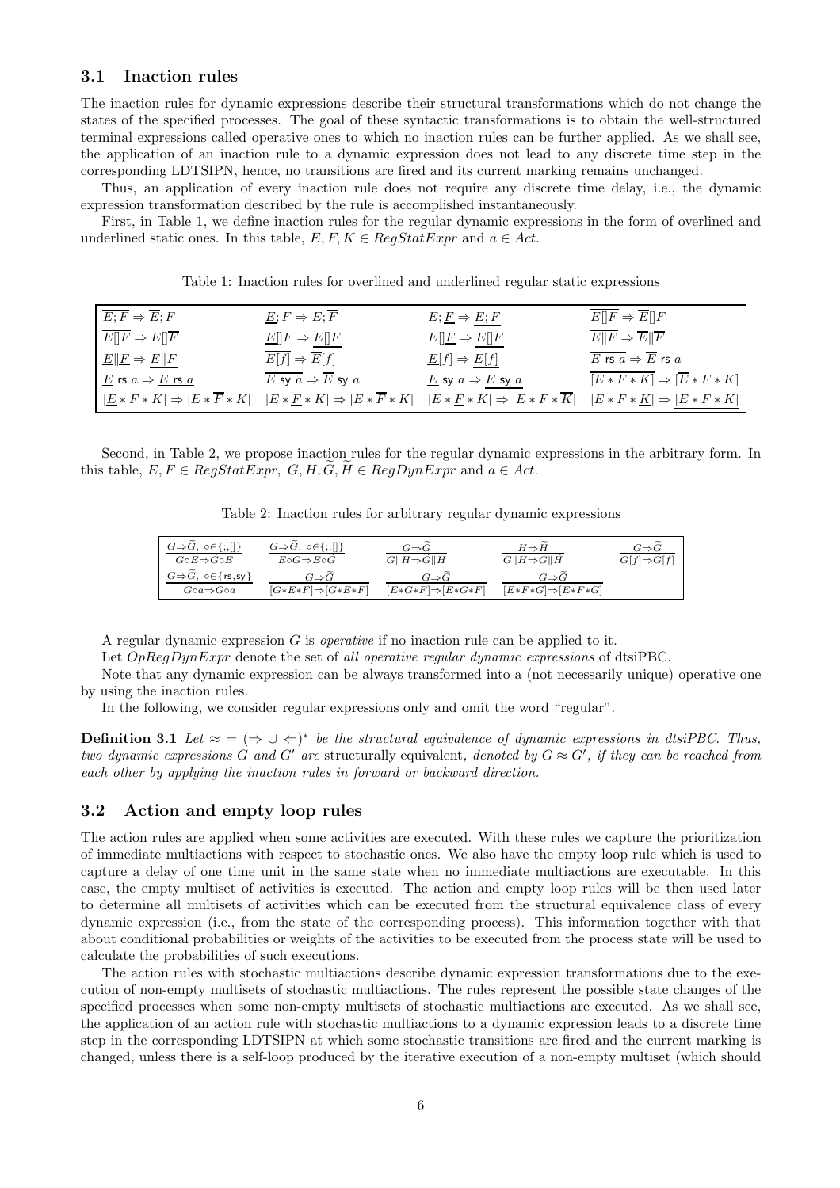### 3.1 Inaction rules

The inaction rules for dynamic expressions describe their structural transformations which do not change the states of the specified processes. The goal of these syntactic transformations is to obtain the well-structured terminal expressions called operative ones to which no inaction rules can be further applied. As we shall see, the application of an inaction rule to a dynamic expression does not lead to any discrete time step in the corresponding LDTSIPN, hence, no transitions are fired and its current marking remains unchanged.

Thus, an application of every inaction rule does not require any discrete time delay, i.e., the dynamic expression transformation described by the rule is accomplished instantaneously.

First, in Table 1, we define inaction rules for the regular dynamic expressions in the form of overlined and underlined static ones. In this table, $E, F, K \in RegStatExpr$ and $a \in Act$.

Table 1: Inaction rules for overlined and underlined regular static expressions

| | | | |
|---|---|---|---|
| $\overline{E;F} \Rightarrow \overline{E};F$ | $\underline{E};F \Rightarrow E;\overline{F}$ | $E;\underline{F} \Rightarrow \underline{E;F}$ | $\overline{E[]F} \Rightarrow \overline{E}[]F$ |
| $\overline{E[]F} \Rightarrow E[]\overline{F}$ | $\underline{E}[]F \Rightarrow \underline{E[]F}$ | $E[]\underline{F} \Rightarrow \underline{E[]F}$ | $\overline{E\|F} \Rightarrow \overline{E}\|\overline{F}$ |
| $\underline{E}\|\underline{F} \Rightarrow \underline{E\|F}$ | $\overline{E[f]} \Rightarrow \overline{E}[f]$ | $\underline{E}[f] \Rightarrow \underline{E[f]}$ | $\overline{E \text{ rs } a} \Rightarrow \overline{E} \text{ rs } a$ |
| $\underline{E} \text{ rs } a \Rightarrow \underline{E \text{ rs } a}$ | $\overline{E \text{ sy } a} \Rightarrow \overline{E} \text{ sy } a$ | $\underline{E} \text{ sy } a \Rightarrow \underline{E \text{ sy } a}$ | $\overline{[E*F*K]} \Rightarrow [\overline{E}*F*K]$ |
| $[\underline{E}*F*K] \Rightarrow [E*\overline{F}*K]$ | $[E*\underline{F}*K] \Rightarrow [E*\overline{F}*K]$ | $[E*\underline{F}*K] \Rightarrow [E*F*\overline{K}]$ | $[E*F*\underline{K}] \Rightarrow \underline{[E*F*K]}$ |

Second, in Table 2, we propose inaction rules for the regular dynamic expressions in the arbitrary form. In this table, $E, F \in RegStatExpr$, $G, H, \widetilde{G}, \widetilde{H} \in RegDynExpr$ and $a \in Act$.

Table 2: Inaction rules for arbitrary regular dynamic expressions

| | | | | |
|---|---|---|---|---|
| $\dfrac{G \Rightarrow \widetilde{G},\ \circ \in \{;, []\}}{G \circ E \Rightarrow \widetilde{G} \circ E}$ | $\dfrac{G \Rightarrow \widetilde{G},\ \circ \in \{;, []\}}{E \circ G \Rightarrow E \circ \widetilde{G}}$ | $\dfrac{G \Rightarrow \widetilde{G}}{G\|H \Rightarrow \widetilde{G}\|H}$ | $\dfrac{H \Rightarrow \widetilde{H}}{G\|H \Rightarrow G\|\widetilde{H}}$ | $\dfrac{G \Rightarrow \widetilde{G}}{G[f] \Rightarrow \widetilde{G}[f]}$ |
| $\dfrac{G \Rightarrow \widetilde{G},\ \circ \in \{\text{rs}, \text{sy}\}}{G \circ a \Rightarrow \widetilde{G} \circ a}$ | $\dfrac{G \Rightarrow \widetilde{G}}{[G*E*F] \Rightarrow [\widetilde{G}*E*F]}$ | $\dfrac{G \Rightarrow \widetilde{G}}{[E*G*F] \Rightarrow [E*\widetilde{G}*F]}$ | $\dfrac{G \Rightarrow \widetilde{G}}{[E*F*G] \Rightarrow [E*F*\widetilde{G}]}$ | |

A regular dynamic expression $G$ is *operative* if no inaction rule can be applied to it.

Let $OpRegDynExpr$ denote the set of *all operative regular dynamic expressions* of dtsiPBC.

Note that any dynamic expression can be always transformed into a (not necessarily unique) operative one by using the inaction rules.

In the following, we consider regular expressions only and omit the word "regular".

**Definition 3.1** *Let $\approx\ = (\Rightarrow \cup \Leftarrow)^*$ be the structural equivalence of dynamic expressions in dtsiPBC. Thus, two dynamic expressions $G$ and $G'$ are* structurally equivalent*, denoted by $G \approx G'$, if they can be reached from each other by applying the inaction rules in forward or backward direction.*

### 3.2 Action and empty loop rules

The action rules are applied when some activities are executed. With these rules we capture the prioritization of immediate multiactions with respect to stochastic ones. We also have the empty loop rule which is used to capture a delay of one time unit in the same state when no immediate multiactions are executable. In this case, the empty multiset of activities is executed. The action and empty loop rules will be then used later to determine all multisets of activities which can be executed from the structural equivalence class of every dynamic expression (i.e., from the state of the corresponding process). This information together with that about conditional probabilities or weights of the activities to be executed from the process state will be used to calculate the probabilities of such executions.

The action rules with stochastic multiactions describe dynamic expression transformations due to the execution of non-empty multisets of stochastic multiactions. The rules represent the possible state changes of the specified processes when some non-empty multisets of stochastic multiactions are executed. As we shall see, the application of an action rule with stochastic multiactions to a dynamic expression leads to a discrete time step in the corresponding LDTSIPN at which some stochastic transitions are fired and the current marking is changed, unless there is a self-loop produced by the iterative execution of a non-empty multiset (which should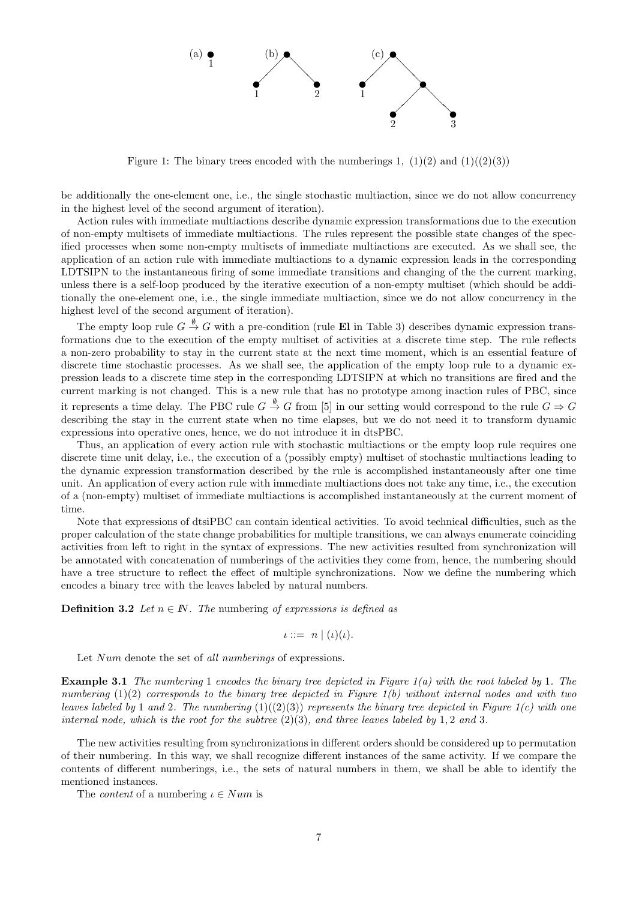Figure 1: The binary trees encoded with the numberings 1, (1)(2) and (1)((2)(3))

be additionally the one-element one, i.e., the single stochastic multiaction, since we do not allow concurrency in the highest level of the second argument of iteration).

Action rules with immediate multiactions describe dynamic expression transformations due to the execution of non-empty multisets of immediate multiactions. The rules represent the possible state changes of the specified processes when some non-empty multisets of immediate multiactions are executed. As we shall see, the application of an action rule with immediate multiactions to a dynamic expression leads in the corresponding LDTSIPN to the instantaneous firing of some immediate transitions and changing of the the current marking, unless there is a self-loop produced by the iterative execution of a non-empty multiset (which should be additionally the one-element one, i.e., the single immediate multiaction, since we do not allow concurrency in the highest level of the second argument of iteration).

The empty loop rule $G \stackrel{\emptyset}{\rightarrow} G$ with a pre-condition (rule **El** in Table 3) describes dynamic expression transformations due to the execution of the empty multiset of activities at a discrete time step. The rule reflects a non-zero probability to stay in the current state at the next time moment, which is an essential feature of discrete time stochastic processes. As we shall see, the application of the empty loop rule to a dynamic expression leads to a discrete time step in the corresponding LDTSIPN at which no transitions are fired and the current marking is not changed. This is a new rule that has no prototype among inaction rules of PBC, since it represents a time delay. The PBC rule $G \stackrel{\emptyset}{\rightarrow} G$ from [5] in our setting would correspond to the rule $G \Rightarrow G$ describing the stay in the current state when no time elapses, but we do not need it to transform dynamic expressions into operative ones, hence, we do not introduce it in dtsPBC.

Thus, an application of every action rule with stochastic multiactions or the empty loop rule requires one discrete time unit delay, i.e., the execution of a (possibly empty) multiset of stochastic multiactions leading to the dynamic expression transformation described by the rule is accomplished instantaneously after one time unit. An application of every action rule with immediate multiactions does not take any time, i.e., the execution of a (non-empty) multiset of immediate multiactions is accomplished instantaneously at the current moment of time.

Note that expressions of dtsiPBC can contain identical activities. To avoid technical difficulties, such as the proper calculation of the state change probabilities for multiple transitions, we can always enumerate coinciding activities from left to right in the syntax of expressions. The new activities resulted from synchronization will be annotated with concatenation of numberings of the activities they come from, hence, the numbering should have a tree structure to reflect the effect of multiple synchronizations. Now we define the numbering which encodes a binary tree with the leaves labeled by natural numbers.

**Definition 3.2** *Let $n \in \mathbb{N}$. The* numbering *of expressions is defined as*

$$\iota ::= \ n \mid (\iota)(\iota).$$

Let $Num$ denote the set of *all numberings* of expressions.

**Example 3.1** *The numbering* 1 *encodes the binary tree depicted in Figure 1(a) with the root labeled by* 1*. The numbering* (1)(2) *corresponds to the binary tree depicted in Figure 1(b) without internal nodes and with two leaves labeled by* 1 *and* 2*. The numbering* (1)((2)(3)) *represents the binary tree depicted in Figure 1(c) with one internal node, which is the root for the subtree* (2)(3)*, and three leaves labeled by* 1, 2 *and* 3*.*

The new activities resulting from synchronizations in different orders should be considered up to permutation of their numbering. In this way, we shall recognize different instances of the same activity. If we compare the contents of different numberings, i.e., the sets of natural numbers in them, we shall be able to identify the mentioned instances.

The *content* of a numbering $\iota \in Num$ is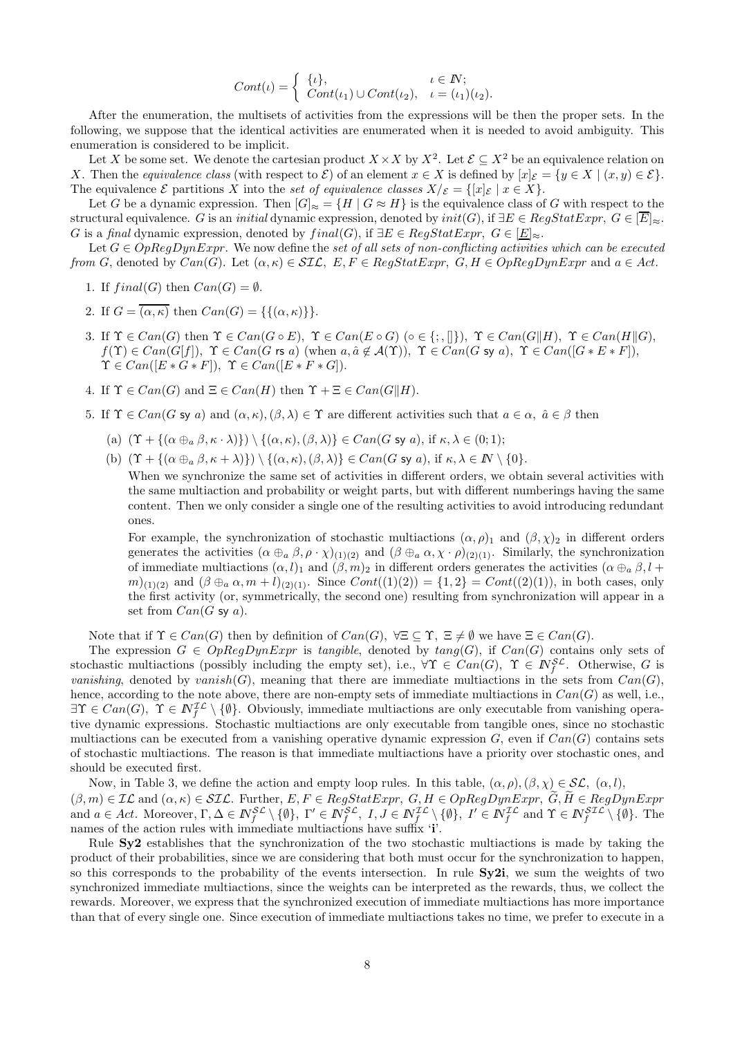$$Cont(\iota) = \begin{cases} \{\iota\}, & \iota \in I\!N; \\ Cont(\iota_1) \cup Cont(\iota_2), & \iota = (\iota_1)(\iota_2). \end{cases}$$

After the enumeration, the multisets of activities from the expressions will be then the proper sets. In the following, we suppose that the identical activities are enumerated when it is needed to avoid ambiguity. This enumeration is considered to be implicit.

Let $X$ be some set. We denote the cartesian product $X \times X$ by $X^2$. Let $\mathcal{E} \subseteq X^2$ be an equivalence relation on $X$. Then the *equivalence class* (with respect to $\mathcal{E}$) of an element $x \in X$ is defined by $[x]_{\mathcal{E}} = \{y \in X \mid (x, y) \in \mathcal{E}\}$. The equivalence $\mathcal{E}$ partitions $X$ into the *set of equivalence classes* $X/_{\mathcal{E}} = \{[x]_{\mathcal{E}} \mid x \in X\}$.

Let $G$ be a dynamic expression. Then $[G]_{\approx} = \{H \mid G \approx H\}$ is the equivalence class of $G$ with respect to the structural equivalence. $G$ is an *initial* dynamic expression, denoted by $init(G)$, if $\exists E \in RegStatExpr,\ G \in [\overline{E}]_{\approx}$. $G$ is a *final* dynamic expression, denoted by $final(G)$, if $\exists E \in RegStatExpr,\ G \in [\underline{E}]_{\approx}$.

Let $G \in OpRegDynExpr$. We now define the *set of all sets of non-conflicting activities which can be executed from* $G$, denoted by $Can(G)$. Let $(\alpha, \kappa) \in \mathcal{SIL},\ E, F \in RegStatExpr,\ G, H \in OpRegDynExpr$ and $a \in Act$.

1. If $final(G)$ then $Can(G) = \emptyset$.
2. If $G = \overline{(\alpha, \kappa)}$ then $Can(G) = \{\{(\alpha, \kappa)\}\}$.
3. If $\Upsilon \in Can(G)$ then $\Upsilon \in Can(G \circ E)$, $\Upsilon \in Can(E \circ G)$ $(\circ \in \{;, []\})$, $\Upsilon \in Can(G \| H)$, $\Upsilon \in Can(H \| G)$, $f(\Upsilon) \in Can(G[f])$, $\Upsilon \in Can(G \text{ rs } a)$ (when $a, \hat{a} \notin \mathcal{A}(\Upsilon)$), $\Upsilon \in Can(G \text{ sy } a)$, $\Upsilon \in Can([G * E * F])$, $\Upsilon \in Can([E * G * F])$, $\Upsilon \in Can([E * F * G])$.
4. If $\Upsilon \in Can(G)$ and $\Xi \in Can(H)$ then $\Upsilon + \Xi \in Can(G \| H)$.
5. If $\Upsilon \in Can(G \text{ sy } a)$ and $(\alpha, \kappa), (\beta, \lambda) \in \Upsilon$ are different activities such that $a \in \alpha,\ \hat{a} \in \beta$ then
   (a) $(\Upsilon + \{(\alpha \oplus_a \beta, \kappa \cdot \lambda)\}) \setminus \{(\alpha, \kappa), (\beta, \lambda)\} \in Can(G \text{ sy } a)$, if $\kappa, \lambda \in (0; 1)$;
   (b) $(\Upsilon + \{(\alpha \oplus_a \beta, \kappa + \lambda)\}) \setminus \{(\alpha, \kappa), (\beta, \lambda)\} \in Can(G \text{ sy } a)$, if $\kappa, \lambda \in I\!N \setminus \{0\}$.

   When we synchronize the same set of activities in different orders, we obtain several activities with the same multiaction and probability or weight parts, but with different numberings having the same content. Then we only consider a single one of the resulting activities to avoid introducing redundant ones.

   For example, the synchronization of stochastic multiactions $(\alpha, \rho)_1$ and $(\beta, \chi)_2$ in different orders generates the activities $(\alpha \oplus_a \beta, \rho \cdot \chi)_{(1)(2)}$ and $(\beta \oplus_a \alpha, \chi \cdot \rho)_{(2)(1)}$. Similarly, the synchronization of immediate multiactions $(\alpha, l)_1$ and $(\beta, m)_2$ in different orders generates the activities $(\alpha \oplus_a \beta, l + m)_{(1)(2)}$ and $(\beta \oplus_a \alpha, m + l)_{(2)(1)}$. Since $Cont((1)(2)) = \{1, 2\} = Cont((2)(1))$, in both cases, only the first activity (or, symmetrically, the second one) resulting from synchronization will appear in a set from $Can(G \text{ sy } a)$.

Note that if $\Upsilon \in Can(G)$ then by definition of $Can(G)$, $\forall \Xi \subseteq \Upsilon,\ \Xi \neq \emptyset$ we have $\Xi \in Can(G)$.

The expression $G \in OpRegDynExpr$ is *tangible*, denoted by $tang(G)$, if $Can(G)$ contains only sets of stochastic multiactions (possibly including the empty set), i.e., $\forall \Upsilon \in Can(G),\ \Upsilon \in I\!N_f^{\mathcal{SL}}$. Otherwise, $G$ is *vanishing*, denoted by $vanish(G)$, meaning that there are immediate multiactions in the sets from $Can(G)$, hence, according to the note above, there are non-empty sets of immediate multiactions in $Can(G)$ as well, i.e., $\exists \Upsilon \in Can(G),\ \Upsilon \in I\!N_f^{\mathcal{IL}} \setminus \{\emptyset\}$. Obviously, immediate multiactions are only executable from vanishing operative dynamic expressions. Stochastic multiactions are only executable from tangible ones, since no stochastic multiactions can be executed from a vanishing operative dynamic expression $G$, even if $Can(G)$ contains sets of stochastic multiactions. The reason is that immediate multiactions have a priority over stochastic ones, and should be executed first.

Now, in Table 3, we define the action and empty loop rules. In this table, $(\alpha, \rho), (\beta, \chi) \in \mathcal{SL},\ (\alpha, l), (\beta, m) \in \mathcal{IL}$ and $(\alpha, \kappa) \in \mathcal{SIL}$. Further, $E, F \in RegStatExpr,\ G, H \in OpRegDynExpr,\ \widetilde{G}, \widetilde{H} \in RegDynExpr$ and $a \in Act$. Moreover, $\Gamma, \Delta \in I\!N_f^{\mathcal{SL}} \setminus \{\emptyset\},\ \Gamma' \in I\!N_f^{\mathcal{SL}},\ I, J \in I\!N_f^{\mathcal{IL}} \setminus \{\emptyset\},\ I' \in I\!N_f^{\mathcal{IL}}$ and $\Upsilon \in I\!N_f^{\mathcal{SIL}} \setminus \{\emptyset\}$. The names of the action rules with immediate multiactions have suffix '**i**'.

Rule **Sy2** establishes that the synchronization of the two stochastic multiactions is made by taking the product of their probabilities, since we are considering that both must occur for the synchronization to happen, so this corresponds to the probability of the events intersection. In rule **Sy2i**, we sum the weights of two synchronized immediate multiactions, since the weights can be interpreted as the rewards, thus, we collect the rewards. Moreover, we express that the synchronized execution of immediate multiactions has more importance than that of every single one. Since execution of immediate multiactions takes no time, we prefer to execute in a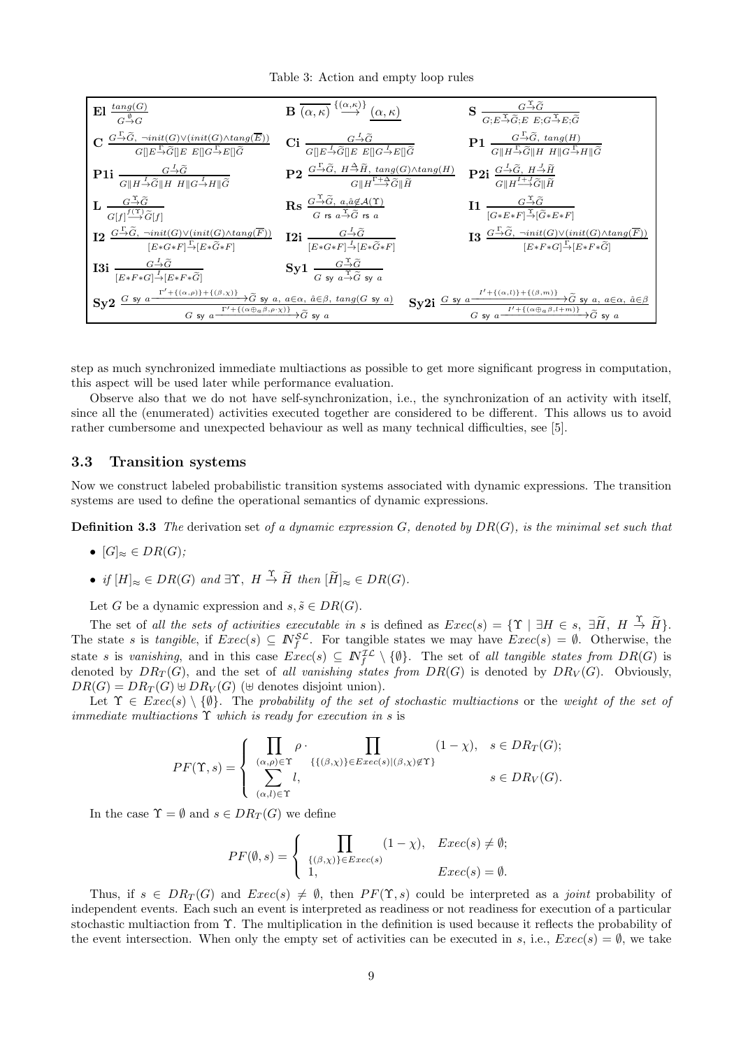Table 3: Action and empty loop rules

| | | |
|---|---|---|
| **El** $\dfrac{tang(G)}{G\stackrel{\emptyset}{\rightarrow}G}$ | **B** $\overline{(\alpha,\kappa)}\stackrel{\{(\alpha,\kappa)\}}{\longrightarrow}\underline{(\alpha,\kappa)}$ | **S** $\dfrac{G\stackrel{\Upsilon}{\rightarrow}\widetilde{G}}{G;E\stackrel{\Upsilon}{\rightarrow}\widetilde{G};E\ \ E;G\stackrel{\Upsilon}{\rightarrow}E;\widetilde{G}}$ |
| **C** $\dfrac{G\stackrel{\Gamma}{\rightarrow}\widetilde{G},\ \neg init(G)\vee(init(G)\wedge tang(\overline{E}))}{G[]E\stackrel{\Gamma}{\rightarrow}\widetilde{G}[]E\ \ E[]G\stackrel{\Gamma}{\rightarrow}E[]\widetilde{G}}$ | **Ci** $\dfrac{G\stackrel{I}{\rightarrow}\widetilde{G}}{G[]E\stackrel{I}{\rightarrow}\widetilde{G}[]E\ \ E[]G\stackrel{I}{\rightarrow}E[]\widetilde{G}}$ | **P1** $\dfrac{G\stackrel{\Gamma}{\rightarrow}\widetilde{G},\ tang(H)}{G\Vert H\stackrel{\Gamma}{\rightarrow}\widetilde{G}\Vert H\ \ H\Vert G\stackrel{\Gamma}{\rightarrow}H\Vert\widetilde{G}}$ |
| **P1i** $\dfrac{G\stackrel{I}{\rightarrow}\widetilde{G}}{G\Vert H\stackrel{I}{\rightarrow}\widetilde{G}\Vert H\ \ H\Vert G\stackrel{I}{\rightarrow}H\Vert\widetilde{G}}$ | **P2** $\dfrac{G\stackrel{\Gamma}{\rightarrow}\widetilde{G},\ H\stackrel{\Delta}{\rightarrow}\widetilde{H},\ tang(G)\wedge tang(H)}{G\Vert H\stackrel{\Gamma+\Delta}{\longrightarrow}\widetilde{G}\Vert\widetilde{H}}$ | **P2i** $\dfrac{G\stackrel{I}{\rightarrow}\widetilde{G},\ H\stackrel{J}{\rightarrow}\widetilde{H}}{G\Vert H\stackrel{I+J}{\longrightarrow}\widetilde{G}\Vert\widetilde{H}}$ |
| **L** $\dfrac{G\stackrel{\Upsilon}{\rightarrow}\widetilde{G}}{G[f]\stackrel{f(\Upsilon)}{\longrightarrow}\widetilde{G}[f]}$ | **Rs** $\dfrac{G\stackrel{\Upsilon}{\rightarrow}\widetilde{G},\ a,\hat{a}\not\in\mathcal{A}(\Upsilon)}{G\ \mathsf{rs}\ a\stackrel{\Upsilon}{\rightarrow}\widetilde{G}\ \mathsf{rs}\ a}$ | **I1** $\dfrac{G\stackrel{\Upsilon}{\rightarrow}\widetilde{G}}{[G*E*F]\stackrel{\Upsilon}{\rightarrow}[\widetilde{G}*E*F]}$ |
| **I2** $\dfrac{G\stackrel{\Gamma}{\rightarrow}\widetilde{G},\ \neg init(G)\vee(init(G)\wedge tang(\overline{F}))}{[E*G*F]\stackrel{\Gamma}{\rightarrow}[E*\widetilde{G}*F]}$ | **I2i** $\dfrac{G\stackrel{I}{\rightarrow}\widetilde{G}}{[E*G*F]\stackrel{I}{\rightarrow}[E*\widetilde{G}*F]}$ | **I3** $\dfrac{G\stackrel{\Gamma}{\rightarrow}\widetilde{G},\ \neg init(G)\vee(init(G)\wedge tang(\overline{F}))}{[E*F*G]\stackrel{\Gamma}{\rightarrow}[E*F*\widetilde{G}]}$ |
| **I3i** $\dfrac{G\stackrel{I}{\rightarrow}\widetilde{G}}{[E*F*G]\stackrel{I}{\rightarrow}[E*F*\widetilde{G}]}$ | **Sy1** $\dfrac{G\stackrel{\Upsilon}{\rightarrow}\widetilde{G}}{G\ \mathsf{sy}\ a\stackrel{\Upsilon}{\rightarrow}\widetilde{G}\ \mathsf{sy}\ a}$ | |
| **Sy2** $\dfrac{G\ \mathsf{sy}\ a\xrightarrow{\Gamma'+\{(\alpha,\rho)\}+\{(\beta,\chi)\}}\widetilde{G}\ \mathsf{sy}\ a,\ a\in\alpha,\ \hat{a}\in\beta,\ tang(G\ \mathsf{sy}\ a)}{G\ \mathsf{sy}\ a\xrightarrow{\Gamma'+\{(\alpha\oplus_a\beta,\rho\cdot\chi)\}}\widetilde{G}\ \mathsf{sy}\ a}$ | **Sy2i** $\dfrac{G\ \mathsf{sy}\ a\xrightarrow{I'+\{(\alpha,l)\}+\{(\beta,m)\}}\widetilde{G}\ \mathsf{sy}\ a,\ a\in\alpha,\ \hat{a}\in\beta}{G\ \mathsf{sy}\ a\xrightarrow{I'+\{(\alpha\oplus_a\beta,l+m)\}}\widetilde{G}\ \mathsf{sy}\ a}$ | |

step as much synchronized immediate multiactions as possible to get more significant progress in computation, this aspect will be used later while performance evaluation.

Observe also that we do not have self-synchronization, i.e., the synchronization of an activity with itself, since all the (enumerated) activities executed together are considered to be different. This allows us to avoid rather cumbersome and unexpected behaviour as well as many technical difficulties, see [5].

### 3.3 Transition systems

Now we construct labeled probabilistic transition systems associated with dynamic expressions. The transition systems are used to define the operational semantics of dynamic expressions.

**Definition 3.3** *The* derivation set *of a dynamic expression $G$, denoted by $DR(G)$, is the minimal set such that*

- $[G]_\approx \in DR(G)$;
- *if* $[H]_\approx \in DR(G)$ *and* $\exists\Upsilon,\ H\stackrel{\Upsilon}{\rightarrow}\widetilde{H}$ *then* $[\widetilde{H}]_\approx \in DR(G)$.

Let $G$ be a dynamic expression and $s,\tilde{s}\in DR(G)$.

The set of *all the sets of activities executable in* $s$ is defined as $Exec(s)=\{\Upsilon\mid \exists H\in s,\ \exists\widetilde{H},\ H\stackrel{\Upsilon}{\rightarrow}\widetilde{H}\}$. The state $s$ is *tangible*, if $Exec(s)\subseteq \mathbb{N}_f^{\mathcal{SL}}$. For tangible states we may have $Exec(s)=\emptyset$. Otherwise, the state $s$ is *vanishing*, and in this case $Exec(s)\subseteq \mathbb{N}_f^{\mathcal{IL}}\setminus\{\emptyset\}$. The set of *all tangible states from* $DR(G)$ is denoted by $DR_T(G)$, and the set of *all vanishing states from* $DR(G)$ is denoted by $DR_V(G)$. Obviously, $DR(G)=DR_T(G)\uplus DR_V(G)$ ($\uplus$ denotes disjoint union).

Let $\Upsilon\in Exec(s)\setminus\{\emptyset\}$. The *probability of the set of stochastic multiactions* or the *weight of the set of immediate multiactions* $\Upsilon$ *which is ready for execution in* $s$ is

$$PF(\Upsilon,s)=\begin{cases}\displaystyle\prod_{(\alpha,\rho)\in\Upsilon}\rho\cdot\prod_{\{\{(\beta,\chi)\}\in Exec(s)\mid(\beta,\chi)\not\in\Upsilon\}}(1-\chi), & s\in DR_T(G);\\ \displaystyle\sum_{(\alpha,l)\in\Upsilon}l, & s\in DR_V(G).\end{cases}$$

In the case $\Upsilon=\emptyset$ and $s\in DR_T(G)$ we define

$$PF(\emptyset,s)=\begin{cases}\displaystyle\prod_{\{(\beta,\chi)\}\in Exec(s)}(1-\chi), & Exec(s)\neq\emptyset;\\ 1, & Exec(s)=\emptyset.\end{cases}$$

Thus, if $s\in DR_T(G)$ and $Exec(s)\neq\emptyset$, then $PF(\Upsilon,s)$ could be interpreted as a *joint* probability of independent events. Each such an event is interpreted as readiness or not readiness for execution of a particular stochastic multiaction from $\Upsilon$. The multiplication in the definition is used because it reflects the probability of the event intersection. When only the empty set of activities can be executed in $s$, i.e., $Exec(s)=\emptyset$, we take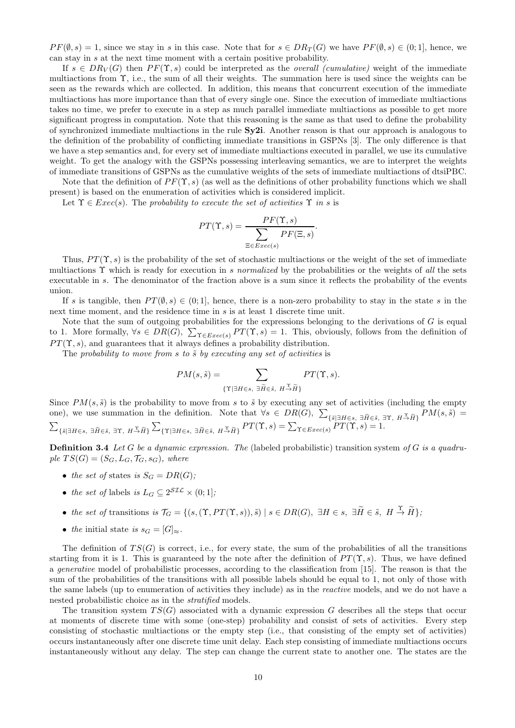$PF(\emptyset, s) = 1$, since we stay in $s$ in this case. Note that for $s \in DR_T(G)$ we have $PF(\emptyset, s) \in (0; 1]$, hence, we can stay in $s$ at the next time moment with a certain positive probability.

If $s \in DR_V(G)$ then $PF(\Upsilon, s)$ could be interpreted as the *overall (cumulative)* weight of the immediate multiactions from $\Upsilon$, i.e., the sum of all their weights. The summation here is used since the weights can be seen as the rewards which are collected. In addition, this means that concurrent execution of the immediate multiactions has more importance than that of every single one. Since the execution of immediate multiactions takes no time, we prefer to execute in a step as much parallel immediate multiactions as possible to get more significant progress in computation. Note that this reasoning is the same as that used to define the probability of synchronized immediate multiactions in the rule **Sy2i**. Another reason is that our approach is analogous to the definition of the probability of conflicting immediate transitions in GSPNs [3]. The only difference is that we have a step semantics and, for every set of immediate multiactions executed in parallel, we use its cumulative weight. To get the analogy with the GSPNs possessing interleaving semantics, we are to interpret the weights of immediate transitions of GSPNs as the cumulative weights of the sets of immediate multiactions of dtsiPBC.

Note that the definition of $PF(\Upsilon, s)$ (as well as the definitions of other probability functions which we shall present) is based on the enumeration of activities which is considered implicit.

Let $\Upsilon \in Exec(s)$. The *probability to execute the set of activities $\Upsilon$ in $s$* is

$$PT(\Upsilon, s) = \frac{PF(\Upsilon, s)}{\sum_{\Xi \in Exec(s)} PF(\Xi, s)}.$$

Thus, $PT(\Upsilon, s)$ is the probability of the set of stochastic multiactions or the weight of the set of immediate multiactions $\Upsilon$ which is ready for execution in $s$ *normalized* by the probabilities or the weights of *all* the sets executable in $s$. The denominator of the fraction above is a sum since it reflects the probability of the events union.

If $s$ is tangible, then $PT(\emptyset, s) \in (0; 1]$, hence, there is a non-zero probability to stay in the state $s$ in the next time moment, and the residence time in $s$ is at least 1 discrete time unit.

Note that the sum of outgoing probabilities for the expressions belonging to the derivations of $G$ is equal to 1. More formally, $\forall s \in DR(G),\ \sum_{\Upsilon \in Exec(s)} PT(\Upsilon, s) = 1$. This, obviously, follows from the definition of $PT(\Upsilon, s)$, and guarantees that it always defines a probability distribution.

The *probability to move from $s$ to $\tilde{s}$ by executing any set of activities* is

$$PM(s, \tilde{s}) = \sum_{\{\Upsilon \mid \exists H \in s,\ \exists \widetilde{H} \in \tilde{s},\ H \xrightarrow{\Upsilon} \widetilde{H}\}} PT(\Upsilon, s).$$

Since $PM(s, \tilde{s})$ is the probability to move from $s$ to $\tilde{s}$ by executing any set of activities (including the empty one), we use summation in the definition. Note that $\forall s \in DR(G),\ \sum_{\{\tilde{s} \mid \exists H \in s,\ \exists \widetilde{H} \in \tilde{s},\ \exists \Upsilon,\ H \xrightarrow{\Upsilon} \widetilde{H}\}} PM(s, \tilde{s}) = \sum_{\{\tilde{s} \mid \exists H \in s,\ \exists \widetilde{H} \in \tilde{s},\ \exists \Upsilon,\ H \xrightarrow{\Upsilon} \widetilde{H}\}} \sum_{\{\Upsilon \mid \exists H \in s,\ \exists \widetilde{H} \in \tilde{s},\ H \xrightarrow{\Upsilon} \widetilde{H}\}} PT(\Upsilon, s) = \sum_{\Upsilon \in Exec(s)} PT(\Upsilon, s) = 1$.

**Definition 3.4** *Let $G$ be a dynamic expression. The* (labeled probabilistic) transition system *of $G$ is a quadruple $TS(G) = (S_G, L_G, \mathcal{T}_G, s_G)$, where*

- *the set of* states *is $S_G = DR(G)$;*
- *the set of* labels *is $L_G \subseteq 2^{\mathcal{SIL}} \times (0; 1]$;*
- *the set of* transitions *is $\mathcal{T}_G = \{(s, (\Upsilon, PT(\Upsilon, s)), \tilde{s}) \mid s \in DR(G),\ \exists H \in s,\ \exists \widetilde{H} \in \tilde{s},\ H \xrightarrow{\Upsilon} \widetilde{H}\}$;*
- *the* initial state *is $s_G = [G]_\approx$.*

The definition of $TS(G)$ is correct, i.e., for every state, the sum of the probabilities of all the transitions starting from it is 1. This is guaranteed by the note after the definition of $PT(\Upsilon, s)$. Thus, we have defined a *generative* model of probabilistic processes, according to the classification from [15]. The reason is that the sum of the probabilities of the transitions with all possible labels should be equal to 1, not only of those with the same labels (up to enumeration of activities they include) as in the *reactive* models, and we do not have a nested probabilistic choice as in the *stratified* models.

The transition system $TS(G)$ associated with a dynamic expression $G$ describes all the steps that occur at moments of discrete time with some (one-step) probability and consist of sets of activities. Every step consisting of stochastic multiactions or the empty step (i.e., that consisting of the empty set of activities) occurs instantaneously after one discrete time unit delay. Each step consisting of immediate multiactions occurs instantaneously without any delay. The step can change the current state to another one. The states are the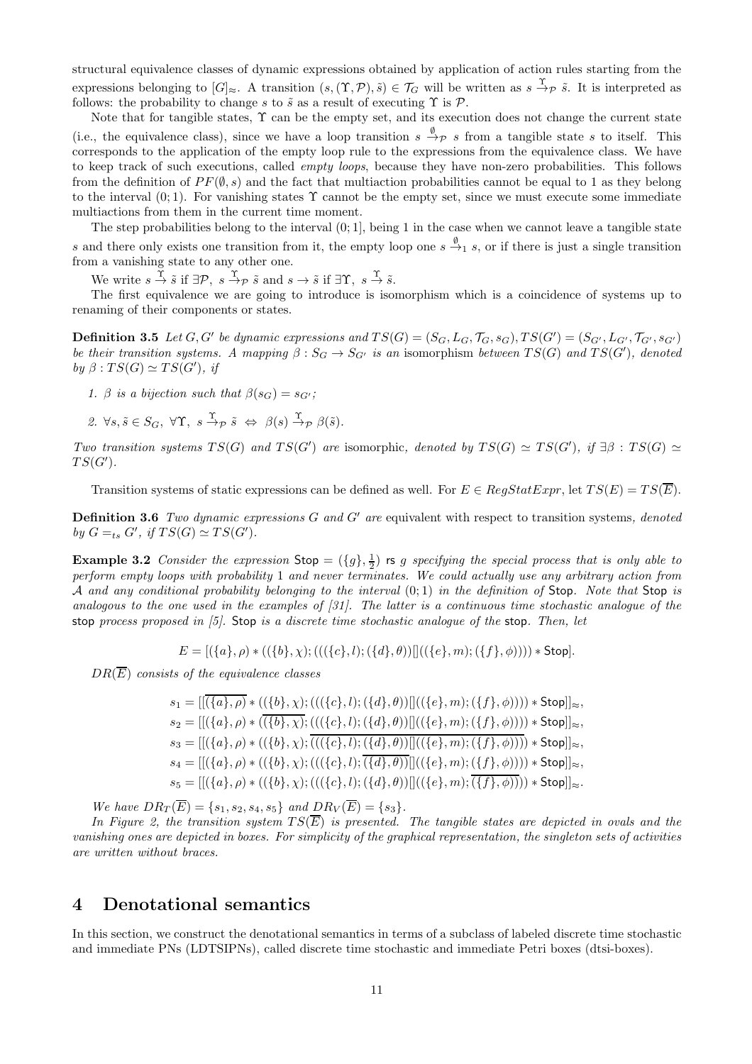structural equivalence classes of dynamic expressions obtained by application of action rules starting from the expressions belonging to $[G]_\approx$. A transition $(s, (\Upsilon, \mathcal{P}), \tilde{s}) \in \mathcal{T}_G$ will be written as $s \xrightarrow{\Upsilon}_{\mathcal{P}} \tilde{s}$. It is interpreted as follows: the probability to change $s$ to $\tilde{s}$ as a result of executing $\Upsilon$ is $\mathcal{P}$.

Note that for tangible states, $\Upsilon$ can be the empty set, and its execution does not change the current state (i.e., the equivalence class), since we have a loop transition $s \xrightarrow{\emptyset}_{\mathcal{P}} s$ from a tangible state $s$ to itself. This corresponds to the application of the empty loop rule to the expressions from the equivalence class. We have to keep track of such executions, called *empty loops*, because they have non-zero probabilities. This follows from the definition of $PF(\emptyset, s)$ and the fact that multiaction probabilities cannot be equal to 1 as they belong to the interval $(0; 1)$. For vanishing states $\Upsilon$ cannot be the empty set, since we must execute some immediate multiactions from them in the current time moment.

The step probabilities belong to the interval $(0; 1]$, being 1 in the case when we cannot leave a tangible state $s$ and there only exists one transition from it, the empty loop one $s \xrightarrow{\emptyset}_1 s$, or if there is just a single transition from a vanishing state to any other one.

We write $s \xrightarrow{\Upsilon} \tilde{s}$ if $\exists \mathcal{P},\ s \xrightarrow{\Upsilon}_{\mathcal{P}} \tilde{s}$ and $s \to \tilde{s}$ if $\exists \Upsilon,\ s \xrightarrow{\Upsilon} \tilde{s}$.

The first equivalence we are going to introduce is isomorphism which is a coincidence of systems up to renaming of their components or states.

**Definition 3.5** *Let $G, G'$ be dynamic expressions and $TS(G) = (S_G, L_G, \mathcal{T}_G, s_G), TS(G') = (S_{G'}, L_{G'}, \mathcal{T}_{G'}, s_{G'})$ be their transition systems. A mapping $\beta : S_G \to S_{G'}$ is an* isomorphism *between $TS(G)$ and $TS(G')$, denoted by $\beta : TS(G) \simeq TS(G')$, if*

1. *$\beta$ is a bijection such that $\beta(s_G) = s_{G'}$;*
2. *$\forall s, \tilde{s} \in S_G,\ \forall \Upsilon,\ s \xrightarrow{\Upsilon}_{\mathcal{P}} \tilde{s} \ \Leftrightarrow\ \beta(s) \xrightarrow{\Upsilon}_{\mathcal{P}} \beta(\tilde{s})$.*

*Two transition systems $TS(G)$ and $TS(G')$ are* isomorphic*, denoted by $TS(G) \simeq TS(G')$, if $\exists \beta : TS(G) \simeq TS(G')$.*

Transition systems of static expressions can be defined as well. For $E \in RegStatExpr$, let $TS(E) = TS(\overline{E})$.

**Definition 3.6** *Two dynamic expressions $G$ and $G'$ are* equivalent with respect to transition systems*, denoted by $G =_{ts} G'$, if $TS(G) \simeq TS(G')$.*

**Example 3.2** *Consider the expression* $\mathsf{Stop} = (\{g\}, \frac{1}{2})$ rs $g$ *specifying the special process that is only able to perform empty loops with probability 1 and never terminates. We could actually use any arbitrary action from $\mathcal{A}$ and any conditional probability belonging to the interval $(0; 1)$ in the definition of* Stop*. Note that* Stop *is analogous to the one used in the examples of [31]. The latter is a continuous time stochastic analogue of the* stop *process proposed in [5].* Stop *is a discrete time stochastic analogue of the* stop*. Then, let*

$$E = [(\{a\}, \rho) * ((\{b\}, \chi); (((\{c\}, l); (\{d\}, \theta))[](( \{e\}, m); (\{f\}, \phi)))) * \mathsf{Stop}].$$

*$DR(\overline{E})$ consists of the equivalence classes*

$$s_1 = [[\overline{(\{a\}, \rho)} * ((\{b\}, \chi); (((\{c\}, l); (\{d\}, \theta))[]((\{e\}, m); (\{f\}, \phi)))) * \mathsf{Stop}]]_\approx,$$
$$s_2 = [[(\{a\}, \rho) * (\overline{(\{b\}, \chi)}; (((\{c\}, l); (\{d\}, \theta))[]((\{e\}, m); (\{f\}, \phi)))) * \mathsf{Stop}]]_\approx,$$
$$s_3 = [[(\{a\}, \rho) * ((\{b\}, \chi); \overline{(((\{c\}, l); (\{d\}, \theta))[]((\{e\}, m); (\{f\}, \phi)))}) * \mathsf{Stop}]]_\approx,$$
$$s_4 = [[(\{a\}, \rho) * ((\{b\}, \chi); (((\{c\}, l); \overline{(\{d\}, \theta)})[]((\{e\}, m); (\{f\}, \phi)))) * \mathsf{Stop}]]_\approx,$$
$$s_5 = [[(\{a\}, \rho) * ((\{b\}, \chi); (((\{c\}, l); (\{d\}, \theta))[]((\{e\}, m); \overline{(\{f\}, \phi)}))) * \mathsf{Stop}]]_\approx.$$

*We have $DR_T(\overline{E}) = \{s_1, s_2, s_4, s_5\}$ and $DR_V(\overline{E}) = \{s_3\}$.*

*In Figure 2, the transition system $TS(\overline{E})$ is presented. The tangible states are depicted in ovals and the vanishing ones are depicted in boxes. For simplicity of the graphical representation, the singleton sets of activities are written without braces.*

# 4 Denotational semantics

In this section, we construct the denotational semantics in terms of a subclass of labeled discrete time stochastic and immediate PNs (LDTSIPNs), called discrete time stochastic and immediate Petri boxes (dtsi-boxes).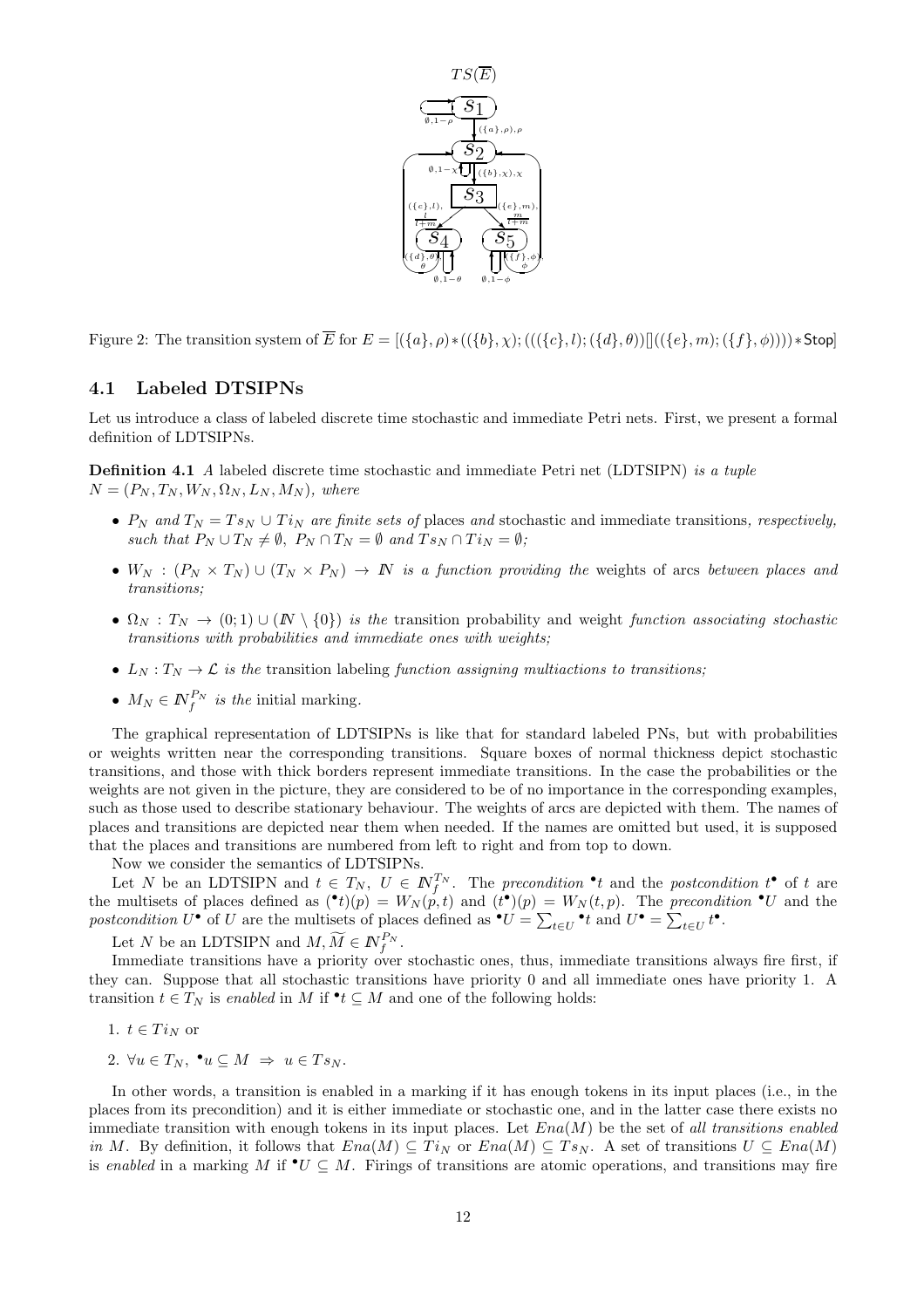Figure 2: The transition system of $\overline{E}$ for $E = [(\{a\}, \rho) * ((\{b\}, \chi); (((\{c\}, l); (\{d\}, \theta))[]((\{e\}, m); (\{f\}, \phi)))) * \mathsf{Stop}]$

### 4.1 Labeled DTSIPNs

Let us introduce a class of labeled discrete time stochastic and immediate Petri nets. First, we present a formal definition of LDTSIPNs.

**Definition 4.1** *A* labeled discrete time stochastic and immediate Petri net (LDTSIPN) *is a tuple* $N = (P_N, T_N, W_N, \Omega_N, L_N, M_N)$*, where*

- $P_N$ *and* $T_N = Ts_N \cup Ti_N$ *are finite sets of* places *and* stochastic and immediate transitions, *respectively, such that* $P_N \cup T_N \neq \emptyset$, $P_N \cap T_N = \emptyset$ *and* $Ts_N \cap Ti_N = \emptyset$*;*
- $W_N : (P_N \times T_N) \cup (T_N \times P_N) \to \mathbb{N}$ *is a function providing the* weights of arcs *between places and transitions;*
- $\Omega_N : T_N \to (0; 1) \cup (\mathbb{N} \setminus \{0\})$ *is the* transition probability and weight *function associating stochastic transitions with probabilities and immediate ones with weights;*
- $L_N : T_N \to \mathcal{L}$ *is the* transition labeling *function assigning multiactions to transitions;*
- $M_N \in \mathbb{N}_f^{P_N}$ *is the* initial marking.

The graphical representation of LDTSIPNs is like that for standard labeled PNs, but with probabilities or weights written near the corresponding transitions. Square boxes of normal thickness depict stochastic transitions, and those with thick borders represent immediate transitions. In the case the probabilities or the weights are not given in the picture, they are considered to be of no importance in the corresponding examples, such as those used to describe stationary behaviour. The weights of arcs are depicted with them. The names of places and transitions are depicted near them when needed. If the names are omitted but used, it is supposed that the places and transitions are numbered from left to right and from top to down.

Now we consider the semantics of LDTSIPNs.

Let $N$ be an LDTSIPN and $t \in T_N$, $U \in \mathbb{N}_f^{T_N}$. The *precondition* ${}^\bullet t$ and the *postcondition* $t^\bullet$ of $t$ are the multisets of places defined as $({}^\bullet t)(p) = W_N(p, t)$ and $(t^\bullet)(p) = W_N(t, p)$. The *precondition* ${}^\bullet U$ and the *postcondition* $U^\bullet$ of $U$ are the multisets of places defined as ${}^\bullet U = \sum_{t \in U} {}^\bullet t$ and $U^\bullet = \sum_{t \in U} t^\bullet$.

Let $N$ be an LDTSIPN and $M, \widetilde{M} \in \mathbb{N}_f^{P_N}$.

Immediate transitions have a priority over stochastic ones, thus, immediate transitions always fire first, if they can. Suppose that all stochastic transitions have priority 0 and all immediate ones have priority 1. A transition $t \in T_N$ is *enabled* in $M$ if ${}^\bullet t \subseteq M$ and one of the following holds:

1. $t \in Ti_N$ or
2. $\forall u \in T_N,\ {}^\bullet u \subseteq M \ \Rightarrow\ u \in Ts_N$.

In other words, a transition is enabled in a marking if it has enough tokens in its input places (i.e., in the places from its precondition) and it is either immediate or stochastic one, and in the latter case there exists no immediate transition with enough tokens in its input places. Let $Ena(M)$ be the set of *all transitions enabled in* $M$. By definition, it follows that $Ena(M) \subseteq Ti_N$ or $Ena(M) \subseteq Ts_N$. A set of transitions $U \subseteq Ena(M)$ is *enabled* in a marking $M$ if ${}^\bullet U \subseteq M$. Firings of transitions are atomic operations, and transitions may fire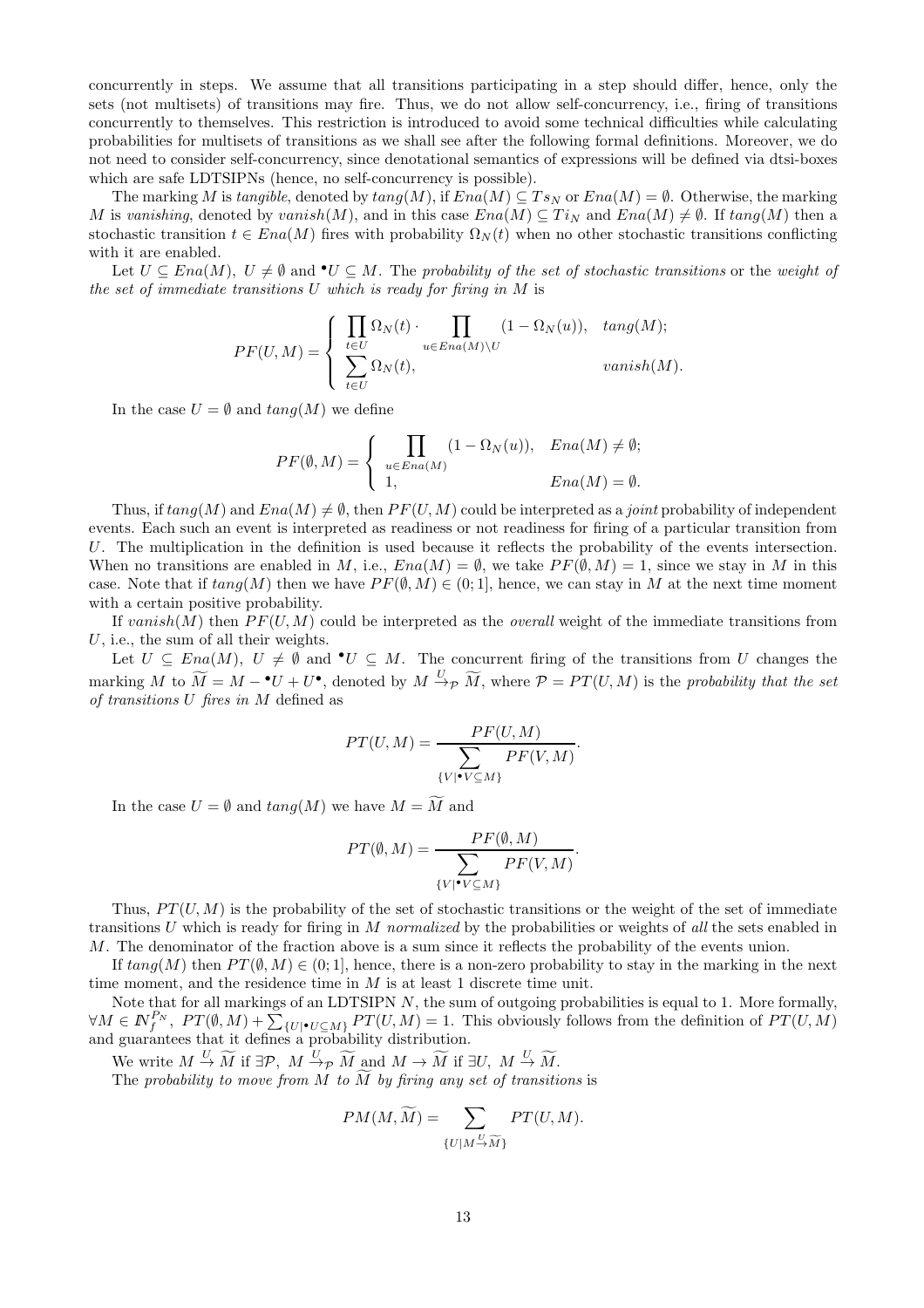concurrently in steps. We assume that all transitions participating in a step should differ, hence, only the sets (not multisets) of transitions may fire. Thus, we do not allow self-concurrency, i.e., firing of transitions concurrently to themselves. This restriction is introduced to avoid some technical difficulties while calculating probabilities for multisets of transitions as we shall see after the following formal definitions. Moreover, we do not need to consider self-concurrency, since denotational semantics of expressions will be defined via dtsi-boxes which are safe LDTSIPNs (hence, no self-concurrency is possible).

The marking $M$ is *tangible*, denoted by $tang(M)$, if $Ena(M) \subseteq Ts_N$ or $Ena(M) = \emptyset$. Otherwise, the marking $M$ is *vanishing*, denoted by $vanish(M)$, and in this case $Ena(M) \subseteq Ti_N$ and $Ena(M) \neq \emptyset$. If $tang(M)$ then a stochastic transition $t \in Ena(M)$ fires with probability $\Omega_N(t)$ when no other stochastic transitions conflicting with it are enabled.

Let $U \subseteq Ena(M)$, $U \neq \emptyset$ and ${}^\bullet U \subseteq M$. The *probability of the set of stochastic transitions* or the *weight of the set of immediate transitions $U$ which is ready for firing in $M$* is

$$PF(U, M) = \begin{cases} \prod_{t \in U} \Omega_N(t) \cdot \prod_{u \in Ena(M) \setminus U} (1 - \Omega_N(u)), & tang(M); \\ \sum_{t \in U} \Omega_N(t), & vanish(M). \end{cases}$$

In the case $U = \emptyset$ and $tang(M)$ we define

$$PF(\emptyset, M) = \begin{cases} \prod_{u \in Ena(M)} (1 - \Omega_N(u)), & Ena(M) \neq \emptyset; \\ 1, & Ena(M) = \emptyset. \end{cases}$$

Thus, if $tang(M)$ and $Ena(M) \neq \emptyset$, then $PF(U, M)$ could be interpreted as a *joint* probability of independent events. Each such an event is interpreted as readiness or not readiness for firing of a particular transition from $U$. The multiplication in the definition is used because it reflects the probability of the events intersection. When no transitions are enabled in $M$, i.e., $Ena(M) = \emptyset$, we take $PF(\emptyset, M) = 1$, since we stay in $M$ in this case. Note that if $tang(M)$ then we have $PF(\emptyset, M) \in (0; 1]$, hence, we can stay in $M$ at the next time moment with a certain positive probability.

If $vanish(M)$ then $PF(U, M)$ could be interpreted as the *overall* weight of the immediate transitions from $U$, i.e., the sum of all their weights.

Let $U \subseteq Ena(M)$, $U \neq \emptyset$ and ${}^\bullet U \subseteq M$. The concurrent firing of the transitions from $U$ changes the marking $M$ to $\widetilde{M} = M - {}^\bullet U + U^\bullet$, denoted by $M \stackrel{U}{\rightarrow}_{\mathcal{P}} \widetilde{M}$, where $\mathcal{P} = PT(U, M)$ is the *probability that the set of transitions $U$ fires in $M$* defined as

$$PT(U, M) = \frac{PF(U, M)}{\sum_{\{V \mid {}^\bullet V \subseteq M\}} PF(V, M)}.$$

In the case $U = \emptyset$ and $tang(M)$ we have $M = \widetilde{M}$ and

$$PT(\emptyset, M) = \frac{PF(\emptyset, M)}{\sum_{\{V \mid {}^\bullet V \subseteq M\}} PF(V, M)}.$$

Thus, $PT(U, M)$ is the probability of the set of stochastic transitions or the weight of the set of immediate transitions $U$ which is ready for firing in $M$ *normalized* by the probabilities or weights of *all* the sets enabled in $M$. The denominator of the fraction above is a sum since it reflects the probability of the events union.

If $tang(M)$ then $PT(\emptyset, M) \in (0; 1]$, hence, there is a non-zero probability to stay in the marking in the next time moment, and the residence time in $M$ is at least 1 discrete time unit.

Note that for all markings of an LDTSIPN $N$, the sum of outgoing probabilities is equal to 1. More formally, $\forall M \in \mathbb{N}_f^{P_N},\ PT(\emptyset, M) + \sum_{\{U \mid {}^\bullet U \subseteq M\}} PT(U, M) = 1$. This obviously follows from the definition of $PT(U, M)$ and guarantees that it defines a probability distribution.

We write $M \stackrel{U}{\rightarrow} \widetilde{M}$ if $\exists \mathcal{P},\ M \stackrel{U}{\rightarrow}_{\mathcal{P}} \widetilde{M}$ and $M \rightarrow \widetilde{M}$ if $\exists U,\ M \stackrel{U}{\rightarrow} \widetilde{M}$.

The *probability to move from $M$ to $\widetilde{M}$ by firing any set of transitions* is

$$PM(M, \widetilde{M}) = \sum_{\{U \mid M \stackrel{U}{\rightarrow} \widetilde{M}\}} PT(U, M).$$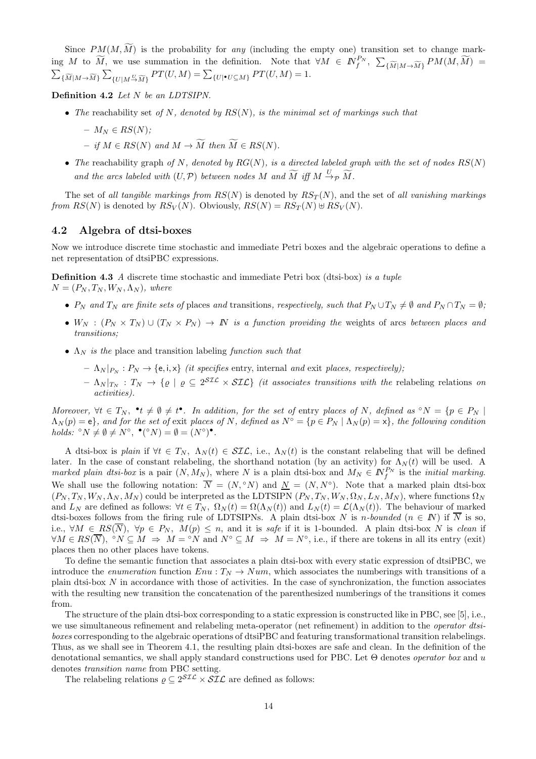Since $PM(M, \widetilde{M})$ is the probability for *any* (including the empty one) transition set to change marking $M$ to $\widetilde{M}$, we use summation in the definition. Note that $\forall M \in \mathbb{N}_f^{P_N},\ \sum_{\{\widetilde{M}|M\to\widetilde{M}\}} PM(M,\widetilde{M}) = \sum_{\{\widetilde{M}|M\to\widetilde{M}\}} \sum_{\{U|M\stackrel{U}{\to}\widetilde{M}\}} PT(U,M) = \sum_{\{U|^\bullet U\subseteq M\}} PT(U,M) = 1$.

**Definition 4.2** *Let $N$ be an LDTSIPN.*

- *The* reachability set *of $N$, denoted by $RS(N)$, is the minimal set of markings such that*
  - $M_N \in RS(N)$;
  - *if $M \in RS(N)$ and $M \to \widetilde{M}$ then $\widetilde{M} \in RS(N)$.*
- *The* reachability graph *of $N$, denoted by $RG(N)$, is a directed labeled graph with the set of nodes $RS(N)$ and the arcs labeled with $(U, \mathcal{P})$ between nodes $M$ and $\widetilde{M}$ iff $M \stackrel{U}{\to}_{\mathcal{P}} \widetilde{M}$.*

The set of *all tangible markings from* $RS(N)$ is denoted by $RS_T(N)$, and the set of *all vanishing markings from* $RS(N)$ is denoted by $RS_V(N)$. Obviously, $RS(N) = RS_T(N) \uplus RS_V(N)$.

## 4.2 Algebra of dtsi-boxes

Now we introduce discrete time stochastic and immediate Petri boxes and the algebraic operations to define a net representation of dtsiPBC expressions.

**Definition 4.3** *A* discrete time stochastic and immediate Petri box (dtsi-box) *is a tuple $N = (P_N, T_N, W_N, \Lambda_N)$, where*

- *$P_N$ and $T_N$ are finite sets of* places *and* transitions*, respectively, such that $P_N \cup T_N \neq \emptyset$ and $P_N \cap T_N = \emptyset$;*
- *$W_N : (P_N \times T_N) \cup (T_N \times P_N) \to \mathbb{N}$ is a function providing the* weights of arcs *between places and transitions;*
- *$\Lambda_N$ is the* place and transition labeling *function such that*
  - *$\Lambda_N|_{P_N} : P_N \to \{\mathsf{e}, \mathsf{i}, \mathsf{x}\}$ (it specifies* entry*,* internal *and* exit *places, respectively);*
  - *$\Lambda_N|_{T_N} : T_N \to \{\varrho \mid \varrho \subseteq 2^{\mathcal{SIL}} \times \mathcal{SIL}\}$ (it associates transitions with the* relabeling relations *on activities).*

*Moreover, $\forall t \in T_N,\ ^\bullet t \neq \emptyset \neq t^\bullet$. In addition, for the set of* entry *places of $N$, defined as $^\circ N = \{p \in P_N \mid \Lambda_N(p) = \mathsf{e}\}$, and for the set of* exit *places of $N$, defined as $N^\circ = \{p \in P_N \mid \Lambda_N(p) = \mathsf{x}\}$, the following condition holds: $^\circ N \neq \emptyset \neq N^\circ,\ ^\bullet(^\circ N) = \emptyset = (N^\circ)^\bullet$.*

A dtsi-box is *plain* if $\forall t \in T_N,\ \Lambda_N(t) \in \mathcal{SIL}$, i.e., $\Lambda_N(t)$ is the constant relabeling that will be defined later. In the case of constant relabeling, the shorthand notation (by an activity) for $\Lambda_N(t)$ will be used. A *marked plain dtsi-box* is a pair $(N, M_N)$, where $N$ is a plain dtsi-box and $M_N \in \mathbb{N}_f^{P_N}$ is the *initial marking*. We shall use the following notation: $\overline{N} = (N, {}^\circ N)$ and $\underline{N} = (N, N^\circ)$. Note that a marked plain dtsi-box $(P_N, T_N, W_N, \Lambda_N, M_N)$ could be interpreted as the LDTSIPN $(P_N, T_N, W_N, \Omega_N, L_N, M_N)$, where functions $\Omega_N$ and $L_N$ are defined as follows: $\forall t \in T_N,\ \Omega_N(t) = \Omega(\Lambda_N(t))$ and $L_N(t) = \mathcal{L}(\Lambda_N(t))$. The behaviour of marked dtsi-boxes follows from the firing rule of LDTSIPNs. A plain dtsi-box $N$ is *$n$-bounded* ($n \in \mathbb{N}$) if $\overline{N}$ is so, i.e., $\forall M \in RS(\overline{N}),\ \forall p \in P_N,\ M(p) \leq n$, and it is *safe* if it is 1-bounded. A plain dtsi-box $N$ is *clean* if $\forall M \in RS(\overline{N}),\ ^\circ N \subseteq M \ \Rightarrow\ M = {}^\circ N$ and $N^\circ \subseteq M \ \Rightarrow\ M = N^\circ$, i.e., if there are tokens in all its entry (exit) places then no other places have tokens.

To define the semantic function that associates a plain dtsi-box with every static expression of dtsiPBC, we introduce the *enumeration* function $Enu : T_N \to Num$, which associates the numberings with transitions of a plain dtsi-box $N$ in accordance with those of activities. In the case of synchronization, the function associates with the resulting new transition the concatenation of the parenthesized numberings of the transitions it comes from.

The structure of the plain dtsi-box corresponding to a static expression is constructed like in PBC, see [5], i.e., we use simultaneous refinement and relabeling meta-operator (net refinement) in addition to the *operator dtsi-boxes* corresponding to the algebraic operations of dtsiPBC and featuring transformational transition relabelings. Thus, as we shall see in Theorem 4.1, the resulting plain dtsi-boxes are safe and clean. In the definition of the denotational semantics, we shall apply standard constructions used for PBC. Let $\Theta$ denotes *operator box* and $u$ denotes *transition name* from PBC setting.

The relabeling relations $\varrho \subseteq 2^{\mathcal{SIL}} \times \mathcal{SIL}$ are defined as follows: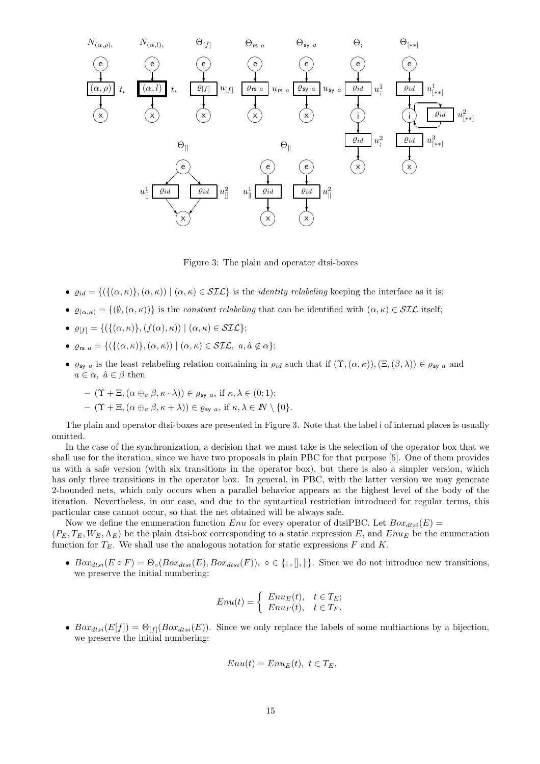Figure 3: The plain and operator dtsi-boxes

- $\varrho_{id} = \{(\{(\alpha, \kappa)\}, (\alpha, \kappa)) \mid (\alpha, \kappa) \in \mathcal{SIL}\}$ is the *identity relabeling* keeping the interface as it is;
- $\varrho_{(\alpha,\kappa)} = \{(\emptyset, (\alpha, \kappa))\}$ is the *constant relabeling* that can be identified with $(\alpha, \kappa) \in \mathcal{SIL}$ itself;
- $\varrho_{[f]} = \{(\{(\alpha, \kappa)\}, (f(\alpha), \kappa)) \mid (\alpha, \kappa) \in \mathcal{SIL}\}$;
- $\varrho_{\mathsf{rs}\ a} = \{(\{(\alpha, \kappa)\}, (\alpha, \kappa)) \mid (\alpha, \kappa) \in \mathcal{SIL},\ a, \hat{a} \notin \alpha\}$;
- $\varrho_{\mathsf{sy}\ a}$ is the least relabeling relation containing in $\varrho_{id}$ such that if $(\Upsilon, (\alpha, \kappa)), (\Xi, (\beta, \lambda)) \in \varrho_{\mathsf{sy}\ a}$ and $a \in \alpha,\ \hat{a} \in \beta$ then
  - $(\Upsilon + \Xi, (\alpha \oplus_a \beta, \kappa \cdot \lambda)) \in \varrho_{\mathsf{sy}\ a}$, if $\kappa, \lambda \in (0; 1)$;
  - $(\Upsilon + \Xi, (\alpha \oplus_a \beta, \kappa + \lambda)) \in \varrho_{\mathsf{sy}\ a}$, if $\kappa, \lambda \in I\!N \setminus \{0\}$.

The plain and operator dtsi-boxes are presented in Figure 3. Note that the label i of internal places is usually omitted.

In the case of the synchronization, a decision that we must take is the selection of the operator box that we shall use for the iteration, since we have two proposals in plain PBC for that purpose [5]. One of them provides us with a safe version (with six transitions in the operator box), but there is also a simpler version, which has only three transitions in the operator box. In general, in PBC, with the latter version we may generate 2-bounded nets, which only occurs when a parallel behavior appears at the highest level of the body of the iteration. Nevertheless, in our case, and due to the syntactical restriction introduced for regular terms, this particular case cannot occur, so that the net obtained will be always safe.

Now we define the enumeration function $Enu$ for every operator of dtsiPBC. Let $Box_{dtsi}(E) = (P_E, T_E, W_E, \Lambda_E)$ be the plain dtsi-box corresponding to a static expression $E$, and $Enu_E$ be the enumeration function for $T_E$. We shall use the analogous notation for static expressions $F$ and $K$.

- $Box_{dtsi}(E \circ F) = \Theta_\circ(Box_{dtsi}(E), Box_{dtsi}(F)),\ \circ \in \{;, [], \|\}$. Since we do not introduce new transitions, we preserve the initial numbering:

$$Enu(t) = \begin{cases} Enu_E(t), & t \in T_E; \\ Enu_F(t), & t \in T_F. \end{cases}$$

- $Box_{dtsi}(E[f]) = \Theta_{[f]}(Box_{dtsi}(E))$. Since we only replace the labels of some multiactions by a bijection, we preserve the initial numbering:

$$Enu(t) = Enu_E(t),\ t \in T_E.$$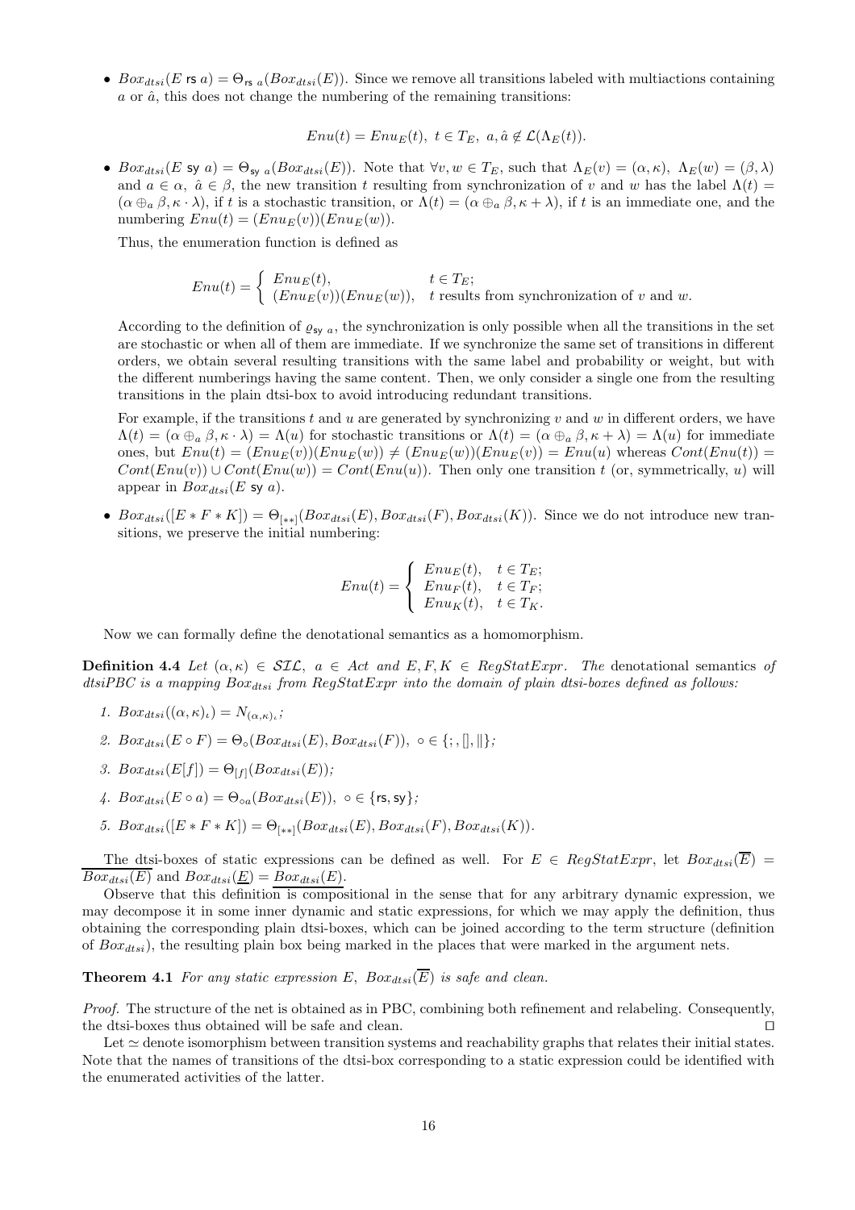- $Box_{dtsi}(E \text{ rs } a) = \Theta_{\text{rs } a}(Box_{dtsi}(E))$. Since we remove all transitions labeled with multiactions containing $a$ or $\hat{a}$, this does not change the numbering of the remaining transitions:

$$Enu(t) = Enu_E(t),\ t \in T_E,\ a, \hat{a} \notin \mathcal{L}(\Lambda_E(t)).$$

- $Box_{dtsi}(E \text{ sy } a) = \Theta_{\text{sy } a}(Box_{dtsi}(E))$. Note that $\forall v, w \in T_E$, such that $\Lambda_E(v) = (\alpha, \kappa),\ \Lambda_E(w) = (\beta, \lambda)$ and $a \in \alpha,\ \hat{a} \in \beta$, the new transition $t$ resulting from synchronization of $v$ and $w$ has the label $\Lambda(t) = (\alpha \oplus_a \beta, \kappa \cdot \lambda)$, if $t$ is a stochastic transition, or $\Lambda(t) = (\alpha \oplus_a \beta, \kappa + \lambda)$, if $t$ is an immediate one, and the numbering $Enu(t) = (Enu_E(v))(Enu_E(w))$.

  Thus, the enumeration function is defined as

$$Enu(t) = \begin{cases} Enu_E(t), & t \in T_E; \\ (Enu_E(v))(Enu_E(w)), & t \text{ results from synchronization of } v \text{ and } w. \end{cases}$$

  According to the definition of $\varrho_{\text{sy } a}$, the synchronization is only possible when all the transitions in the set are stochastic or when all of them are immediate. If we synchronize the same set of transitions in different orders, we obtain several resulting transitions with the same label and probability or weight, but with the different numberings having the same content. Then, we only consider a single one from the resulting transitions in the plain dtsi-box to avoid introducing redundant transitions.

  For example, if the transitions $t$ and $u$ are generated by synchronizing $v$ and $w$ in different orders, we have $\Lambda(t) = (\alpha \oplus_a \beta, \kappa \cdot \lambda) = \Lambda(u)$ for stochastic transitions or $\Lambda(t) = (\alpha \oplus_a \beta, \kappa + \lambda) = \Lambda(u)$ for immediate ones, but $Enu(t) = (Enu_E(v))(Enu_E(w)) \neq (Enu_E(w))(Enu_E(v)) = Enu(u)$ whereas $Cont(Enu(t)) = Cont(Enu(v)) \cup Cont(Enu(w)) = Cont(Enu(u))$. Then only one transition $t$ (or, symmetrically, $u$) will appear in $Box_{dtsi}(E \text{ sy } a)$.

- $Box_{dtsi}([E * F * K]) = \Theta_{[**]}(Box_{dtsi}(E), Box_{dtsi}(F), Box_{dtsi}(K))$. Since we do not introduce new transitions, we preserve the initial numbering:

$$Enu(t) = \begin{cases} Enu_E(t), & t \in T_E; \\ Enu_F(t), & t \in T_F; \\ Enu_K(t), & t \in T_K. \end{cases}$$

Now we can formally define the denotational semantics as a homomorphism.

**Definition 4.4** *Let $(\alpha, \kappa) \in \mathcal{SIL}$, $a \in Act$ and $E, F, K \in RegStatExpr$. The* denotational semantics *of dtsiPBC is a mapping $Box_{dtsi}$ from $RegStatExpr$ into the domain of plain dtsi-boxes defined as follows:*

1. $Box_{dtsi}((\alpha, \kappa)_\iota) = N_{(\alpha,\kappa)_\iota}$;
2. $Box_{dtsi}(E \circ F) = \Theta_\circ(Box_{dtsi}(E), Box_{dtsi}(F)),\ \circ \in \{;, [], \|\}$;
3. $Box_{dtsi}(E[f]) = \Theta_{[f]}(Box_{dtsi}(E))$;
4. $Box_{dtsi}(E \circ a) = \Theta_{\circ a}(Box_{dtsi}(E)),\ \circ \in \{\text{rs}, \text{sy}\}$;
5. $Box_{dtsi}([E * F * K]) = \Theta_{[**]}(Box_{dtsi}(E), Box_{dtsi}(F), Box_{dtsi}(K))$.

The dtsi-boxes of static expressions can be defined as well. For $E \in RegStatExpr$, let $Box_{dtsi}(\overline{E}) = \overline{Box_{dtsi}(E)}$ and $Box_{dtsi}(\underline{E}) = \underline{Box_{dtsi}(E)}$.

Observe that this definition is compositional in the sense that for any arbitrary dynamic expression, we may decompose it in some inner dynamic and static expressions, for which we may apply the definition, thus obtaining the corresponding plain dtsi-boxes, which can be joined according to the term structure (definition of $Box_{dtsi}$), the resulting plain box being marked in the places that were marked in the argument nets.

**Theorem 4.1** *For any static expression $E$, $Box_{dtsi}(\overline{E})$ is safe and clean.*

*Proof.* The structure of the net is obtained as in PBC, combining both refinement and relabeling. Consequently, the dtsi-boxes thus obtained will be safe and clean. ⊓⊔

Let $\simeq$ denote isomorphism between transition systems and reachability graphs that relates their initial states. Note that the names of transitions of the dtsi-box corresponding to a static expression could be identified with the enumerated activities of the latter.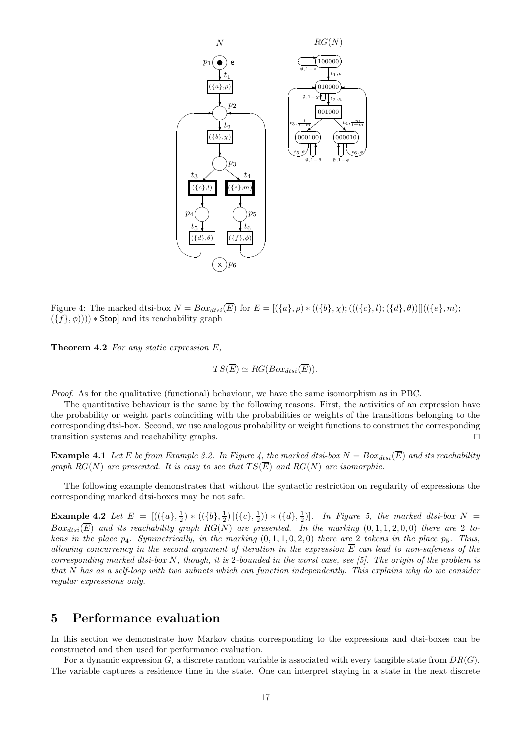Figure 4: The marked dtsi-box $N = Box_{dtsi}(\overline{E})$ for $E = [(\{a\},\rho) * ((\{b\},\chi); (((\{c\},l); (\{d\},\theta))[]((\{e\},m); (\{f\},\phi)))) * \mathsf{Stop}]$ and its reachability graph

**Theorem 4.2** *For any static expression $E$,*

$$TS(\overline{E}) \simeq RG(Box_{dtsi}(\overline{E})).$$

*Proof.* As for the qualitative (functional) behaviour, we have the same isomorphism as in PBC.

The quantitative behaviour is the same by the following reasons. First, the activities of an expression have the probability or weight parts coinciding with the probabilities or weights of the transitions belonging to the corresponding dtsi-box. Second, we use analogous probability or weight functions to construct the corresponding transition systems and reachability graphs. ⊓⊔

**Example 4.1** *Let $E$ be from Example 3.2. In Figure 4, the marked dtsi-box $N = Box_{dtsi}(\overline{E})$ and its reachability graph $RG(N)$ are presented. It is easy to see that $TS(\overline{E})$ and $RG(N)$ are isomorphic.*

The following example demonstrates that without the syntactic restriction on regularity of expressions the corresponding marked dtsi-boxes may be not safe.

**Example 4.2** *Let $E = [((\{a\},\frac{1}{2}) * ((\{b\},\frac{1}{2})\|(\{c\},\frac{1}{2})) * (\{d\},\frac{1}{2})]$. In Figure 5, the marked dtsi-box $N = Box_{dtsi}(\overline{E})$ and its reachability graph $RG(N)$ are presented. In the marking $(0,1,1,2,0,0)$ there are 2 tokens in the place $p_4$. Symmetrically, in the marking $(0,1,1,0,2,0)$ there are 2 tokens in the place $p_5$. Thus, allowing concurrency in the second argument of iteration in the expression $\overline{E}$ can lead to non-safeness of the corresponding marked dtsi-box $N$, though, it is 2-bounded in the worst case, see [5]. The origin of the problem is that $N$ has as a self-loop with two subnets which can function independently. This explains why do we consider regular expressions only.*

## 5 Performance evaluation

In this section we demonstrate how Markov chains corresponding to the expressions and dtsi-boxes can be constructed and then used for performance evaluation.

For a dynamic expression $G$, a discrete random variable is associated with every tangible state from $DR(G)$. The variable captures a residence time in the state. One can interpret staying in a state in the next discrete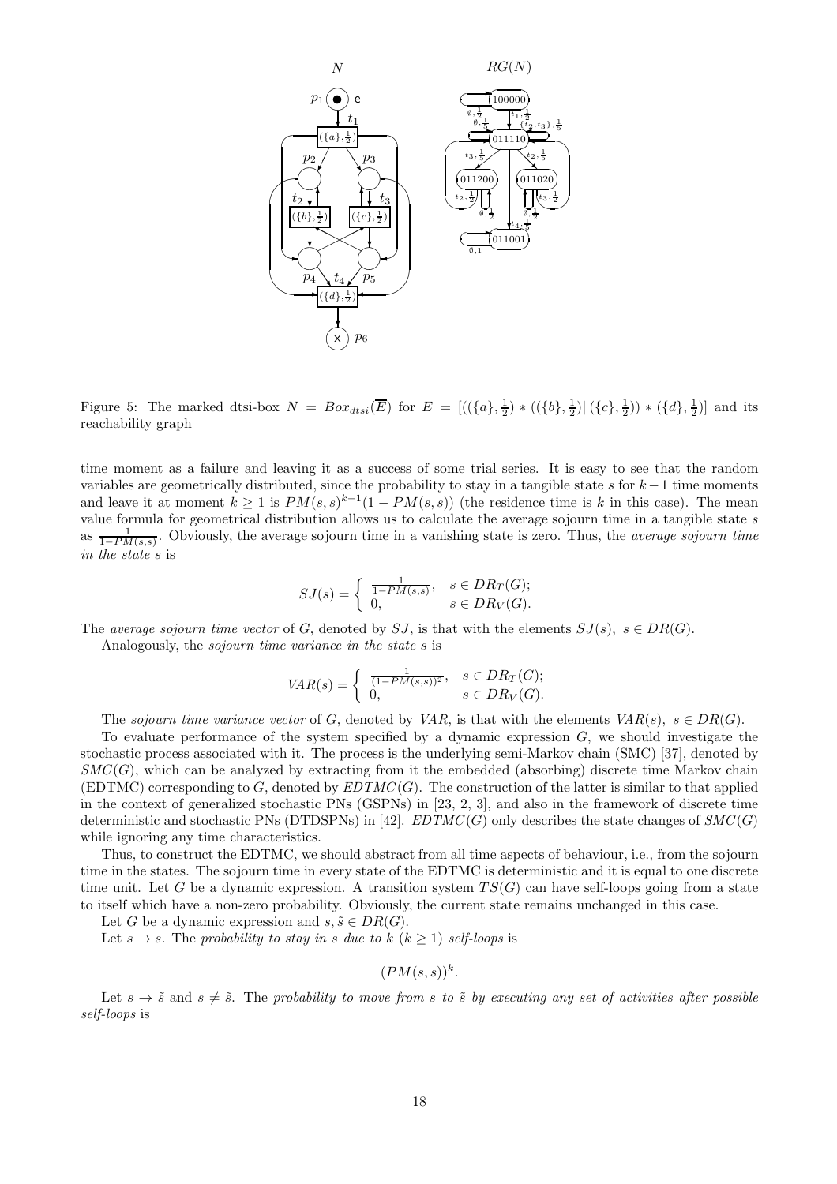Figure 5: The marked dtsi-box $N = Box_{dtsi}(\overline{E})$ for $E = [((\{a\}, \frac{1}{2}) * ((\{b\}, \frac{1}{2})\|(\{c\}, \frac{1}{2})) * (\{d\}, \frac{1}{2})]$ and its reachability graph

time moment as a failure and leaving it as a success of some trial series. It is easy to see that the random variables are geometrically distributed, since the probability to stay in a tangible state $s$ for $k-1$ time moments and leave it at moment $k \geq 1$ is $PM(s,s)^{k-1}(1 - PM(s,s))$ (the residence time is $k$ in this case). The mean value formula for geometrical distribution allows us to calculate the average sojourn time in a tangible state $s$ as $\frac{1}{1-PM(s,s)}$. Obviously, the average sojourn time in a vanishing state is zero. Thus, the *average sojourn time in the state* $s$ is

$$SJ(s) = \begin{cases} \frac{1}{1-PM(s,s)}, & s \in DR_T(G); \\ 0, & s \in DR_V(G). \end{cases}$$

The *average sojourn time vector* of $G$, denoted by $SJ$, is that with the elements $SJ(s),\ s \in DR(G)$.

Analogously, the *sojourn time variance in the state* $s$ is

$$VAR(s) = \begin{cases} \frac{1}{(1-PM(s,s))^2}, & s \in DR_T(G); \\ 0, & s \in DR_V(G). \end{cases}$$

The *sojourn time variance vector* of $G$, denoted by $VAR$, is that with the elements $VAR(s),\ s \in DR(G)$.

To evaluate performance of the system specified by a dynamic expression $G$, we should investigate the stochastic process associated with it. The process is the underlying semi-Markov chain (SMC) [37], denoted by $SMC(G)$, which can be analyzed by extracting from it the embedded (absorbing) discrete time Markov chain (EDTMC) corresponding to $G$, denoted by $EDTMC(G)$. The construction of the latter is similar to that applied in the context of generalized stochastic PNs (GSPNs) in [23, 2, 3], and also in the framework of discrete time deterministic and stochastic PNs (DTDSPNs) in [42]. $EDTMC(G)$ only describes the state changes of $SMC(G)$ while ignoring any time characteristics.

Thus, to construct the EDTMC, we should abstract from all time aspects of behaviour, i.e., from the sojourn time in the states. The sojourn time in every state of the EDTMC is deterministic and it is equal to one discrete time unit. Let $G$ be a dynamic expression. A transition system $TS(G)$ can have self-loops going from a state to itself which have a non-zero probability. Obviously, the current state remains unchanged in this case.

Let $G$ be a dynamic expression and $s, \tilde{s} \in DR(G)$.

Let $s \to s$. The *probability to stay in* $s$ *due to* $k$ $(k \geq 1)$ *self-loops* is

$$(PM(s,s))^k.$$

Let $s \to \tilde{s}$ and $s \neq \tilde{s}$. The *probability to move from* $s$ *to* $\tilde{s}$ *by executing any set of activities after possible self-loops* is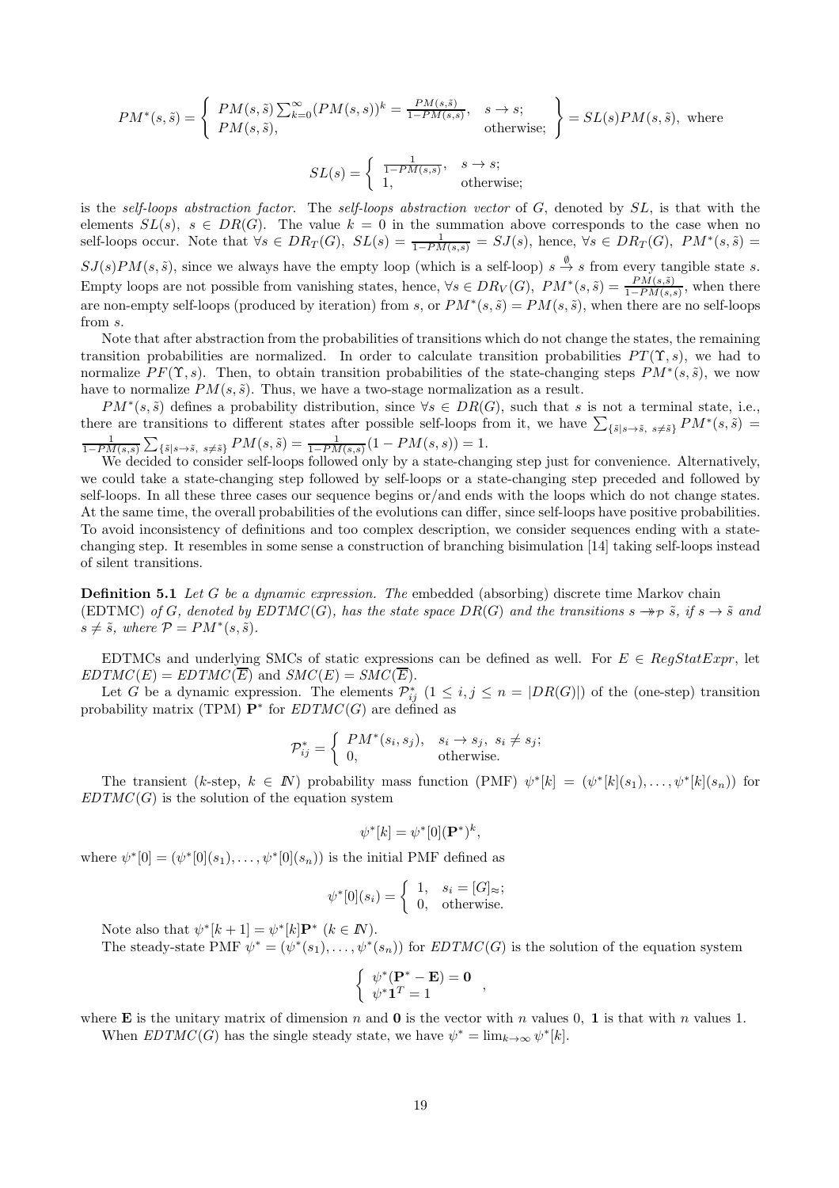$$PM^*(s,\tilde{s}) = \left\{ \begin{array}{ll} PM(s,\tilde{s})\sum_{k=0}^{\infty}(PM(s,s))^k = \frac{PM(s,\tilde{s})}{1-PM(s,s)}, & s \to s; \\ PM(s,\tilde{s}), & \text{otherwise}; \end{array} \right\} = SL(s)PM(s,\tilde{s}), \text{ where}$$

$$SL(s) = \left\{ \begin{array}{ll} \frac{1}{1-PM(s,s)}, & s \to s; \\ 1, & \text{otherwise}; \end{array} \right.$$

is the *self-loops abstraction factor*. The *self-loops abstraction vector* of $G$, denoted by $SL$, is that with the elements $SL(s),\ s \in DR(G)$. The value $k = 0$ in the summation above corresponds to the case when no self-loops occur. Note that $\forall s \in DR_T(G),\ SL(s) = \frac{1}{1-PM(s,s)} = SJ(s)$, hence, $\forall s \in DR_T(G),\ PM^*(s,\tilde{s}) = SJ(s)PM(s,\tilde{s})$, since we always have the empty loop (which is a self-loop) $s \xrightarrow{\emptyset} s$ from every tangible state $s$. Empty loops are not possible from vanishing states, hence, $\forall s \in DR_V(G),\ PM^*(s,\tilde{s}) = \frac{PM(s,\tilde{s})}{1-PM(s,s)}$, when there are non-empty self-loops (produced by iteration) from $s$, or $PM^*(s,\tilde{s}) = PM(s,\tilde{s})$, when there are no self-loops from $s$.

Note that after abstraction from the probabilities of transitions which do not change the states, the remaining transition probabilities are normalized. In order to calculate transition probabilities $PT(\Upsilon, s)$, we had to normalize $PF(\Upsilon, s)$. Then, to obtain transition probabilities of the state-changing steps $PM^*(s,\tilde{s})$, we now have to normalize $PM(s,\tilde{s})$. Thus, we have a two-stage normalization as a result.

$PM^*(s,\tilde{s})$ defines a probability distribution, since $\forall s \in DR(G)$, such that $s$ is not a terminal state, i.e., there are transitions to different states after possible self-loops from it, we have $\sum_{\{\tilde{s}|s\to\tilde{s},\ s\neq\tilde{s}\}} PM^*(s,\tilde{s}) = \frac{1}{1-PM(s,s)} \sum_{\{\tilde{s}|s\to\tilde{s},\ s\neq\tilde{s}\}} PM(s,\tilde{s}) = \frac{1}{1-PM(s,s)}(1 - PM(s,s)) = 1$.

We decided to consider self-loops followed only by a state-changing step just for convenience. Alternatively, we could take a state-changing step followed by self-loops or a state-changing step preceded and followed by self-loops. In all these three cases our sequence begins or/and ends with the loops which do not change states. At the same time, the overall probabilities of the evolutions can differ, since self-loops have positive probabilities. To avoid inconsistency of definitions and too complex description, we consider sequences ending with a state-changing step. It resembles in some sense a construction of branching bisimulation [14] taking self-loops instead of silent transitions.

**Definition 5.1** *Let $G$ be a dynamic expression. The* embedded (absorbing) discrete time Markov chain (EDTMC) *of $G$, denoted by $EDTMC(G)$, has the state space $DR(G)$ and the transitions $s \twoheadrightarrow_{\mathcal{P}} \tilde{s}$, if $s \to \tilde{s}$ and $s \neq \tilde{s}$, where $\mathcal{P} = PM^*(s,\tilde{s})$.*

EDTMCs and underlying SMCs of static expressions can be defined as well. For $E \in RegStatExpr$, let $EDTMC(E) = EDTMC(\overline{E})$ and $SMC(E) = SMC(\overline{E})$.

Let $G$ be a dynamic expression. The elements $\mathcal{P}^*_{ij}$ $(1 \leq i,j \leq n = |DR(G)|)$ of the (one-step) transition probability matrix (TPM) $\mathbf{P}^*$ for $EDTMC(G)$ are defined as

$$\mathcal{P}^*_{ij} = \left\{ \begin{array}{ll} PM^*(s_i,s_j), & s_i \to s_j,\ s_i \neq s_j; \\ 0, & \text{otherwise}. \end{array} \right.$$

The transient ($k$-step, $k \in I\!N$) probability mass function (PMF) $\psi^*[k] = (\psi^*[k](s_1),\ldots,\psi^*[k](s_n))$ for $EDTMC(G)$ is the solution of the equation system

$$\psi^*[k] = \psi^*[0](\mathbf{P}^*)^k,$$

where $\psi^*[0] = (\psi^*[0](s_1),\ldots,\psi^*[0](s_n))$ is the initial PMF defined as

$$\psi^*[0](s_i) = \left\{ \begin{array}{ll} 1, & s_i = [G]_\approx; \\ 0, & \text{otherwise}. \end{array} \right.$$

Note also that $\psi^*[k+1] = \psi^*[k]\mathbf{P}^*$ $(k \in I\!N)$.

The steady-state PMF $\psi^* = (\psi^*(s_1),\ldots,\psi^*(s_n))$ for $EDTMC(G)$ is the solution of the equation system

$$\left\{ \begin{array}{l} \psi^*(\mathbf{P}^* - \mathbf{E}) = \mathbf{0} \\ \psi^*\mathbf{1}^T = 1 \end{array} \right. ,$$

where $\mathbf{E}$ is the unitary matrix of dimension $n$ and $\mathbf{0}$ is the vector with $n$ values 0, $\mathbf{1}$ is that with $n$ values 1.

When $EDTMC(G)$ has the single steady state, we have $\psi^* = \lim_{k\to\infty} \psi^*[k]$.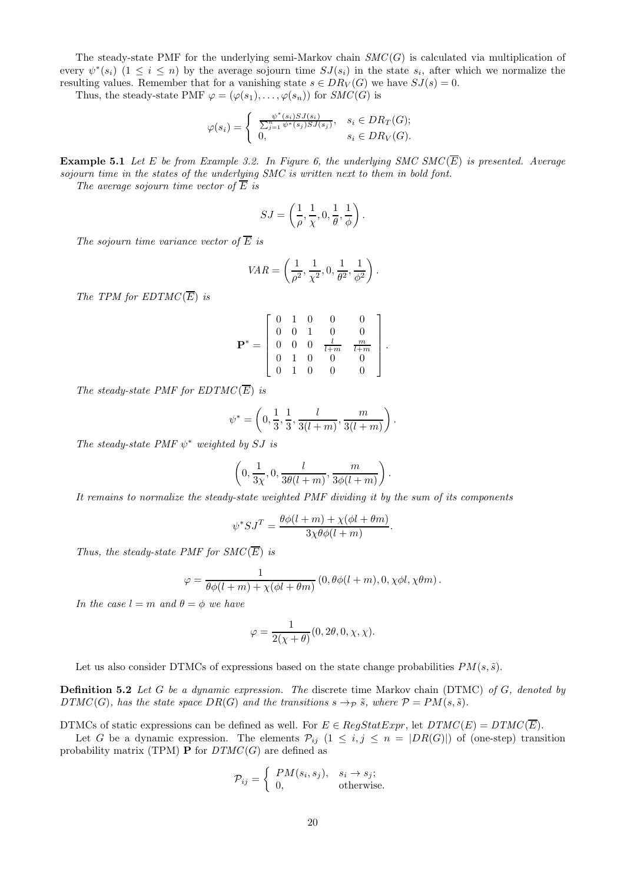The steady-state PMF for the underlying semi-Markov chain $SMC(G)$ is calculated via multiplication of every $\psi^*(s_i)$ $(1 \leq i \leq n)$ by the average sojourn time $SJ(s_i)$ in the state $s_i$, after which we normalize the resulting values. Remember that for a vanishing state $s \in DR_V(G)$ we have $SJ(s) = 0$.

Thus, the steady-state PMF $\varphi = (\varphi(s_1), \ldots, \varphi(s_n))$ for $SMC(G)$ is

$$\varphi(s_i) = \begin{cases} \frac{\psi^*(s_i)SJ(s_i)}{\sum_{j=1}^{n} \psi^*(s_j)SJ(s_j)}, & s_i \in DR_T(G); \\ 0, & s_i \in DR_V(G). \end{cases}$$

**Example 5.1** *Let $E$ be from Example 3.2. In Figure 6, the underlying SMC $SMC(\overline{E})$ is presented. Average sojourn time in the states of the underlying SMC is written next to them in bold font.*

*The average sojourn time vector of $\overline{E}$ is*

$$SJ = \left(\frac{1}{\rho}, \frac{1}{\chi}, 0, \frac{1}{\theta}, \frac{1}{\phi}\right).$$

*The sojourn time variance vector of $\overline{E}$ is*

$$VAR = \left(\frac{1}{\rho^2}, \frac{1}{\chi^2}, 0, \frac{1}{\theta^2}, \frac{1}{\phi^2}\right).$$

*The TPM for $EDTMC(\overline{E})$ is*

$$\mathbf{P}^* = \begin{bmatrix} 0 & 1 & 0 & 0 & 0 \\ 0 & 0 & 1 & 0 & 0 \\ 0 & 0 & 0 & \frac{l}{l+m} & \frac{m}{l+m} \\ 0 & 1 & 0 & 0 & 0 \\ 0 & 1 & 0 & 0 & 0 \end{bmatrix}.$$

*The steady-state PMF for $EDTMC(\overline{E})$ is*

$$\psi^* = \left(0, \frac{1}{3}, \frac{1}{3}, \frac{l}{3(l+m)}, \frac{m}{3(l+m)}\right).$$

*The steady-state PMF $\psi^*$ weighted by $SJ$ is*

$$\left(0, \frac{1}{3\chi}, 0, \frac{l}{3\theta(l+m)}, \frac{m}{3\phi(l+m)}\right).$$

*It remains to normalize the steady-state weighted PMF dividing it by the sum of its components*

$$\psi^* SJ^T = \frac{\theta\phi(l+m) + \chi(\phi l + \theta m)}{3\chi\theta\phi(l+m)}.$$

*Thus, the steady-state PMF for $SMC(\overline{E})$ is*

$$\varphi = \frac{1}{\theta\phi(l+m) + \chi(\phi l + \theta m)} \left(0, \theta\phi(l+m), 0, \chi\phi l, \chi\theta m\right).$$

*In the case $l = m$ and $\theta = \phi$ we have*

$$\varphi = \frac{1}{2(\chi + \theta)}(0, 2\theta, 0, \chi, \chi).$$

Let us also consider DTMCs of expressions based on the state change probabilities $PM(s, \tilde{s})$.

**Definition 5.2** *Let $G$ be a dynamic expression. The* discrete time Markov chain (DTMC) *of $G$, denoted by $DTMC(G)$, has the state space $DR(G)$ and the transitions $s \rightarrow_{\mathcal{P}} \tilde{s}$, where $\mathcal{P} = PM(s, \tilde{s})$.*

DTMCs of static expressions can be defined as well. For $E \in RegStatExpr$, let $DTMC(E) = DTMC(\overline{E})$.

Let $G$ be a dynamic expression. The elements $\mathcal{P}_{ij}$ $(1 \leq i, j \leq n = |DR(G)|)$ of (one-step) transition probability matrix (TPM) $\mathbf{P}$ for $DTMC(G)$ are defined as

$$\mathcal{P}_{ij} = \begin{cases} PM(s_i, s_j), & s_i \rightarrow s_j; \\ 0, & \text{otherwise.} \end{cases}$$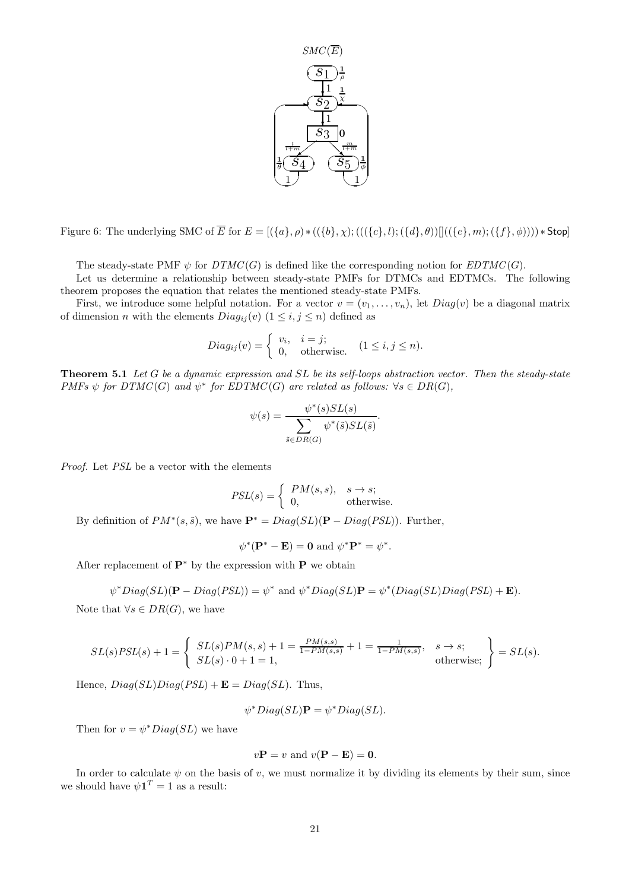Figure 6: The underlying SMC of $\overline{E}$ for $E = [(\{a\}, \rho) * ((\{b\}, \chi); (((\{c\}, l); (\{d\}, \theta))[]((\{e\}, m); (\{f\}, \phi)))) * \mathsf{Stop}]$

The steady-state PMF $\psi$ for $DTMC(G)$ is defined like the corresponding notion for $EDTMC(G)$.

Let us determine a relationship between steady-state PMFs for DTMCs and EDTMCs. The following theorem proposes the equation that relates the mentioned steady-state PMFs.

First, we introduce some helpful notation. For a vector $v = (v_1, \ldots, v_n)$, let $Diag(v)$ be a diagonal matrix of dimension $n$ with the elements $Diag_{ij}(v)$ $(1 \le i, j \le n)$ defined as

$$Diag_{ij}(v) = \begin{cases} v_i, & i = j; \\ 0, & \text{otherwise.} \end{cases} \quad (1 \le i, j \le n).$$

**Theorem 5.1** *Let $G$ be a dynamic expression and $SL$ be its self-loops abstraction vector. Then the steady-state PMFs $\psi$ for $DTMC(G)$ and $\psi^*$ for $EDTMC(G)$ are related as follows: $\forall s \in DR(G)$,*

$$\psi(s) = \frac{\psi^*(s)SL(s)}{\sum_{\tilde{s} \in DR(G)} \psi^*(\tilde{s})SL(\tilde{s})}.$$

*Proof.* Let $PSL$ be a vector with the elements

$$PSL(s) = \begin{cases} PM(s, s), & s \to s; \\ 0, & \text{otherwise.} \end{cases}$$

By definition of $PM^*(s, \tilde{s})$, we have $\mathbf{P}^* = Diag(SL)(\mathbf{P} - Diag(PSL))$. Further,

$$\psi^*(\mathbf{P}^* - \mathbf{E}) = \mathbf{0} \text{ and } \psi^*\mathbf{P}^* = \psi^*.$$

After replacement of $\mathbf{P}^*$ by the expression with $\mathbf{P}$ we obtain

$$\psi^* Diag(SL)(\mathbf{P} - Diag(PSL)) = \psi^* \text{ and } \psi^* Diag(SL)\mathbf{P} = \psi^*(Diag(SL)Diag(PSL) + \mathbf{E}).$$

Note that $\forall s \in DR(G)$, we have

$$SL(s)PSL(s) + 1 = \left\{ \begin{array}{ll} SL(s)PM(s, s) + 1 = \frac{PM(s,s)}{1-PM(s,s)} + 1 = \frac{1}{1-PM(s,s)}, & s \to s; \\ SL(s) \cdot 0 + 1 = 1, & \text{otherwise;} \end{array} \right\} = SL(s).$$

Hence, $Diag(SL)Diag(PSL) + \mathbf{E} = Diag(SL)$. Thus,

$$\psi^* Diag(SL)\mathbf{P} = \psi^* Diag(SL).$$

Then for $v = \psi^* Diag(SL)$ we have

$$v\mathbf{P} = v \text{ and } v(\mathbf{P} - \mathbf{E}) = \mathbf{0}.$$

In order to calculate $\psi$ on the basis of $v$, we must normalize it by dividing its elements by their sum, since we should have $\psi \mathbf{1}^T = 1$ as a result: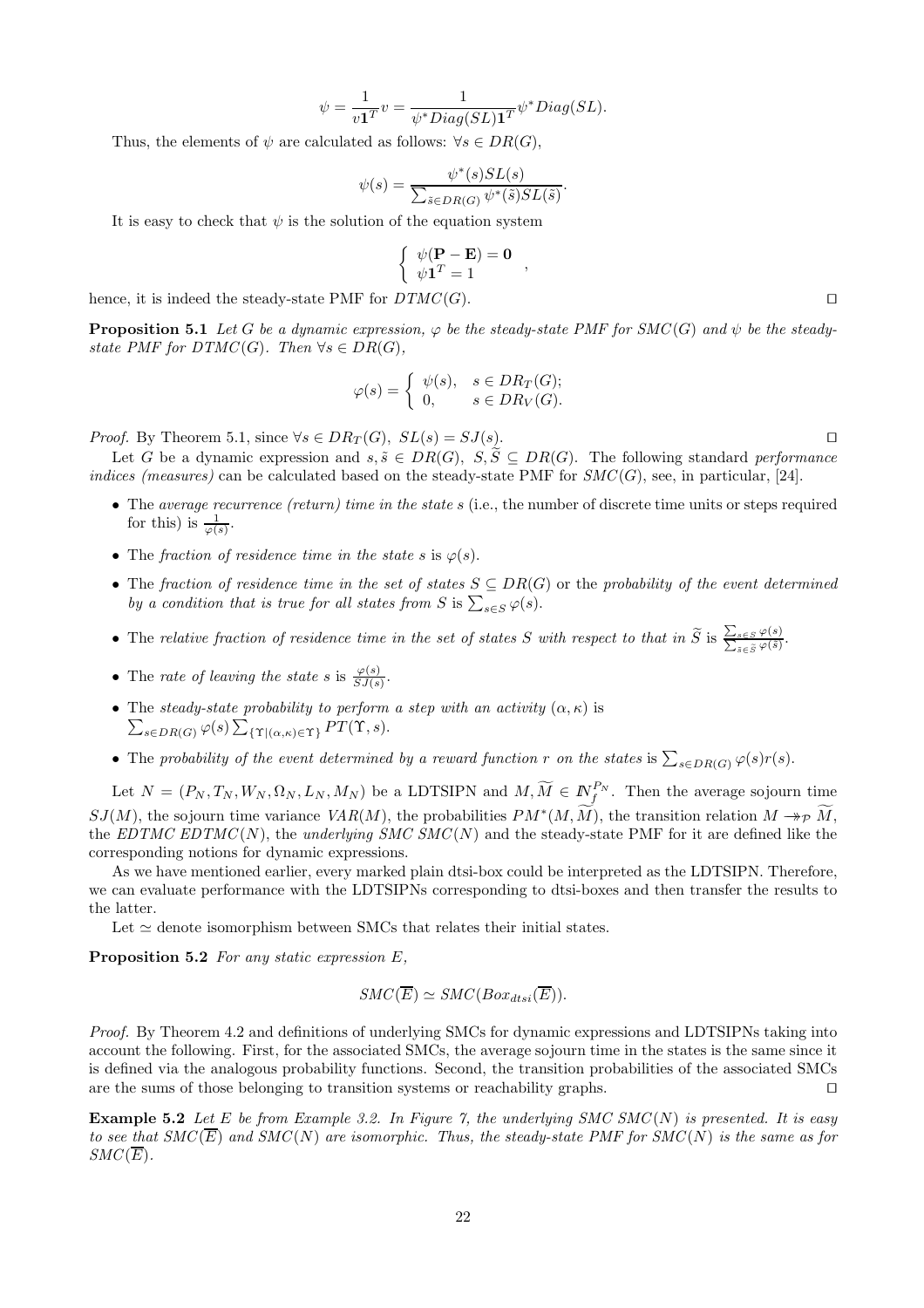$$\psi = \frac{1}{v\mathbf{1}^T} v = \frac{1}{\psi^* Diag(SL)\mathbf{1}^T} \psi^* Diag(SL).$$

Thus, the elements of $\psi$ are calculated as follows: $\forall s \in DR(G)$,

$$\psi(s) = \frac{\psi^*(s)SL(s)}{\sum_{\tilde{s}\in DR(G)} \psi^*(\tilde{s})SL(\tilde{s})}.$$

It is easy to check that $\psi$ is the solution of the equation system

$$\begin{cases} \psi(\mathbf{P} - \mathbf{E}) = \mathbf{0} \\ \psi\mathbf{1}^T = 1 \end{cases},$$

hence, it is indeed the steady-state PMF for $DTMC(G)$. ⊓⊔

**Proposition 5.1** *Let $G$ be a dynamic expression, $\varphi$ be the steady-state PMF for $SMC(G)$ and $\psi$ be the steady-state PMF for $DTMC(G)$. Then $\forall s \in DR(G)$,*

$$\varphi(s) = \begin{cases} \psi(s), & s \in DR_T(G); \\ 0, & s \in DR_V(G). \end{cases}$$

*Proof.* By Theorem 5.1, since $\forall s \in DR_T(G),\ SL(s) = SJ(s)$. ⊓⊔

Let $G$ be a dynamic expression and $s, \tilde{s} \in DR(G)$, $S, \widetilde{S} \subseteq DR(G)$. The following standard *performance indices (measures)* can be calculated based on the steady-state PMF for $SMC(G)$, see, in particular, [24].

- The *average recurrence (return) time in the state $s$* (i.e., the number of discrete time units or steps required for this) is $\frac{1}{\varphi(s)}$.
- The *fraction of residence time in the state $s$* is $\varphi(s)$.
- The *fraction of residence time in the set of states $S \subseteq DR(G)$* or the *probability of the event determined by a condition that is true for all states from $S$* is $\sum_{s\in S} \varphi(s)$.
- The *relative fraction of residence time in the set of states $S$ with respect to that in $\widetilde{S}$* is $\frac{\sum_{s\in S}\varphi(s)}{\sum_{\tilde{s}\in\widetilde{S}}\varphi(\tilde{s})}$.
- The *rate of leaving the state $s$* is $\frac{\varphi(s)}{SJ(s)}$.
- The *steady-state probability to perform a step with an activity $(\alpha, \kappa)$* is $\sum_{s\in DR(G)} \varphi(s) \sum_{\{\Upsilon|(\alpha,\kappa)\in\Upsilon\}} PT(\Upsilon, s)$.
- The *probability of the event determined by a reward function $r$ on the states* is $\sum_{s\in DR(G)} \varphi(s)r(s)$.

Let $N = (P_N, T_N, W_N, \Omega_N, L_N, M_N)$ be a LDTSIPN and $M, \widetilde{M} \in I\!N_f^{P_N}$. Then the average sojourn time $SJ(M)$, the sojourn time variance $VAR(M)$, the probabilities $PM^*(M, \widetilde{M})$, the transition relation $M \twoheadrightarrow_{\mathcal{P}} \widetilde{M}$, the *EDTMC $EDTMC(N)$*, the *underlying SMC $SMC(N)$* and the steady-state PMF for it are defined like the corresponding notions for dynamic expressions.

As we have mentioned earlier, every marked plain dtsi-box could be interpreted as the LDTSIPN. Therefore, we can evaluate performance with the LDTSIPNs corresponding to dtsi-boxes and then transfer the results to the latter.

Let $\simeq$ denote isomorphism between SMCs that relates their initial states.

**Proposition 5.2** *For any static expression $E$,*

$$SMC(\overline{E}) \simeq SMC(Box_{dtsi}(\overline{E})).$$

*Proof.* By Theorem 4.2 and definitions of underlying SMCs for dynamic expressions and LDTSIPNs taking into account the following. First, for the associated SMCs, the average sojourn time in the states is the same since it is defined via the analogous probability functions. Second, the transition probabilities of the associated SMCs are the sums of those belonging to transition systems or reachability graphs. ⊓⊔

**Example 5.2** *Let $E$ be from Example 3.2. In Figure 7, the underlying SMC $SMC(N)$ is presented. It is easy to see that $SMC(\overline{E})$ and $SMC(N)$ are isomorphic. Thus, the steady-state PMF for $SMC(N)$ is the same as for $SMC(\overline{E})$.*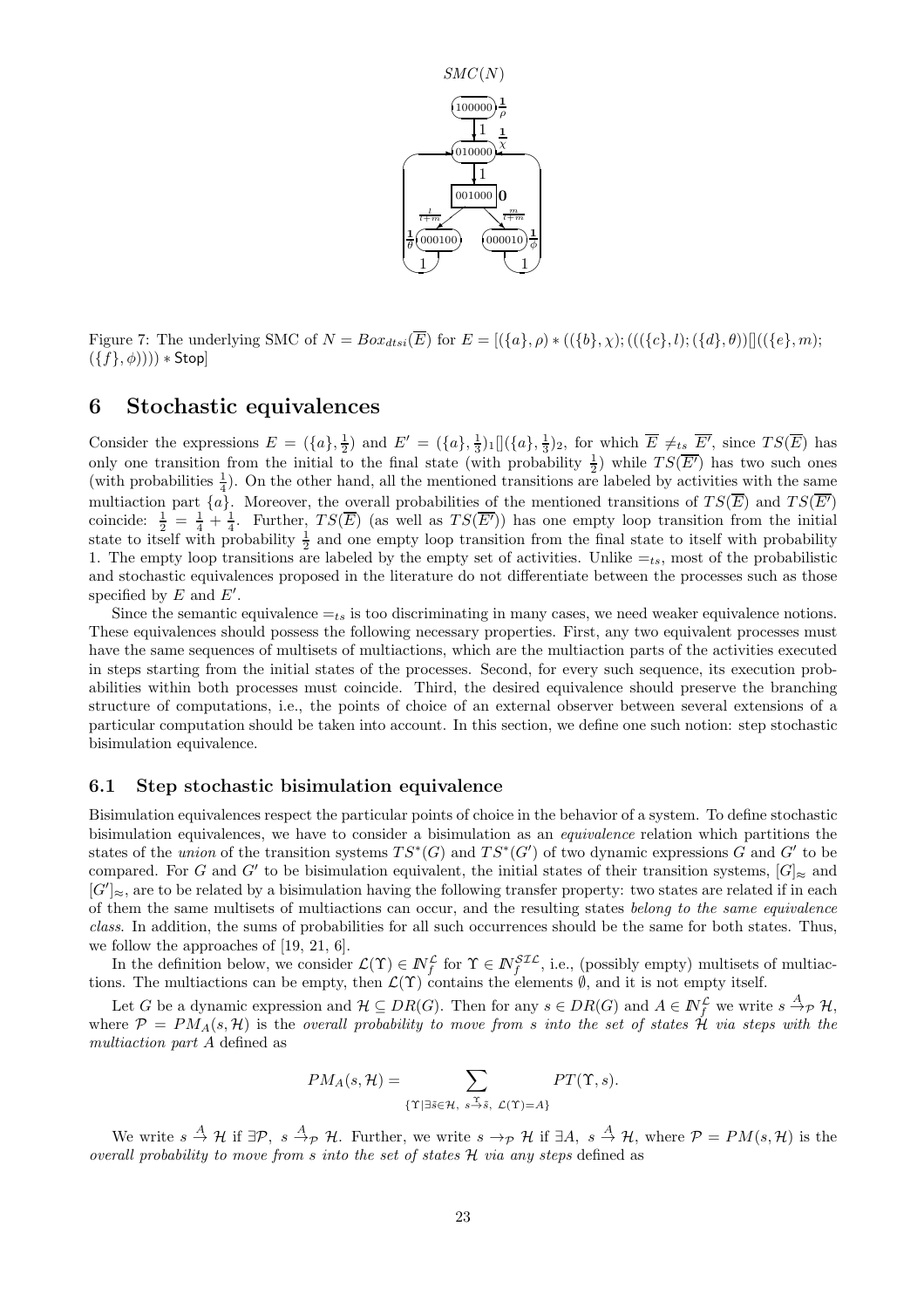Figure 7: The underlying SMC of $N = Box_{dtsi}(\overline{E})$ for $E = [(\{a\},\rho) * ((\{b\},\chi);((((\{c\},l);(\{d\},\theta))[]((\{e\},m);(\{f\},\phi)))) * \mathsf{Stop}]$

# 6 Stochastic equivalences

Consider the expressions $E = (\{a\},\frac{1}{2})$ and $E' = (\{a\},\frac{1}{3})_1[](\{a\},\frac{1}{3})_2$, for which $\overline{E} \neq_{ts} \overline{E'}$, since $TS(\overline{E})$ has only one transition from the initial to the final state (with probability $\frac{1}{2}$) while $TS(\overline{E'})$ has two such ones (with probabilities $\frac{1}{4}$). On the other hand, all the mentioned transitions are labeled by activities with the same multiaction part $\{a\}$. Moreover, the overall probabilities of the mentioned transitions of $TS(\overline{E})$ and $TS(\overline{E'})$ coincide: $\frac{1}{2} = \frac{1}{4} + \frac{1}{4}$. Further, $TS(\overline{E})$ (as well as $TS(\overline{E'})$) has one empty loop transition from the initial state to itself with probability $\frac{1}{2}$ and one empty loop transition from the final state to itself with probability 1. The empty loop transitions are labeled by the empty set of activities. Unlike $=_{ts}$, most of the probabilistic and stochastic equivalences proposed in the literature do not differentiate between the processes such as those specified by $E$ and $E'$.

Since the semantic equivalence $=_{ts}$ is too discriminating in many cases, we need weaker equivalence notions. These equivalences should possess the following necessary properties. First, any two equivalent processes must have the same sequences of multisets of multiactions, which are the multiaction parts of the activities executed in steps starting from the initial states of the processes. Second, for every such sequence, its execution probabilities within both processes must coincide. Third, the desired equivalence should preserve the branching structure of computations, i.e., the points of choice of an external observer between several extensions of a particular computation should be taken into account. In this section, we define one such notion: step stochastic bisimulation equivalence.

## 6.1 Step stochastic bisimulation equivalence

Bisimulation equivalences respect the particular points of choice in the behavior of a system. To define stochastic bisimulation equivalences, we have to consider a bisimulation as an *equivalence* relation which partitions the states of the *union* of the transition systems $TS^*(G)$ and $TS^*(G')$ of two dynamic expressions $G$ and $G'$ to be compared. For $G$ and $G'$ to be bisimulation equivalent, the initial states of their transition systems, $[G]_\approx$ and $[G']_\approx$, are to be related by a bisimulation having the following transfer property: two states are related if in each of them the same multisets of multiactions can occur, and the resulting states *belong to the same equivalence class*. In addition, the sums of probabilities for all such occurrences should be the same for both states. Thus, we follow the approaches of [19, 21, 6].

In the definition below, we consider $\mathcal{L}(\Upsilon) \in I\!N_f^{\mathcal{L}}$ for $\Upsilon \in I\!N_f^{\mathcal{SIL}}$, i.e., (possibly empty) multisets of multiactions. The multiactions can be empty, then $\mathcal{L}(\Upsilon)$ contains the elements $\emptyset$, and it is not empty itself.

Let $G$ be a dynamic expression and $\mathcal{H} \subseteq DR(G)$. Then for any $s \in DR(G)$ and $A \in I\!N_f^{\mathcal{L}}$ we write $s \xrightarrow{A}_{\mathcal{P}} \mathcal{H}$, where $\mathcal{P} = PM_A(s,\mathcal{H})$ is the *overall probability to move from $s$ into the set of states $\mathcal{H}$ via steps with the multiaction part $A$* defined as

$$PM_A(s,\mathcal{H}) = \sum_{\{\Upsilon \mid \exists \tilde{s} \in \mathcal{H},\ s \xrightarrow{\Upsilon} \tilde{s},\ \mathcal{L}(\Upsilon) = A\}} PT(\Upsilon, s).$$

We write $s \xrightarrow{A} \mathcal{H}$ if $\exists \mathcal{P},\ s \xrightarrow{A}_{\mathcal{P}} \mathcal{H}$. Further, we write $s \rightarrow_{\mathcal{P}} \mathcal{H}$ if $\exists A,\ s \xrightarrow{A} \mathcal{H}$, where $\mathcal{P} = PM(s,\mathcal{H})$ is the *overall probability to move from $s$ into the set of states $\mathcal{H}$ via any steps* defined as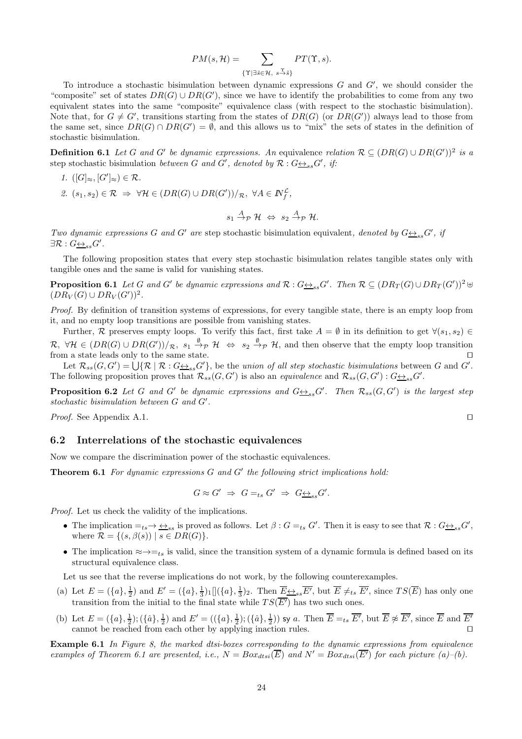$$PM(s, \mathcal{H}) = \sum_{\{\Upsilon \mid \exists \tilde{s} \in \mathcal{H},\ s \xrightarrow{\Upsilon} \tilde{s}\}} PT(\Upsilon, s).$$

To introduce a stochastic bisimulation between dynamic expressions $G$ and $G'$, we should consider the "composite" set of states $DR(G) \cup DR(G')$, since we have to identify the probabilities to come from any two equivalent states into the same "composite" equivalence class (with respect to the stochastic bisimulation). Note that, for $G \neq G'$, transitions starting from the states of $DR(G)$ (or $DR(G')$) always lead to those from the same set, since $DR(G) \cap DR(G') = \emptyset$, and this allows us to "mix" the sets of states in the definition of stochastic bisimulation.

**Definition 6.1** *Let $G$ and $G'$ be dynamic expressions. An* equivalence *relation $\mathcal{R} \subseteq (DR(G) \cup DR(G'))^2$ is a* step stochastic bisimulation *between $G$ and $G'$, denoted by $\mathcal{R} : G \underline{\leftrightarrow}_{ss} G'$, if:*

1. $([G]_\approx, [G']_\approx) \in \mathcal{R}$.
2. $(s_1, s_2) \in \mathcal{R} \ \Rightarrow\ \forall \mathcal{H} \in (DR(G) \cup DR(G'))/_\mathcal{R},\ \forall A \in \mathbb{N}_f^{\mathcal{L}}$,

$$s_1 \xrightarrow{A}_\mathcal{P} \mathcal{H} \ \Leftrightarrow\ s_2 \xrightarrow{A}_\mathcal{P} \mathcal{H}.$$

*Two dynamic expressions $G$ and $G'$ are* step stochastic bisimulation equivalent*, denoted by $G \underline{\leftrightarrow}_{ss} G'$, if $\exists \mathcal{R} : G \underline{\leftrightarrow}_{ss} G'$.*

The following proposition states that every step stochastic bisimulation relates tangible states only with tangible ones and the same is valid for vanishing states.

**Proposition 6.1** *Let $G$ and $G'$ be dynamic expressions and $\mathcal{R} : G \underline{\leftrightarrow}_{ss} G'$. Then $\mathcal{R} \subseteq (DR_T(G) \cup DR_T(G'))^2 \uplus (DR_V(G) \cup DR_V(G'))^2$.*

*Proof.* By definition of transition systems of expressions, for every tangible state, there is an empty loop from it, and no empty loop transitions are possible from vanishing states.

Further, $\mathcal{R}$ preserves empty loops. To verify this fact, first take $A = \emptyset$ in its definition to get $\forall (s_1, s_2) \in \mathcal{R},\ \forall \mathcal{H} \in (DR(G) \cup DR(G'))/_\mathcal{R},\ s_1 \xrightarrow{\emptyset}_\mathcal{P} \mathcal{H} \ \Leftrightarrow\ s_2 \xrightarrow{\emptyset}_\mathcal{P} \mathcal{H}$, and then observe that the empty loop transition from a state leads only to the same state. ⊓⊔

Let $\mathcal{R}_{ss}(G, G') = \bigcup \{\mathcal{R} \mid \mathcal{R} : G \underline{\leftrightarrow}_{ss} G'\}$, be the *union of all step stochastic bisimulations* between $G$ and $G'$. The following proposition proves that $\mathcal{R}_{ss}(G, G')$ is also an *equivalence* and $\mathcal{R}_{ss}(G, G') : G \underline{\leftrightarrow}_{ss} G'$.

**Proposition 6.2** *Let $G$ and $G'$ be dynamic expressions and $G \underline{\leftrightarrow}_{ss} G'$. Then $\mathcal{R}_{ss}(G, G')$ is the largest step stochastic bisimulation between $G$ and $G'$.*

*Proof.* See Appendix A.1. ⊓⊔

## 6.2 Interrelations of the stochastic equivalences

Now we compare the discrimination power of the stochastic equivalences.

**Theorem 6.1** *For dynamic expressions $G$ and $G'$ the following strict implications hold:*

$$G \approx G' \ \Rightarrow\ G =_{ts} G' \ \Rightarrow\ G \underline{\leftrightarrow}_{ss} G'.$$

*Proof.* Let us check the validity of the implications.

- The implication $=_{ts} \to \underline{\leftrightarrow}_{ss}$ is proved as follows. Let $\beta : G =_{ts} G'$. Then it is easy to see that $\mathcal{R} : G \underline{\leftrightarrow}_{ss} G'$, where $\mathcal{R} = \{(s, \beta(s)) \mid s \in DR(G)\}$.
- The implication $\approx \to =_{ts}$ is valid, since the transition system of a dynamic formula is defined based on its structural equivalence class.

Let us see that the reverse implications do not work, by the following counterexamples.

(a) Let $E = (\{a\}, \frac{1}{2})$ and $E' = (\{a\}, \frac{1}{3})_1 [] (\{a\}, \frac{1}{3})_2$. Then $\overline{E} \underline{\leftrightarrow}_{ss} \overline{E'}$, but $\overline{E} \neq_{ts} \overline{E'}$, since $TS(\overline{E})$ has only one transition from the initial to the final state while $TS(\overline{E'})$ has two such ones.

(b) Let $E = (\{a\}, \frac{1}{2}); (\{\hat{a}\}, \frac{1}{2})$ and $E' = ((\{a\}, \frac{1}{2}); (\{\hat{a}\}, \frac{1}{2}))$ sy $a$. Then $\overline{E} =_{ts} \overline{E'}$, but $\overline{E} \not\approx \overline{E'}$, since $\overline{E}$ and $\overline{E'}$ cannot be reached from each other by applying inaction rules. ⊓⊔

**Example 6.1** *In Figure 8, the marked dtsi-boxes corresponding to the dynamic expressions from equivalence examples of Theorem 6.1 are presented, i.e., $N = Box_{dtsi}(\overline{E})$ and $N' = Box_{dtsi}(\overline{E'})$ for each picture (a)–(b).*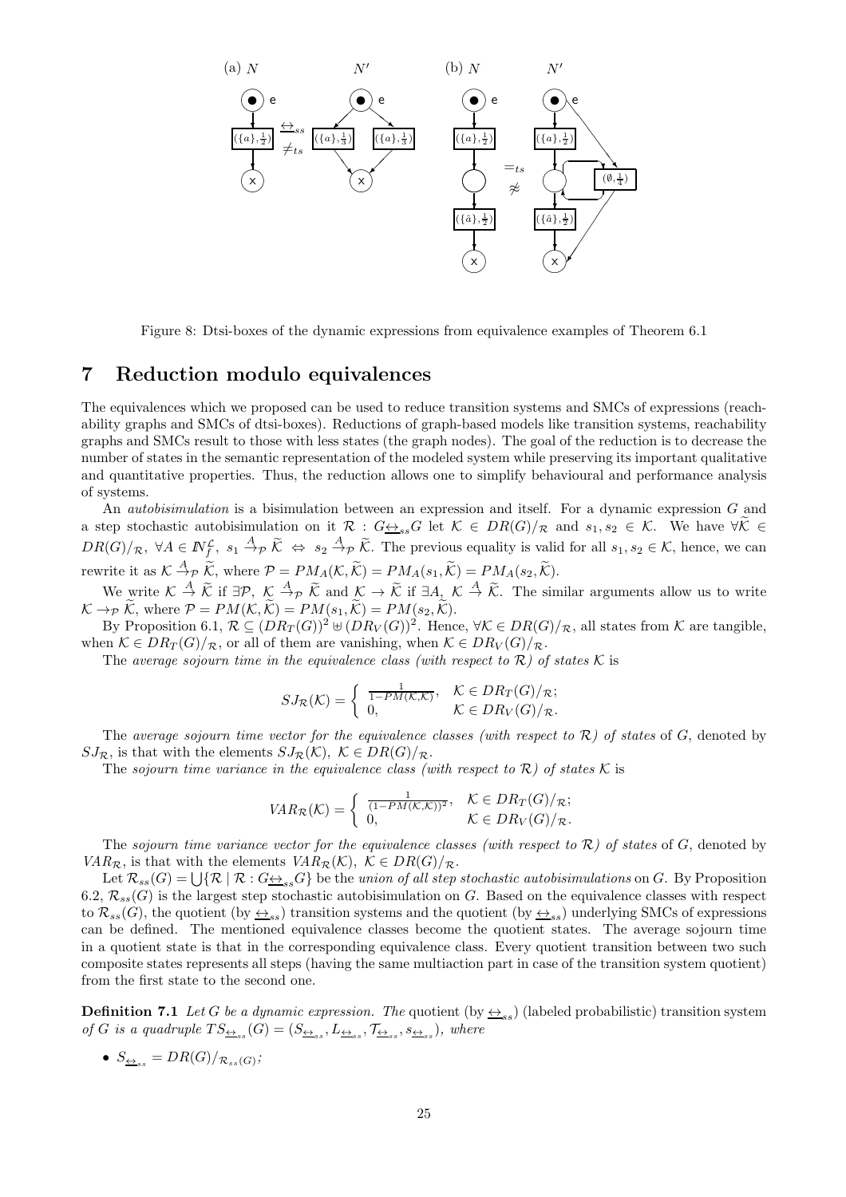Figure 8: Dtsi-boxes of the dynamic expressions from equivalence examples of Theorem 6.1

## 7 Reduction modulo equivalences

The equivalences which we proposed can be used to reduce transition systems and SMCs of expressions (reachability graphs and SMCs of dtsi-boxes). Reductions of graph-based models like transition systems, reachability graphs and SMCs result to those with less states (the graph nodes). The goal of the reduction is to decrease the number of states in the semantic representation of the modeled system while preserving its important qualitative and quantitative properties. Thus, the reduction allows one to simplify behavioural and performance analysis of systems.

An *autobisimulation* is a bisimulation between an expression and itself. For a dynamic expression $G$ and a step stochastic autobisimulation on it $\mathcal{R} : G\underline{\leftrightarrow}_{ss}G$ let $\mathcal{K} \in DR(G)/_{\mathcal{R}}$ and $s_1, s_2 \in \mathcal{K}$. We have $\forall \widetilde{\mathcal{K}} \in DR(G)/_{\mathcal{R}},\ \forall A \in I\!N_f^{\mathcal{L}},\ s_1 \stackrel{A}{\rightarrow}_{\mathcal{P}} \widetilde{\mathcal{K}} \Leftrightarrow s_2 \stackrel{A}{\rightarrow}_{\mathcal{P}} \widetilde{\mathcal{K}}$. The previous equality is valid for all $s_1, s_2 \in \mathcal{K}$, hence, we can rewrite it as $\mathcal{K} \stackrel{A}{\rightarrow}_{\mathcal{P}} \widetilde{\mathcal{K}}$, where $\mathcal{P} = PM_A(\mathcal{K}, \widetilde{\mathcal{K}}) = PM_A(s_1, \widetilde{\mathcal{K}}) = PM_A(s_2, \widetilde{\mathcal{K}})$.

We write $\mathcal{K} \stackrel{A}{\rightarrow} \widetilde{\mathcal{K}}$ if $\exists \mathcal{P},\ \mathcal{K} \stackrel{A}{\rightarrow}_{\mathcal{P}} \widetilde{\mathcal{K}}$ and $\mathcal{K} \rightarrow \widetilde{\mathcal{K}}$ if $\exists A,\ \mathcal{K} \stackrel{A}{\rightarrow} \widetilde{\mathcal{K}}$. The similar arguments allow us to write $\mathcal{K} \rightarrow_{\mathcal{P}} \widetilde{\mathcal{K}}$, where $\mathcal{P} = PM(\mathcal{K}, \widetilde{\mathcal{K}}) = PM(s_1, \widetilde{\mathcal{K}}) = PM(s_2, \widetilde{\mathcal{K}})$.

By Proposition 6.1, $\mathcal{R} \subseteq (DR_T(G))^2 \uplus (DR_V(G))^2$. Hence, $\forall \mathcal{K} \in DR(G)/_{\mathcal{R}}$, all states from $\mathcal{K}$ are tangible, when $\mathcal{K} \in DR_T(G)/_{\mathcal{R}}$, or all of them are vanishing, when $\mathcal{K} \in DR_V(G)/_{\mathcal{R}}$.

The *average sojourn time in the equivalence class (with respect to $\mathcal{R}$) of states $\mathcal{K}$* is

$$SJ_{\mathcal{R}}(\mathcal{K}) = \begin{cases} \frac{1}{1-PM(\mathcal{K},\mathcal{K})}, & \mathcal{K} \in DR_T(G)/_{\mathcal{R}};\\ 0, & \mathcal{K} \in DR_V(G)/_{\mathcal{R}}. \end{cases}$$

The *average sojourn time vector for the equivalence classes (with respect to $\mathcal{R}$) of states* of $G$, denoted by $SJ_{\mathcal{R}}$, is that with the elements $SJ_{\mathcal{R}}(\mathcal{K}),\ \mathcal{K} \in DR(G)/_{\mathcal{R}}$.

The *sojourn time variance in the equivalence class (with respect to $\mathcal{R}$) of states $\mathcal{K}$* is

$$VAR_{\mathcal{R}}(\mathcal{K}) = \begin{cases} \frac{1}{(1-PM(\mathcal{K},\mathcal{K}))^2}, & \mathcal{K} \in DR_T(G)/_{\mathcal{R}};\\ 0, & \mathcal{K} \in DR_V(G)/_{\mathcal{R}}. \end{cases}$$

The *sojourn time variance vector for the equivalence classes (with respect to $\mathcal{R}$) of states* of $G$, denoted by $VAR_{\mathcal{R}}$, is that with the elements $VAR_{\mathcal{R}}(\mathcal{K}),\ \mathcal{K} \in DR(G)/_{\mathcal{R}}$.

Let $\mathcal{R}_{ss}(G) = \bigcup\{\mathcal{R} \mid \mathcal{R} : G\underline{\leftrightarrow}_{ss}G\}$ be the *union of all step stochastic autobisimulations* on $G$. By Proposition 6.2, $\mathcal{R}_{ss}(G)$ is the largest step stochastic autobisimulation on $G$. Based on the equivalence classes with respect to $\mathcal{R}_{ss}(G)$, the quotient (by $\underline{\leftrightarrow}_{ss}$) transition systems and the quotient (by $\underline{\leftrightarrow}_{ss}$) underlying SMCs of expressions can be defined. The mentioned equivalence classes become the quotient states. The average sojourn time in a quotient state is that in the corresponding equivalence class. Every quotient transition between two such composite states represents all steps (having the same multiaction part in case of the transition system quotient) from the first state to the second one.

**Definition 7.1** *Let $G$ be a dynamic expression. The* quotient (by $\underline{\leftrightarrow}_{ss}$) (labeled probabilistic) transition system *of $G$ is a quadruple $TS_{\underline{\leftrightarrow}_{ss}}(G) = (S_{\underline{\leftrightarrow}_{ss}}, L_{\underline{\leftrightarrow}_{ss}}, \mathcal{T}_{\underline{\leftrightarrow}_{ss}}, s_{\underline{\leftrightarrow}_{ss}})$, where*

- $S_{\underline{\leftrightarrow}_{ss}} = DR(G)/_{\mathcal{R}_{ss}(G)}$;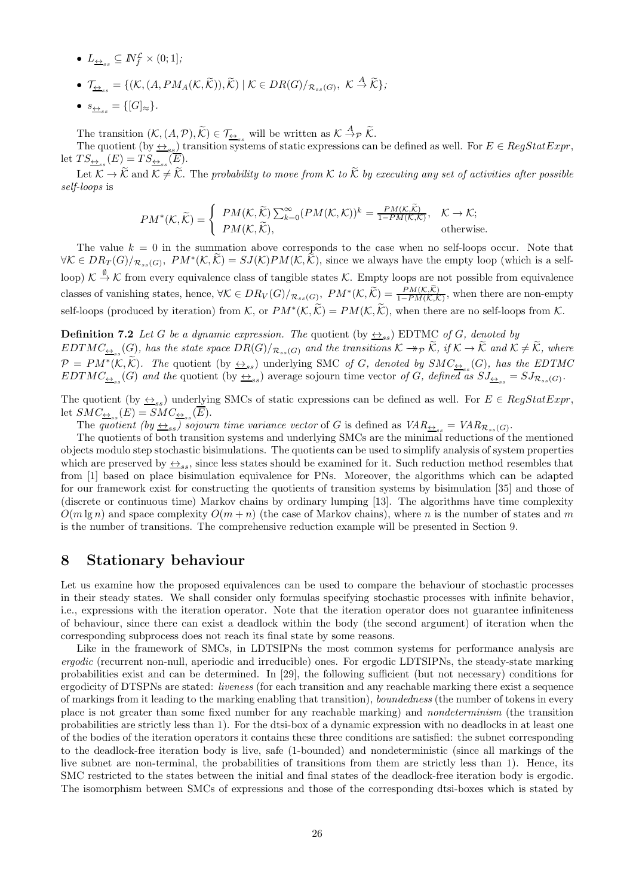- $L_{\underline{\leftrightarrow}_{ss}} \subseteq I\!N_f^{\mathcal{L}} \times (0;1]$;
- $\mathcal{T}_{\underline{\leftrightarrow}_{ss}} = \{(\mathcal{K}, (A, PM_A(\mathcal{K}, \widetilde{\mathcal{K}})), \widetilde{\mathcal{K}}) \mid \mathcal{K} \in DR(G)/_{\mathcal{R}_{ss}(G)},\ \mathcal{K} \stackrel{A}{\rightarrow} \widetilde{\mathcal{K}}\}$;
- $s_{\underline{\leftrightarrow}_{ss}} = \{[G]_{\approx}\}$.

The transition $(\mathcal{K}, (A, \mathcal{P}), \widetilde{\mathcal{K}}) \in \mathcal{T}_{\underline{\leftrightarrow}_{ss}}$ will be written as $\mathcal{K} \stackrel{A}{\rightarrow}_{\mathcal{P}} \widetilde{\mathcal{K}}$.

The quotient (by $\underline{\leftrightarrow}_{ss}$) transition systems of static expressions can be defined as well. For $E \in RegStatExpr$, let $TS_{\underline{\leftrightarrow}_{ss}}(E) = TS_{\underline{\leftrightarrow}_{ss}}(\overline{E})$.

Let $\mathcal{K} \rightarrow \widetilde{\mathcal{K}}$ and $\mathcal{K} \neq \widetilde{\mathcal{K}}$. The *probability to move from $\mathcal{K}$ to $\widetilde{\mathcal{K}}$ by executing any set of activities after possible self-loops* is

$$PM^*(\mathcal{K}, \widetilde{\mathcal{K}}) = \begin{cases} PM(\mathcal{K}, \widetilde{\mathcal{K}}) \sum_{k=0}^{\infty} (PM(\mathcal{K}, \mathcal{K}))^k = \frac{PM(\mathcal{K}, \widetilde{\mathcal{K}})}{1 - PM(\mathcal{K}, \mathcal{K})}, & \mathcal{K} \rightarrow \mathcal{K}; \\ PM(\mathcal{K}, \widetilde{\mathcal{K}}), & \text{otherwise.} \end{cases}$$

The value $k = 0$ in the summation above corresponds to the case when no self-loops occur. Note that $\forall \mathcal{K} \in DR_T(G)/_{\mathcal{R}_{ss}(G)},\ PM^*(\mathcal{K}, \widetilde{\mathcal{K}}) = SJ(\mathcal{K}) PM(\mathcal{K}, \widetilde{\mathcal{K}})$, since we always have the empty loop (which is a self-loop) $\mathcal{K} \stackrel{\emptyset}{\rightarrow} \mathcal{K}$ from every equivalence class of tangible states $\mathcal{K}$. Empty loops are not possible from equivalence classes of vanishing states, hence, $\forall \mathcal{K} \in DR_V(G)/_{\mathcal{R}_{ss}(G)},\ PM^*(\mathcal{K}, \widetilde{\mathcal{K}}) = \frac{PM(\mathcal{K}, \widetilde{\mathcal{K}})}{1 - PM(\mathcal{K}, \mathcal{K})}$, when there are non-empty self-loops (produced by iteration) from $\mathcal{K}$, or $PM^*(\mathcal{K}, \widetilde{\mathcal{K}}) = PM(\mathcal{K}, \widetilde{\mathcal{K}})$, when there are no self-loops from $\mathcal{K}$.

**Definition 7.2** *Let $G$ be a dynamic expression. The* quotient (by $\underline{\leftrightarrow}_{ss}$) EDTMC *of $G$, denoted by $EDTMC_{\underline{\leftrightarrow}_{ss}}(G)$, has the state space $DR(G)/_{\mathcal{R}_{ss}(G)}$ and the transitions $\mathcal{K} \twoheadrightarrow_{\mathcal{P}} \widetilde{\mathcal{K}}$, if $\mathcal{K} \rightarrow \widetilde{\mathcal{K}}$ and $\mathcal{K} \neq \widetilde{\mathcal{K}}$, where $\mathcal{P} = PM^*(\mathcal{K}, \widetilde{\mathcal{K}})$. The* quotient (by $\underline{\leftrightarrow}_{ss}$) underlying SMC *of $G$, denoted by $SMC_{\underline{\leftrightarrow}_{ss}}(G)$, has the EDTMC $EDTMC_{\underline{\leftrightarrow}_{ss}}(G)$ and the* quotient (by $\underline{\leftrightarrow}_{ss}$) average sojourn time vector *of $G$, defined as $SJ_{\underline{\leftrightarrow}_{ss}} = SJ_{\mathcal{R}_{ss}(G)}$.*

The quotient (by $\underline{\leftrightarrow}_{ss}$) underlying SMCs of static expressions can be defined as well. For $E \in RegStatExpr$, let $SMC_{\underline{\leftrightarrow}_{ss}}(E) = SMC_{\underline{\leftrightarrow}_{ss}}(\overline{E})$.

The *quotient (by $\underline{\leftrightarrow}_{ss}$) sojourn time variance vector* of $G$ is defined as $VAR_{\underline{\leftrightarrow}_{ss}} = VAR_{\mathcal{R}_{ss}(G)}$.

The quotients of both transition systems and underlying SMCs are the minimal reductions of the mentioned objects modulo step stochastic bisimulations. The quotients can be used to simplify analysis of system properties which are preserved by $\underline{\leftrightarrow}_{ss}$, since less states should be examined for it. Such reduction method resembles that from [1] based on place bisimulation equivalence for PNs. Moreover, the algorithms which can be adapted for our framework exist for constructing the quotients of transition systems by bisimulation [35] and those of (discrete or continuous time) Markov chains by ordinary lumping [13]. The algorithms have time complexity $O(m \lg n)$ and space complexity $O(m + n)$ (the case of Markov chains), where $n$ is the number of states and $m$ is the number of transitions. The comprehensive reduction example will be presented in Section 9.

# 8 Stationary behaviour

Let us examine how the proposed equivalences can be used to compare the behaviour of stochastic processes in their steady states. We shall consider only formulas specifying stochastic processes with infinite behavior, i.e., expressions with the iteration operator. Note that the iteration operator does not guarantee infiniteness of behaviour, since there can exist a deadlock within the body (the second argument) of iteration when the corresponding subprocess does not reach its final state by some reasons.

Like in the framework of SMCs, in LDTSIPNs the most common systems for performance analysis are *ergodic* (recurrent non-null, aperiodic and irreducible) ones. For ergodic LDTSIPNs, the steady-state marking probabilities exist and can be determined. In [29], the following sufficient (but not necessary) conditions for ergodicity of DTSPNs are stated: *liveness* (for each transition and any reachable marking there exist a sequence of markings from it leading to the marking enabling that transition), *boundedness* (the number of tokens in every place is not greater than some fixed number for any reachable marking) and *nondeterminism* (the transition probabilities are strictly less than 1). For the dtsi-box of a dynamic expression with no deadlocks in at least one of the bodies of the iteration operators it contains these three conditions are satisfied: the subnet corresponding to the deadlock-free iteration body is live, safe (1-bounded) and nondeterministic (since all markings of the live subnet are non-terminal, the probabilities of transitions from them are strictly less than 1). Hence, its SMC restricted to the states between the initial and final states of the deadlock-free iteration body is ergodic. The isomorphism between SMCs of expressions and those of the corresponding dtsi-boxes which is stated by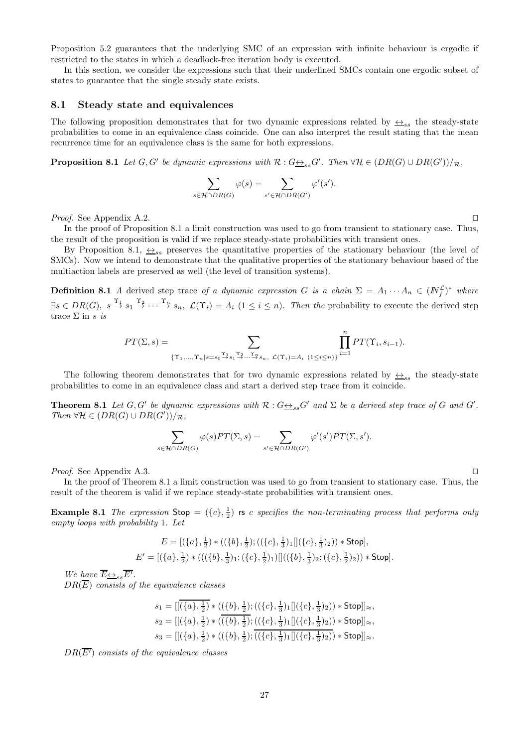Proposition 5.2 guarantees that the underlying SMC of an expression with infinite behaviour is ergodic if restricted to the states in which a deadlock-free iteration body is executed.

In this section, we consider the expressions such that their underlined SMCs contain one ergodic subset of states to guarantee that the single steady state exists.

## 8.1 Steady state and equivalences

The following proposition demonstrates that for two dynamic expressions related by $\underline{\leftrightarrow}_{ss}$ the steady-state probabilities to come in an equivalence class coincide. One can also interpret the result stating that the mean recurrence time for an equivalence class is the same for both expressions.

**Proposition 8.1** *Let $G, G'$ be dynamic expressions with $\mathcal{R} : G\underline{\leftrightarrow}_{ss}G'$. Then $\forall \mathcal{H} \in (DR(G) \cup DR(G'))/_{\mathcal{R}}$,*

$$\sum_{s\in\mathcal{H}\cap DR(G)} \varphi(s) = \sum_{s'\in\mathcal{H}\cap DR(G')} \varphi'(s').$$

*Proof.* See Appendix A.2. ⊓⊔

In the proof of Proposition 8.1 a limit construction was used to go from transient to stationary case. Thus, the result of the proposition is valid if we replace steady-state probabilities with transient ones.

By Proposition 8.1, $\underline{\leftrightarrow}_{ss}$ preserves the quantitative properties of the stationary behaviour (the level of SMCs). Now we intend to demonstrate that the qualitative properties of the stationary behaviour based of the multiaction labels are preserved as well (the level of transition systems).

**Definition 8.1** *A* derived step trace *of a dynamic expression $G$ is a chain $\Sigma = A_1 \cdots A_n \in (I\!N_f^{\mathcal{L}})^*$ where $\exists s \in DR(G),\ s \stackrel{\Upsilon_1}{\to} s_1 \stackrel{\Upsilon_2}{\to} \cdots \stackrel{\Upsilon_n}{\to} s_n,\ \mathcal{L}(\Upsilon_i) = A_i\ (1 \le i \le n)$. Then the* probability to execute the derived step trace $\Sigma$ in $s$ *is*

$$PT(\Sigma, s) = \sum_{\{\Upsilon_1,\dots,\Upsilon_n | s=s_0\stackrel{\Upsilon_1}{\to}s_1\stackrel{\Upsilon_2}{\to}\cdots\stackrel{\Upsilon_n}{\to}s_n,\ \mathcal{L}(\Upsilon_i)=A_i\ (1\le i\le n)\}} \prod_{i=1}^{n} PT(\Upsilon_i, s_{i-1}).$$

The following theorem demonstrates that for two dynamic expressions related by $\underline{\leftrightarrow}_{ss}$ the steady-state probabilities to come in an equivalence class and start a derived step trace from it coincide.

**Theorem 8.1** *Let $G, G'$ be dynamic expressions with $\mathcal{R} : G\underline{\leftrightarrow}_{ss}G'$ and $\Sigma$ be a derived step trace of $G$ and $G'$. Then $\forall \mathcal{H} \in (DR(G) \cup DR(G'))/_{\mathcal{R}}$,*

$$\sum_{s\in\mathcal{H}\cap DR(G)} \varphi(s)PT(\Sigma, s) = \sum_{s'\in\mathcal{H}\cap DR(G')} \varphi'(s')PT(\Sigma, s').$$

*Proof.* See Appendix A.3. ⊓⊔

In the proof of Theorem 8.1 a limit construction was used to go from transient to stationary case. Thus, the result of the theorem is valid if we replace steady-state probabilities with transient ones.

**Example 8.1** *The expression* $\mathsf{Stop} = (\{c\}, \frac{1}{2})$ rs $c$ *specifies the non-terminating process that performs only empty loops with probability* 1*. Let*

$$E = [(\{a\}, \tfrac{1}{2}) * ((\{b\}, \tfrac{1}{2}); ((\{c\}, \tfrac{1}{3})_1[](\{c\}, \tfrac{1}{3})_2)) * \mathsf{Stop}],$$
$$E' = [(\{a\}, \tfrac{1}{2}) * (((\{b\}, \tfrac{1}{3})_1; (\{c\}, \tfrac{1}{2})_1)[]((\{b\}, \tfrac{1}{3})_2; (\{c\}, \tfrac{1}{2})_2)) * \mathsf{Stop}].$$

*We have $\overline{E}\underline{\leftrightarrow}_{ss}\overline{E'}$.*

*$DR(\overline{E})$ consists of the equivalence classes*

$$s_1 = [[\overline{(\{a\}, \tfrac{1}{2})} * ((\{b\}, \tfrac{1}{2}); ((\{c\}, \tfrac{1}{3})_1[](\{c\}, \tfrac{1}{3})_2)) * \mathsf{Stop}]]_{\approx},$$
$$s_2 = [[(\{a\}, \tfrac{1}{2}) * (\overline{(\{b\}, \tfrac{1}{2})}; ((\{c\}, \tfrac{1}{3})_1[](\{c\}, \tfrac{1}{3})_2)) * \mathsf{Stop}]]_{\approx},$$
$$s_3 = [[(\{a\}, \tfrac{1}{2}) * ((\{b\}, \tfrac{1}{2}); \overline{((\{c\}, \tfrac{1}{3})_1[](\{c\}, \tfrac{1}{3})_2)}) * \mathsf{Stop}]]_{\approx}.$$

*$DR(\overline{E'})$ consists of the equivalence classes*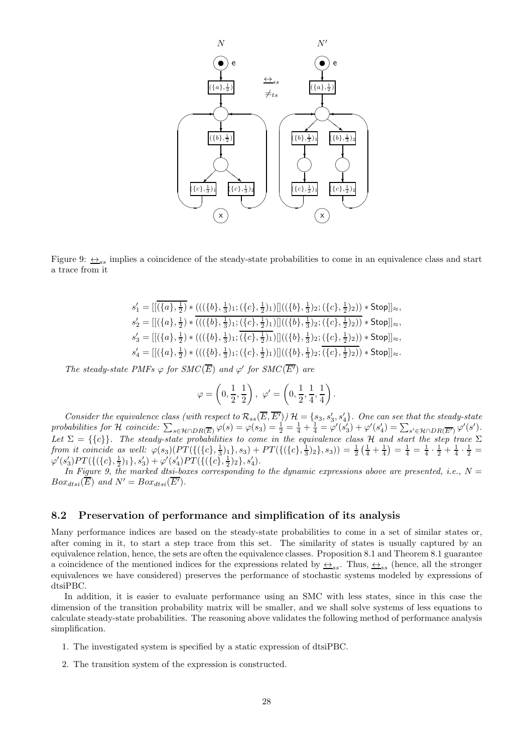Figure 9: $\underline{\leftrightarrow}_{ss}$ implies a coincidence of the steady-state probabilities to come in an equivalence class and start a trace from it

$$s'_1 = [\overline{[(\{a\}, \tfrac{1}{2})} * (((\{b\}, \tfrac{1}{3})_1; (\{c\}, \tfrac{1}{2})_1)[]((\{b\}, \tfrac{1}{3})_2; (\{c\}, \tfrac{1}{2})_2)) * \mathsf{Stop}]]_{\approx},$$
$$s'_2 = [[(\{a\}, \tfrac{1}{2}) * \overline{(((\{b\}, \tfrac{1}{3})_1; (\{c\}, \tfrac{1}{2})_1)[]((\{b\}, \tfrac{1}{3})_2; (\{c\}, \tfrac{1}{2})_2))} * \mathsf{Stop}]]_{\approx},$$
$$s'_3 = [[(\{a\}, \tfrac{1}{2}) * (((\{b\}, \tfrac{1}{3})_1; \overline{(\{c\}, \tfrac{1}{2})_1})[]((\{b\}, \tfrac{1}{3})_2; (\{c\}, \tfrac{1}{2})_2)) * \mathsf{Stop}]]_{\approx},$$
$$s'_4 = [[(\{a\}, \tfrac{1}{2}) * (((\{b\}, \tfrac{1}{3})_1; (\{c\}, \tfrac{1}{2})_1)[]((\{b\}, \tfrac{1}{3})_2; \overline{(\{c\}, \tfrac{1}{2})_2})) * \mathsf{Stop}]]_{\approx}.$$

*The steady-state PMFs $\varphi$ for $SMC(\overline{E})$ and $\varphi'$ for $SMC(\overline{E'})$ are*

$$\varphi = \left(0, \frac{1}{2}, \frac{1}{2}\right), \ \varphi' = \left(0, \frac{1}{2}, \frac{1}{4}, \frac{1}{4}\right).$$

*Consider the equivalence class (with respect to $\mathcal{R}_{ss}(\overline{E}, \overline{E'})$) $\mathcal{H} = \{s_3, s'_3, s'_4\}$. One can see that the steady-state probabilities for $\mathcal{H}$ coincide: $\sum_{s \in \mathcal{H} \cap DR(\overline{E})} \varphi(s) = \varphi(s_3) = \frac{1}{2} = \frac{1}{4} + \frac{1}{4} = \varphi'(s'_3) + \varphi'(s'_4) = \sum_{s' \in \mathcal{H} \cap DR(\overline{E'})} \varphi'(s')$. Let $\Sigma = \{\{c\}\}$. The steady-state probabilities to come in the equivalence class $\mathcal{H}$ and start the step trace $\Sigma$ from it coincide as well: $\varphi(s_3)(PT(\{(\{c\}, \frac{1}{3})_1\}, s_3) + PT(\{(\{c\}, \frac{1}{3})_2\}, s_3)) = \frac{1}{2}\left(\frac{1}{4} + \frac{1}{4}\right) = \frac{1}{4} = \frac{1}{4} \cdot \frac{1}{2} + \frac{1}{4} \cdot \frac{1}{2} = \varphi'(s'_3) PT(\{(\{c\}, \frac{1}{2})_1\}, s'_3) + \varphi'(s'_4) PT(\{(\{c\}, \frac{1}{2})_2\}, s'_4)$.*

*In Figure 9, the marked dtsi-boxes corresponding to the dynamic expressions above are presented, i.e., $N = Box_{dtsi}(\overline{E})$ and $N' = Box_{dtsi}(\overline{E'})$.*

## 8.2 Preservation of performance and simplification of its analysis

Many performance indices are based on the steady-state probabilities to come in a set of similar states or, after coming in it, to start a step trace from this set. The similarity of states is usually captured by an equivalence relation, hence, the sets are often the equivalence classes. Proposition 8.1 and Theorem 8.1 guarantee a coincidence of the mentioned indices for the expressions related by $\underline{\leftrightarrow}_{ss}$. Thus, $\underline{\leftrightarrow}_{ss}$ (hence, all the stronger equivalences we have considered) preserves the performance of stochastic systems modeled by expressions of dtsiPBC.

In addition, it is easier to evaluate performance using an SMC with less states, since in this case the dimension of the transition probability matrix will be smaller, and we shall solve systems of less equations to calculate steady-state probabilities. The reasoning above validates the following method of performance analysis simplification.

1. The investigated system is specified by a static expression of dtsiPBC.
2. The transition system of the expression is constructed.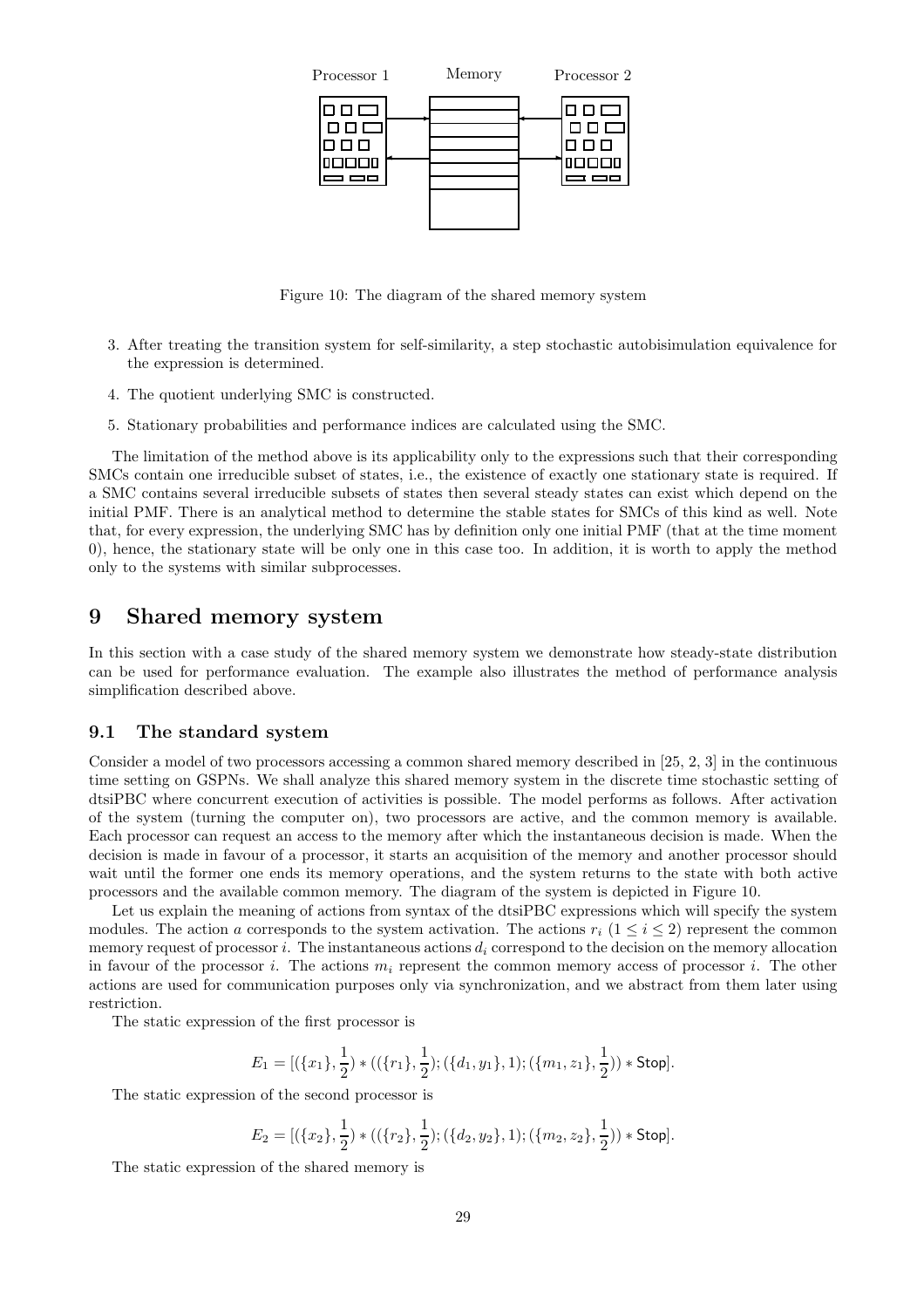Figure 10: The diagram of the shared memory system

3. After treating the transition system for self-similarity, a step stochastic autobisimulation equivalence for the expression is determined.

4. The quotient underlying SMC is constructed.

5. Stationary probabilities and performance indices are calculated using the SMC.

The limitation of the method above is its applicability only to the expressions such that their corresponding SMCs contain one irreducible subset of states, i.e., the existence of exactly one stationary state is required. If a SMC contains several irreducible subsets of states then several steady states can exist which depend on the initial PMF. There is an analytical method to determine the stable states for SMCs of this kind as well. Note that, for every expression, the underlying SMC has by definition only one initial PMF (that at the time moment 0), hence, the stationary state will be only one in this case too. In addition, it is worth to apply the method only to the systems with similar subprocesses.

# 9 Shared memory system

In this section with a case study of the shared memory system we demonstrate how steady-state distribution can be used for performance evaluation. The example also illustrates the method of performance analysis simplification described above.

## 9.1 The standard system

Consider a model of two processors accessing a common shared memory described in [25, 2, 3] in the continuous time setting on GSPNs. We shall analyze this shared memory system in the discrete time stochastic setting of dtsiPBC where concurrent execution of activities is possible. The model performs as follows. After activation of the system (turning the computer on), two processors are active, and the common memory is available. Each processor can request an access to the memory after which the instantaneous decision is made. When the decision is made in favour of a processor, it starts an acquisition of the memory and another processor should wait until the former one ends its memory operations, and the system returns to the state with both active processors and the available common memory. The diagram of the system is depicted in Figure 10.

Let us explain the meaning of actions from syntax of the dtsiPBC expressions which will specify the system modules. The action $a$ corresponds to the system activation. The actions $r_i$ $(1 \le i \le 2)$ represent the common memory request of processor $i$. The instantaneous actions $d_i$ correspond to the decision on the memory allocation in favour of the processor $i$. The actions $m_i$ represent the common memory access of processor $i$. The other actions are used for communication purposes only via synchronization, and we abstract from them later using restriction.

The static expression of the first processor is

$$E_1 = [(\{x_1\}, \frac{1}{2}) * ((\{r_1\}, \frac{1}{2}); (\{d_1, y_1\}, 1); (\{m_1, z_1\}, \frac{1}{2})) * \mathsf{Stop}].$$

The static expression of the second processor is

$$E_2 = [(\{x_2\}, \frac{1}{2}) * ((\{r_2\}, \frac{1}{2}); (\{d_2, y_2\}, 1); (\{m_2, z_2\}, \frac{1}{2})) * \mathsf{Stop}].$$

The static expression of the shared memory is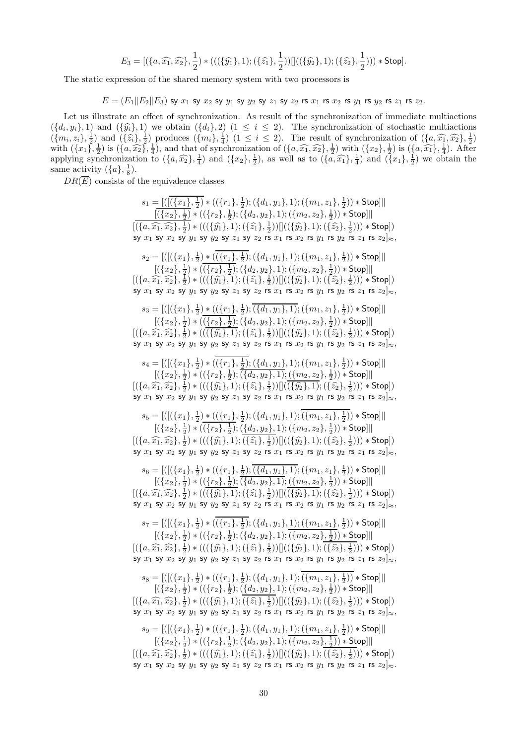$$E_3 = [(\{a, \widehat{x_1}, \widehat{x_2}\}, \tfrac{1}{2}) * (((\{\widehat{y_1}\}, 1); (\{\widehat{z_1}\}, \tfrac{1}{2}))[]((\{\widehat{y_2}\}, 1); (\{\widehat{z_2}\}, \tfrac{1}{2}))) * \mathsf{Stop}].$$

The static expression of the shared memory system with two processors is

$$E = (E_1 \| E_2 \| E_3) \ \mathsf{sy}\ x_1 \ \mathsf{sy}\ x_2 \ \mathsf{sy}\ y_1 \ \mathsf{sy}\ y_2 \ \mathsf{sy}\ z_1 \ \mathsf{sy}\ z_2 \ \mathsf{rs}\ x_1 \ \mathsf{rs}\ x_2 \ \mathsf{rs}\ y_1 \ \mathsf{rs}\ y_2 \ \mathsf{rs}\ z_1 \ \mathsf{rs}\ z_2.$$

Let us illustrate an effect of synchronization. As result of the synchronization of immediate multiactions $(\{d_i, y_i\}, 1)$ and $(\{\widehat{y_i}\}, 1)$ we obtain $(\{d_i\}, 2)$ $(1 \le i \le 2)$. The synchronization of stochastic multiactions $(\{m_i, z_i\}, \frac{1}{2})$ and $(\{\widehat{z_i}\}, \frac{1}{2})$ produces $(\{m_i\}, \frac{1}{4})$ $(1 \le i \le 2)$. The result of synchronization of $(\{a, \widehat{x_1}, \widehat{x_2}\}, \frac{1}{2})$ with $(\{x_1\}, \frac{1}{2})$ is $(\{a, \widehat{x_2}\}, \frac{1}{4})$, and that of synchronization of $(\{a, \widehat{x_1}, \widehat{x_2}\}, \frac{1}{2})$ with $(\{x_2\}, \frac{1}{2})$ is $(\{a, \widehat{x_1}\}, \frac{1}{4})$. After applying synchronization to $(\{a, \widehat{x_2}\}, \frac{1}{4})$ and $(\{x_2\}, \frac{1}{2})$, as well as to $(\{a, \widehat{x_1}\}, \frac{1}{4})$ and $(\{x_1\}, \frac{1}{2})$ we obtain the same activity $(\{a\}, \frac{1}{8})$.

$DR(\overline{E})$ consists of the equivalence classes

$$\begin{array}{c}
s_1 = [([\overline{(\{x_1\}, \tfrac{1}{2})} * ((\{r_1\}, \tfrac{1}{2}); (\{d_1, y_1\}, 1); (\{m_1, z_1\}, \tfrac{1}{2})) * \mathsf{Stop}] \| \\
[\overline{(\{x_2\}, \tfrac{1}{2})} * ((\{r_2\}, \tfrac{1}{2}); (\{d_2, y_2\}, 1); (\{m_2, z_2\}, \tfrac{1}{2})) * \mathsf{Stop}] \| \\
[\overline{(\{a, \widehat{x_1}, \widehat{x_2}\}, \tfrac{1}{2})} * (((\{\widehat{y_1}\}, 1); (\{\widehat{z_1}\}, \tfrac{1}{2}))[]((\{\widehat{y_2}\}, 1); (\{\widehat{z_2}\}, \tfrac{1}{2}))) * \mathsf{Stop}]) \\
\mathsf{sy}\ x_1 \ \mathsf{sy}\ x_2 \ \mathsf{sy}\ y_1 \ \mathsf{sy}\ y_2 \ \mathsf{sy}\ z_1 \ \mathsf{sy}\ z_2 \ \mathsf{rs}\ x_1 \ \mathsf{rs}\ x_2 \ \mathsf{rs}\ y_1 \ \mathsf{rs}\ y_2 \ \mathsf{rs}\ z_1 \ \mathsf{rs}\ z_2]_{\approx},
\end{array}$$

$$\begin{array}{c}
s_2 = [([(\{x_1\}, \tfrac{1}{2}) * (\overline{(\{r_1\}, \tfrac{1}{2})}; (\{d_1, y_1\}, 1); (\{m_1, z_1\}, \tfrac{1}{2})) * \mathsf{Stop}] \| \\
[(\{x_2\}, \tfrac{1}{2}) * (\overline{(\{r_2\}, \tfrac{1}{2})}; (\{d_2, y_2\}, 1); (\{m_2, z_2\}, \tfrac{1}{2})) * \mathsf{Stop}] \| \\
[(\{a, \widehat{x_1}, \widehat{x_2}\}, \tfrac{1}{2}) * (\overline{((\{\widehat{y_1}\}, 1); (\{\widehat{z_1}\}, \tfrac{1}{2}))[]((\{\widehat{y_2}\}, 1); (\{\widehat{z_2}\}, \tfrac{1}{2}))}) * \mathsf{Stop}]) \\
\mathsf{sy}\ x_1 \ \mathsf{sy}\ x_2 \ \mathsf{sy}\ y_1 \ \mathsf{sy}\ y_2 \ \mathsf{sy}\ z_1 \ \mathsf{sy}\ z_2 \ \mathsf{rs}\ x_1 \ \mathsf{rs}\ x_2 \ \mathsf{rs}\ y_1 \ \mathsf{rs}\ y_2 \ \mathsf{rs}\ z_1 \ \mathsf{rs}\ z_2]_{\approx},
\end{array}$$

$$\begin{array}{c}
s_3 = [([(\{x_1\}, \tfrac{1}{2}) * ((\{r_1\}, \tfrac{1}{2}); \overline{(\{d_1, y_1\}, 1)}; (\{m_1, z_1\}, \tfrac{1}{2})) * \mathsf{Stop}] \| \\
[(\{x_2\}, \tfrac{1}{2}) * (\overline{(\{r_2\}, \tfrac{1}{2})}; (\{d_2, y_2\}, 1); (\{m_2, z_2\}, \tfrac{1}{2})) * \mathsf{Stop}] \| \\
[(\{a, \widehat{x_1}, \widehat{x_2}\}, \tfrac{1}{2}) * ((\overline{(\{\widehat{y_1}\}, 1)}; (\{\widehat{z_1}\}, \tfrac{1}{2}))[]((\{\widehat{y_2}\}, 1); (\{\widehat{z_2}\}, \tfrac{1}{2}))) * \mathsf{Stop}]) \\
\mathsf{sy}\ x_1 \ \mathsf{sy}\ x_2 \ \mathsf{sy}\ y_1 \ \mathsf{sy}\ y_2 \ \mathsf{sy}\ z_1 \ \mathsf{sy}\ z_2 \ \mathsf{rs}\ x_1 \ \mathsf{rs}\ x_2 \ \mathsf{rs}\ y_1 \ \mathsf{rs}\ y_2 \ \mathsf{rs}\ z_1 \ \mathsf{rs}\ z_2]_{\approx},
\end{array}$$

$$\begin{array}{c}
s_4 = [([(\{x_1\}, \tfrac{1}{2}) * (\overline{(\{r_1\}, \tfrac{1}{2})}; (\{d_1, y_1\}, 1); (\{m_1, z_1\}, \tfrac{1}{2})) * \mathsf{Stop}] \| \\
[(\{x_2\}, \tfrac{1}{2}) * ((\{r_2\}, \tfrac{1}{2}); \overline{(\{d_2, y_2\}, 1)}; (\{m_2, z_2\}, \tfrac{1}{2})) * \mathsf{Stop}] \| \\
[(\{a, \widehat{x_1}, \widehat{x_2}\}, \tfrac{1}{2}) * (((\{\widehat{y_1}\}, 1); (\{\widehat{z_1}\}, \tfrac{1}{2}))[](\overline{(\{\widehat{y_2}\}, 1)}; (\{\widehat{z_2}\}, \tfrac{1}{2}))) * \mathsf{Stop}]) \\
\mathsf{sy}\ x_1 \ \mathsf{sy}\ x_2 \ \mathsf{sy}\ y_1 \ \mathsf{sy}\ y_2 \ \mathsf{sy}\ z_1 \ \mathsf{sy}\ z_2 \ \mathsf{rs}\ x_1 \ \mathsf{rs}\ x_2 \ \mathsf{rs}\ y_1 \ \mathsf{rs}\ y_2 \ \mathsf{rs}\ z_1 \ \mathsf{rs}\ z_2]_{\approx},
\end{array}$$

$$\begin{array}{c}
s_5 = [([(\{x_1\}, \tfrac{1}{2}) * ((\{r_1\}, \tfrac{1}{2}); (\{d_1, y_1\}, 1); \overline{(\{m_1, z_1\}, \tfrac{1}{2})}) * \mathsf{Stop}] \| \\
[(\{x_2\}, \tfrac{1}{2}) * (\overline{(\{r_2\}, \tfrac{1}{2})}; (\{d_2, y_2\}, 1); (\{m_2, z_2\}, \tfrac{1}{2})) * \mathsf{Stop}] \| \\
[(\{a, \widehat{x_1}, \widehat{x_2}\}, \tfrac{1}{2}) * (((\{\widehat{y_1}\}, 1); \overline{(\{\widehat{z_1}\}, \tfrac{1}{2})})[]((\{\widehat{y_2}\}, 1); (\{\widehat{z_2}\}, \tfrac{1}{2}))) * \mathsf{Stop}]) \\
\mathsf{sy}\ x_1 \ \mathsf{sy}\ x_2 \ \mathsf{sy}\ y_1 \ \mathsf{sy}\ y_2 \ \mathsf{sy}\ z_1 \ \mathsf{sy}\ z_2 \ \mathsf{rs}\ x_1 \ \mathsf{rs}\ x_2 \ \mathsf{rs}\ y_1 \ \mathsf{rs}\ y_2 \ \mathsf{rs}\ z_1 \ \mathsf{rs}\ z_2]_{\approx},
\end{array}$$

$$\begin{array}{c}
s_6 = [([(\{x_1\}, \tfrac{1}{2}) * ((\{r_1\}, \tfrac{1}{2}); \overline{(\{d_1, y_1\}, 1)}; (\{m_1, z_1\}, \tfrac{1}{2})) * \mathsf{Stop}] \| \\
[(\{x_2\}, \tfrac{1}{2}) * ((\{r_2\}, \tfrac{1}{2}); \overline{(\{d_2, y_2\}, 1)}; (\{m_2, z_2\}, \tfrac{1}{2})) * \mathsf{Stop}] \| \\
[(\{a, \widehat{x_1}, \widehat{x_2}\}, \tfrac{1}{2}) * ((\overline{(\{\widehat{y_1}\}, 1)}; (\{\widehat{z_1}\}, \tfrac{1}{2}))[](\overline{(\{\widehat{y_2}\}, 1)}; (\{\widehat{z_2}\}, \tfrac{1}{2}))) * \mathsf{Stop}]) \\
\mathsf{sy}\ x_1 \ \mathsf{sy}\ x_2 \ \mathsf{sy}\ y_1 \ \mathsf{sy}\ y_2 \ \mathsf{sy}\ z_1 \ \mathsf{sy}\ z_2 \ \mathsf{rs}\ x_1 \ \mathsf{rs}\ x_2 \ \mathsf{rs}\ y_1 \ \mathsf{rs}\ y_2 \ \mathsf{rs}\ z_1 \ \mathsf{rs}\ z_2]_{\approx},
\end{array}$$

$$\begin{array}{c}
s_7 = [([(\{x_1\}, \tfrac{1}{2}) * (\overline{(\{r_1\}, \tfrac{1}{2})}; (\{d_1, y_1\}, 1); (\{m_1, z_1\}, \tfrac{1}{2})) * \mathsf{Stop}] \| \\
[(\{x_2\}, \tfrac{1}{2}) * ((\{r_2\}, \tfrac{1}{2}); (\{d_2, y_2\}, 1); \overline{(\{m_2, z_2\}, \tfrac{1}{2})}) * \mathsf{Stop}] \| \\
[(\{a, \widehat{x_1}, \widehat{x_2}\}, \tfrac{1}{2}) * (((\{\widehat{y_1}\}, 1); (\{\widehat{z_1}\}, \tfrac{1}{2}))[]((\{\widehat{y_2}\}, 1); \overline{(\{\widehat{z_2}\}, \tfrac{1}{2})})) * \mathsf{Stop}]) \\
\mathsf{sy}\ x_1 \ \mathsf{sy}\ x_2 \ \mathsf{sy}\ y_1 \ \mathsf{sy}\ y_2 \ \mathsf{sy}\ z_1 \ \mathsf{sy}\ z_2 \ \mathsf{rs}\ x_1 \ \mathsf{rs}\ x_2 \ \mathsf{rs}\ y_1 \ \mathsf{rs}\ y_2 \ \mathsf{rs}\ z_1 \ \mathsf{rs}\ z_2]_{\approx},
\end{array}$$

$$\begin{array}{c}
s_8 = [([(\{x_1\}, \tfrac{1}{2}) * ((\{r_1\}, \tfrac{1}{2}); (\{d_1, y_1\}, 1); \overline{(\{m_1, z_1\}, \tfrac{1}{2})}) * \mathsf{Stop}] \| \\
[(\{x_2\}, \tfrac{1}{2}) * ((\{r_2\}, \tfrac{1}{2}); \overline{(\{d_2, y_2\}, 1)}; (\{m_2, z_2\}, \tfrac{1}{2})) * \mathsf{Stop}] \| \\
[(\{a, \widehat{x_1}, \widehat{x_2}\}, \tfrac{1}{2}) * (((\{\widehat{y_1}\}, 1); \overline{(\{\widehat{z_1}\}, \tfrac{1}{2})})[]((\{\widehat{y_2}\}, 1); (\{\widehat{z_2}\}, \tfrac{1}{2}))) * \mathsf{Stop}]) \\
\mathsf{sy}\ x_1 \ \mathsf{sy}\ x_2 \ \mathsf{sy}\ y_1 \ \mathsf{sy}\ y_2 \ \mathsf{sy}\ z_1 \ \mathsf{sy}\ z_2 \ \mathsf{rs}\ x_1 \ \mathsf{rs}\ x_2 \ \mathsf{rs}\ y_1 \ \mathsf{rs}\ y_2 \ \mathsf{rs}\ z_1 \ \mathsf{rs}\ z_2]_{\approx},
\end{array}$$

$$\begin{array}{c}
s_9 = [([(\{x_1\}, \tfrac{1}{2}) * ((\{r_1\}, \tfrac{1}{2}); (\{d_1, y_1\}, 1); \underline{(\{m_1, z_1\}, \tfrac{1}{2})}) * \mathsf{Stop}] \| \\
[(\{x_2\}, \tfrac{1}{2}) * ((\{r_2\}, \tfrac{1}{2}); (\{d_2, y_2\}, 1); \overline{(\{m_2, z_2\}, \tfrac{1}{2})}) * \mathsf{Stop}] \| \\
[(\{a, \widehat{x_1}, \widehat{x_2}\}, \tfrac{1}{2}) * (((\{\widehat{y_1}\}, 1); (\{\widehat{z_1}\}, \tfrac{1}{2}))[]((\{\widehat{y_2}\}, 1); \overline{(\{\widehat{z_2}\}, \tfrac{1}{2})})) * \mathsf{Stop}]) \\
\mathsf{sy}\ x_1 \ \mathsf{sy}\ x_2 \ \mathsf{sy}\ y_1 \ \mathsf{sy}\ y_2 \ \mathsf{sy}\ z_1 \ \mathsf{sy}\ z_2 \ \mathsf{rs}\ x_1 \ \mathsf{rs}\ x_2 \ \mathsf{rs}\ y_1 \ \mathsf{rs}\ y_2 \ \mathsf{rs}\ z_1 \ \mathsf{rs}\ z_2]_{\approx}.
\end{array}$$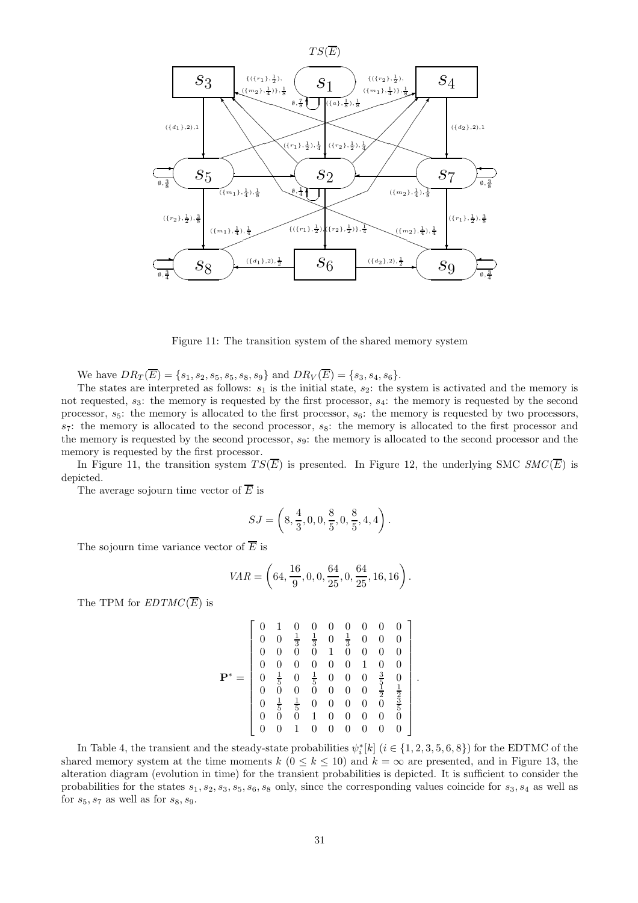Figure 11: The transition system of the shared memory system

We have $DR_T(\overline{E}) = \{s_1, s_2, s_5, s_5, s_8, s_9\}$ and $DR_V(\overline{E}) = \{s_3, s_4, s_6\}$.

The states are interpreted as follows: $s_1$ is the initial state, $s_2$: the system is activated and the memory is not requested, $s_3$: the memory is requested by the first processor, $s_4$: the memory is requested by the second processor, $s_5$: the memory is allocated to the first processor, $s_6$: the memory is requested by two processors, $s_7$: the memory is allocated to the second processor, $s_8$: the memory is allocated to the first processor and the memory is requested by the second processor, $s_9$: the memory is allocated to the second processor and the memory is requested by the first processor.

In Figure 11, the transition system $TS(\overline{E})$ is presented. In Figure 12, the underlying SMC $SMC(\overline{E})$ is depicted.

The average sojourn time vector of $\overline{E}$ is

$$SJ = \left(8, \frac{4}{3}, 0, 0, \frac{8}{5}, 0, \frac{8}{5}, 4, 4\right).$$

The sojourn time variance vector of $\overline{E}$ is

$$VAR = \left(64, \frac{16}{9}, 0, 0, \frac{64}{25}, 0, \frac{64}{25}, 16, 16\right).$$

The TPM for $EDTMC(\overline{E})$ is

$$\mathbf{P}^* = \begin{bmatrix} 0 & 1 & 0 & 0 & 0 & 0 & 0 & 0 & 0 \\ 0 & 0 & \frac{1}{3} & \frac{1}{3} & 0 & \frac{1}{3} & 0 & 0 & 0 \\ 0 & 0 & 0 & 0 & 1 & 0 & 0 & 0 & 0 \\ 0 & 0 & 0 & 0 & 0 & 0 & 1 & 0 & 0 \\ 0 & \frac{1}{5} & 0 & \frac{1}{5} & 0 & 0 & 0 & \frac{3}{5} & 0 \\ 0 & 0 & 0 & 0 & 0 & 0 & 0 & \frac{1}{2} & \frac{1}{2} \\ 0 & \frac{1}{5} & \frac{1}{5} & 0 & 0 & 0 & 0 & 0 & \frac{3}{5} \\ 0 & 0 & 0 & 1 & 0 & 0 & 0 & 0 & 0 \\ 0 & 0 & 1 & 0 & 0 & 0 & 0 & 0 & 0 \end{bmatrix}.$$

In Table 4, the transient and the steady-state probabilities $\psi_i^*[k]$ $(i \in \{1, 2, 3, 5, 6, 8\})$ for the EDTMC of the shared memory system at the time moments $k$ $(0 \leq k \leq 10)$ and $k = \infty$ are presented, and in Figure 13, the alteration diagram (evolution in time) for the transient probabilities is depicted. It is sufficient to consider the probabilities for the states $s_1, s_2, s_3, s_5, s_6, s_8$ only, since the corresponding values coincide for $s_3, s_4$ as well as for $s_5, s_7$ as well as for $s_8, s_9$.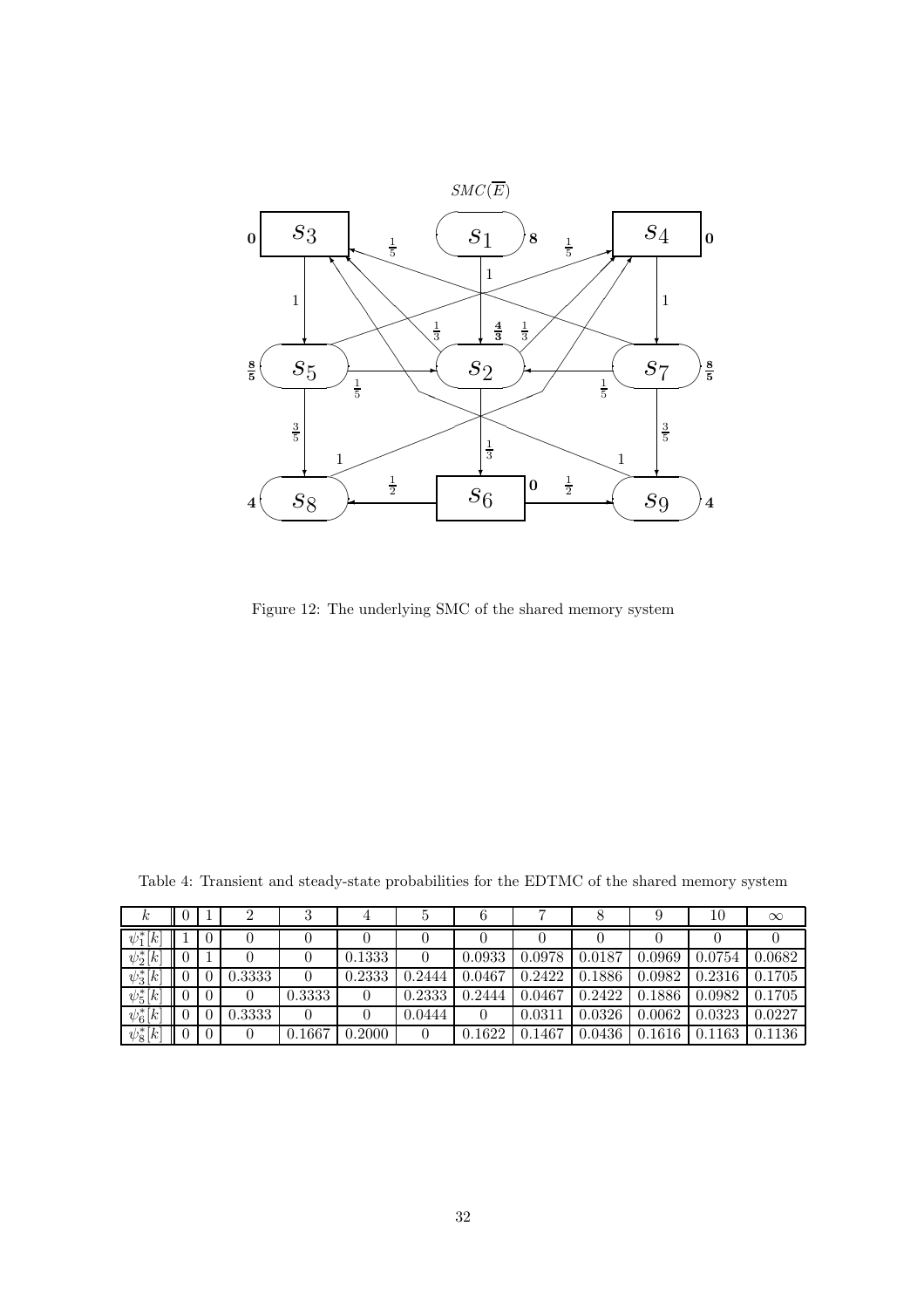Figure 12: The underlying SMC of the shared memory system

Table 4: Transient and steady-state probabilities for the EDTMC of the shared memory system

| $k$ | 0 | 1 | 2 | 3 | 4 | 5 | 6 | 7 | 8 | 9 | 10 | $\infty$ |
|---|---|---|---|---|---|---|---|---|---|---|---|---|
| $\psi_1^*[k]$ | 1 | 0 | 0 | 0 | 0 | 0 | 0 | 0 | 0 | 0 | 0 | 0 |
| $\psi_2^*[k]$ | 0 | 1 | 0 | 0 | 0.1333 | 0 | 0.0933 | 0.0978 | 0.0187 | 0.0969 | 0.0754 | 0.0682 |
| $\psi_3^*[k]$ | 0 | 0 | 0.3333 | 0 | 0.2333 | 0.2444 | 0.0467 | 0.2422 | 0.1886 | 0.0982 | 0.2316 | 0.1705 |
| $\psi_5^*[k]$ | 0 | 0 | 0 | 0.3333 | 0 | 0.2333 | 0.2444 | 0.0467 | 0.2422 | 0.1886 | 0.0982 | 0.1705 |
| $\psi_6^*[k]$ | 0 | 0 | 0.3333 | 0 | 0 | 0.0444 | 0 | 0.0311 | 0.0326 | 0.0062 | 0.0323 | 0.0227 |
| $\psi_8^*[k]$ | 0 | 0 | 0 | 0.1667 | 0.2000 | 0 | 0.1622 | 0.1467 | 0.0436 | 0.1616 | 0.1163 | 0.1136 |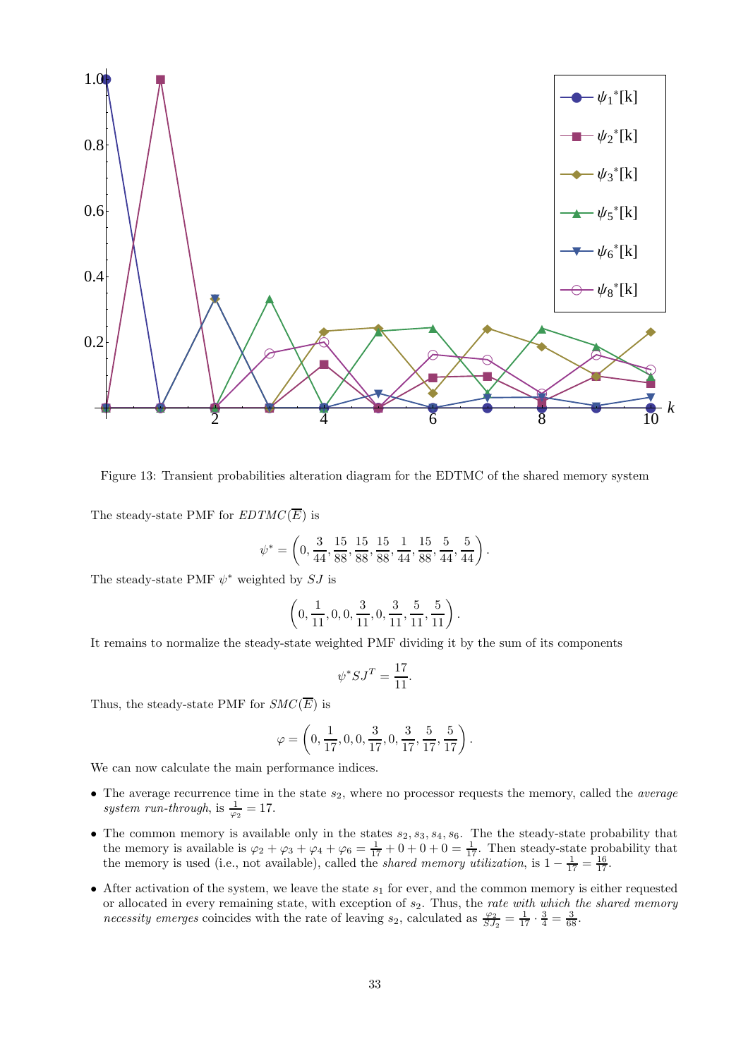Figure 13: Transient probabilities alteration diagram for the EDTMC of the shared memory system

The steady-state PMF for $EDTMC(\overline{E})$ is

$$\psi^* = \left(0, \frac{3}{44}, \frac{15}{88}, \frac{15}{88}, \frac{15}{88}, \frac{1}{44}, \frac{15}{88}, \frac{5}{44}, \frac{5}{44}\right).$$

The steady-state PMF $\psi^*$ weighted by $SJ$ is

$$\left(0, \frac{1}{11}, 0, 0, \frac{3}{11}, 0, \frac{3}{11}, \frac{5}{11}, \frac{5}{11}\right).$$

It remains to normalize the steady-state weighted PMF dividing it by the sum of its components

$$\psi^* SJ^T = \frac{17}{11}.$$

Thus, the steady-state PMF for $SMC(\overline{E})$ is

$$\varphi = \left(0, \frac{1}{17}, 0, 0, \frac{3}{17}, 0, \frac{3}{17}, \frac{5}{17}, \frac{5}{17}\right).$$

We can now calculate the main performance indices.

- The average recurrence time in the state $s_2$, where no processor requests the memory, called the *average system run-through*, is $\frac{1}{\varphi_2} = 17$.
- The common memory is available only in the states $s_2, s_3, s_4, s_6$. The the steady-state probability that the memory is available is $\varphi_2 + \varphi_3 + \varphi_4 + \varphi_6 = \frac{1}{17} + 0 + 0 + 0 = \frac{1}{17}$. Then steady-state probability that the memory is used (i.e., not available), called the *shared memory utilization*, is $1 - \frac{1}{17} = \frac{16}{17}$.
- After activation of the system, we leave the state $s_1$ for ever, and the common memory is either requested or allocated in every remaining state, with exception of $s_2$. Thus, the *rate with which the shared memory necessity emerges* coincides with the rate of leaving $s_2$, calculated as $\frac{\varphi_2}{SJ_2} = \frac{1}{17} \cdot \frac{3}{4} = \frac{3}{68}$.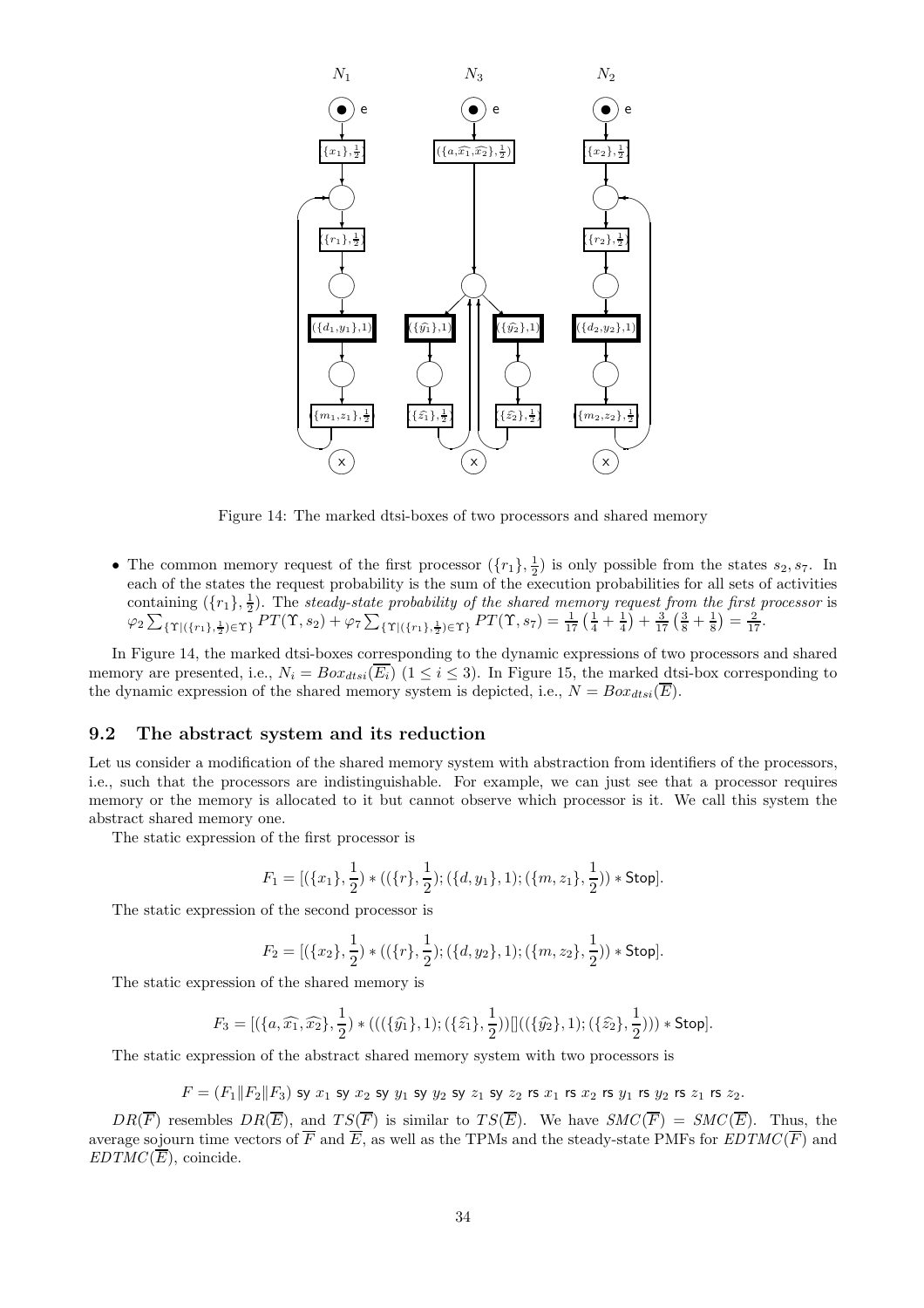Figure 14: The marked dtsi-boxes of two processors and shared memory

- The common memory request of the first processor $(\{r_1\}, \frac{1}{2})$ is only possible from the states $s_2, s_7$. In each of the states the request probability is the sum of the execution probabilities for all sets of activities containing $(\{r_1\}, \frac{1}{2})$. The *steady-state probability of the shared memory request from the first processor* is $\varphi_2 \sum_{\{\Upsilon|(\{r_1\},\frac{1}{2})\in\Upsilon\}} PT(\Upsilon, s_2) + \varphi_7 \sum_{\{\Upsilon|(\{r_1\},\frac{1}{2})\in\Upsilon\}} PT(\Upsilon, s_7) = \frac{1}{17}\left(\frac{1}{4}+\frac{1}{4}\right) + \frac{3}{17}\left(\frac{3}{8}+\frac{1}{8}\right) = \frac{2}{17}$.

In Figure 14, the marked dtsi-boxes corresponding to the dynamic expressions of two processors and shared memory are presented, i.e., $N_i = Box_{dtsi}(\overline{E_i})$ $(1 \leq i \leq 3)$. In Figure 15, the marked dtsi-box corresponding to the dynamic expression of the shared memory system is depicted, i.e., $N = Box_{dtsi}(\overline{E})$.

## 9.2 The abstract system and its reduction

Let us consider a modification of the shared memory system with abstraction from identifiers of the processors, i.e., such that the processors are indistinguishable. For example, we can just see that a processor requires memory or the memory is allocated to it but cannot observe which processor is it. We call this system the abstract shared memory one.

The static expression of the first processor is

$$F_1 = [(\{x_1\}, \frac{1}{2}) * ((\{r\}, \frac{1}{2}); (\{d, y_1\}, 1); (\{m, z_1\}, \frac{1}{2})) * \mathsf{Stop}].$$

The static expression of the second processor is

$$F_2 = [(\{x_2\}, \frac{1}{2}) * ((\{r\}, \frac{1}{2}); (\{d, y_2\}, 1); (\{m, z_2\}, \frac{1}{2})) * \mathsf{Stop}].$$

The static expression of the shared memory is

$$F_3 = [(\{a, \widehat{x_1}, \widehat{x_2}\}, \frac{1}{2}) * (((\{\widehat{y_1}\}, 1); (\{\widehat{z_1}\}, \frac{1}{2}))[]((\{\widehat{y_2}\}, 1); (\{\widehat{z_2}\}, \frac{1}{2}))) * \mathsf{Stop}].$$

The static expression of the abstract shared memory system with two processors is

$$F = (F_1 \| F_2 \| F_3) \text{ sy } x_1 \text{ sy } x_2 \text{ sy } y_1 \text{ sy } y_2 \text{ sy } z_1 \text{ sy } z_2 \text{ rs } x_1 \text{ rs } x_2 \text{ rs } y_1 \text{ rs } y_2 \text{ rs } z_1 \text{ rs } z_2.$$

$DR(\overline{F})$ resembles $DR(\overline{E})$, and $TS(\overline{F})$ is similar to $TS(\overline{E})$. We have $SMC(\overline{F}) = SMC(\overline{E})$. Thus, the average sojourn time vectors of $\overline{F}$ and $\overline{E}$, as well as the TPMs and the steady-state PMFs for $EDTMC(\overline{F})$ and $EDTMC(\overline{E})$, coincide.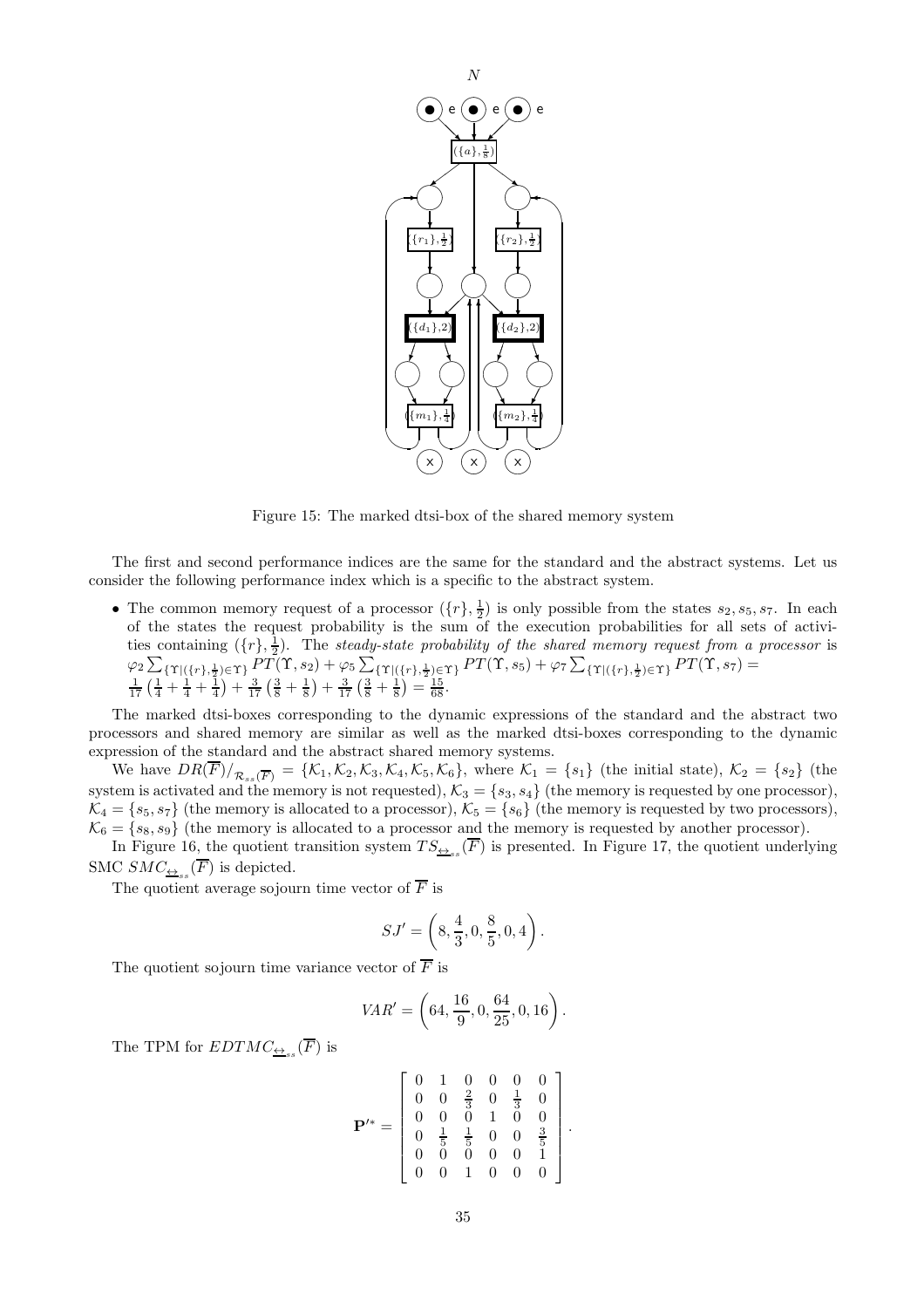Figure 15: The marked dtsi-box of the shared memory system

The first and second performance indices are the same for the standard and the abstract systems. Let us consider the following performance index which is a specific to the abstract system.

- The common memory request of a processor $(\{r\}, \frac{1}{2})$ is only possible from the states $s_2, s_5, s_7$. In each of the states the request probability is the sum of the execution probabilities for all sets of activities containing $(\{r\}, \frac{1}{2})$. The *steady-state probability of the shared memory request from a processor* is $\varphi_2 \sum_{\{\Upsilon | (\{r\}, \frac{1}{2}) \in \Upsilon\}} PT(\Upsilon, s_2) + \varphi_5 \sum_{\{\Upsilon | (\{r\}, \frac{1}{2}) \in \Upsilon\}} PT(\Upsilon, s_5) + \varphi_7 \sum_{\{\Upsilon | (\{r\}, \frac{1}{2}) \in \Upsilon\}} PT(\Upsilon, s_7) = \frac{1}{17}\left(\frac{1}{4} + \frac{1}{4} + \frac{1}{4}\right) + \frac{3}{17}\left(\frac{3}{8} + \frac{1}{8}\right) + \frac{3}{17}\left(\frac{3}{8} + \frac{1}{8}\right) = \frac{15}{68}$.

The marked dtsi-boxes corresponding to the dynamic expressions of the standard and the abstract two processors and shared memory are similar as well as the marked dtsi-boxes corresponding to the dynamic expression of the standard and the abstract shared memory systems.

We have $DR(\overline{F})/_{\mathcal{R}_{ss}(\overline{F})} = \{\mathcal{K}_1, \mathcal{K}_2, \mathcal{K}_3, \mathcal{K}_4, \mathcal{K}_5, \mathcal{K}_6\}$, where $\mathcal{K}_1 = \{s_1\}$ (the initial state), $\mathcal{K}_2 = \{s_2\}$ (the system is activated and the memory is not requested), $\mathcal{K}_3 = \{s_3, s_4\}$ (the memory is requested by one processor), $\mathcal{K}_4 = \{s_5, s_7\}$ (the memory is allocated to a processor), $\mathcal{K}_5 = \{s_6\}$ (the memory is requested by two processors), $\mathcal{K}_6 = \{s_8, s_9\}$ (the memory is allocated to a processor and the memory is requested by another processor).

In Figure 16, the quotient transition system $TS_{\underline{\leftrightarrow}_{ss}}(\overline{F})$ is presented. In Figure 17, the quotient underlying SMC $SMC_{\underline{\leftrightarrow}_{ss}}(\overline{F})$ is depicted.

The quotient average sojourn time vector of $\overline{F}$ is

$$SJ' = \left(8, \frac{4}{3}, 0, \frac{8}{5}, 0, 4\right).$$

The quotient sojourn time variance vector of $\overline{F}$ is

$$VAR' = \left(64, \frac{16}{9}, 0, \frac{64}{25}, 0, 16\right).$$

The TPM for $EDTMC_{\underline{\leftrightarrow}_{ss}}(\overline{F})$ is

$$\mathbf{P}'^* = \begin{bmatrix} 0 & 1 & 0 & 0 & 0 & 0 \\ 0 & 0 & \frac{2}{3} & 0 & \frac{1}{3} & 0 \\ 0 & 0 & 0 & 1 & 0 & 0 \\ 0 & \frac{1}{5} & \frac{1}{5} & 0 & 0 & \frac{3}{5} \\ 0 & 0 & 0 & 0 & 0 & 1 \\ 0 & 0 & 1 & 0 & 0 & 0 \end{bmatrix}.$$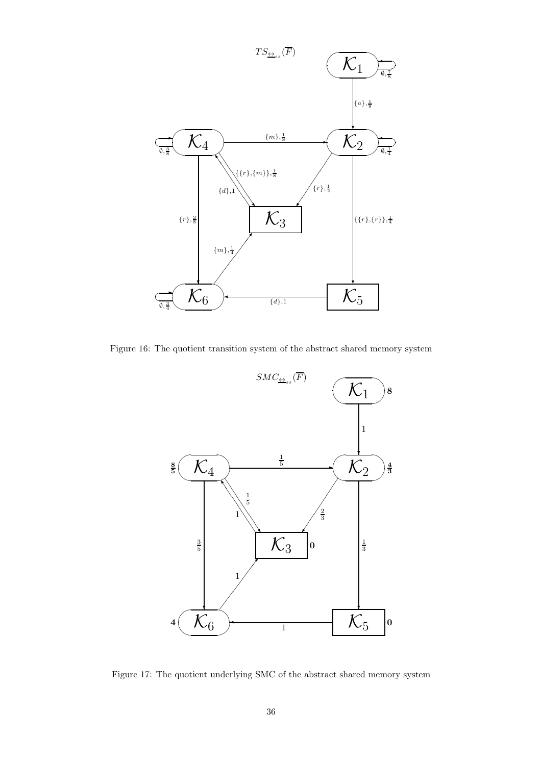Figure 16: The quotient transition system of the abstract shared memory system

Figure 17: The quotient underlying SMC of the abstract shared memory system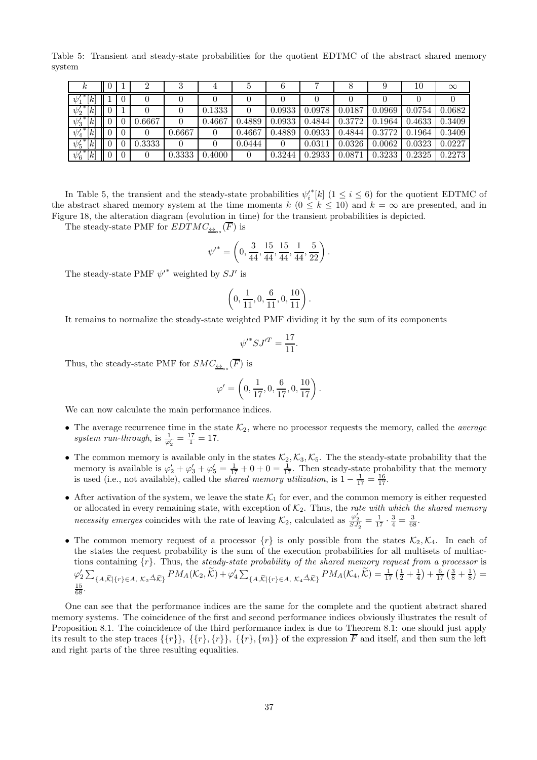Table 5: Transient and steady-state probabilities for the quotient EDTMC of the abstract shared memory system

| $k$ | 0 | 1 | 2 | 3 | 4 | 5 | 6 | 7 | 8 | 9 | 10 | $\infty$ |
|---|---|---|---|---|---|---|---|---|---|---|---|---|
| $\psi_1'^*[k]$ | 1 | 0 | 0 | 0 | 0 | 0 | 0 | 0 | 0 | 0 | 0 | 0 |
| $\psi_2'^*[k]$ | 0 | 1 | 0 | 0 | 0.1333 | 0 | 0.0933 | 0.0978 | 0.0187 | 0.0969 | 0.0754 | 0.0682 |
| $\psi_3'^*[k]$ | 0 | 0 | 0.6667 | 0 | 0.4667 | 0.4889 | 0.0933 | 0.4844 | 0.3772 | 0.1964 | 0.4633 | 0.3409 |
| $\psi_4'^*[k]$ | 0 | 0 | 0 | 0.6667 | 0 | 0.4667 | 0.4889 | 0.0933 | 0.4844 | 0.3772 | 0.1964 | 0.3409 |
| $\psi_5'^*[k]$ | 0 | 0 | 0.3333 | 0 | 0 | 0.0444 | 0 | 0.0311 | 0.0326 | 0.0062 | 0.0323 | 0.0227 |
| $\psi_6'^*[k]$ | 0 | 0 | 0 | 0.3333 | 0.4000 | 0 | 0.3244 | 0.2933 | 0.0871 | 0.3233 | 0.2325 | 0.2273 |

In Table 5, the transient and the steady-state probabilities $\psi_i'^*[k]$ $(1 \le i \le 6)$ for the quotient EDTMC of the abstract shared memory system at the time moments $k$ $(0 \le k \le 10)$ and $k = \infty$ are presented, and in Figure 18, the alteration diagram (evolution in time) for the transient probabilities is depicted.

The steady-state PMF for $EDTMC_{\underline{\leftrightarrow}_{ss}}(\overline{F})$ is

$$\psi'^* = \left(0, \frac{3}{44}, \frac{15}{44}, \frac{15}{44}, \frac{1}{44}, \frac{5}{22}\right).$$

The steady-state PMF $\psi'^*$ weighted by $SJ'$ is

$$\left(0, \frac{1}{11}, 0, \frac{6}{11}, 0, \frac{10}{11}\right).$$

It remains to normalize the steady-state weighted PMF dividing it by the sum of its components

$$\psi'^* SJ'^T = \frac{17}{11}.$$

Thus, the steady-state PMF for $SMC_{\underline{\leftrightarrow}_{ss}}(\overline{F})$ is

$$\varphi' = \left(0, \frac{1}{17}, 0, \frac{6}{17}, 0, \frac{10}{17}\right).$$

We can now calculate the main performance indices.

- The average recurrence time in the state $\mathcal{K}_2$, where no processor requests the memory, called the *average system run-through*, is $\frac{1}{\varphi_2'} = \frac{17}{1} = 17$.
- The common memory is available only in the states $\mathcal{K}_2, \mathcal{K}_3, \mathcal{K}_5$. The the steady-state probability that the memory is available is $\varphi_2' + \varphi_3' + \varphi_5' = \frac{1}{17} + 0 + 0 = \frac{1}{17}$. Then steady-state probability that the memory is used (i.e., not available), called the *shared memory utilization*, is $1 - \frac{1}{17} = \frac{16}{17}$.
- After activation of the system, we leave the state $\mathcal{K}_1$ for ever, and the common memory is either requested or allocated in every remaining state, with exception of $\mathcal{K}_2$. Thus, the *rate with which the shared memory necessity emerges* coincides with the rate of leaving $\mathcal{K}_2$, calculated as $\frac{\varphi_2'}{SJ_2'} = \frac{1}{17} \cdot \frac{3}{4} = \frac{3}{68}$.
- The common memory request of a processor $\{r\}$ is only possible from the states $\mathcal{K}_2, \mathcal{K}_4$. In each of the states the request probability is the sum of the execution probabilities for all multisets of multiactions containing $\{r\}$. Thus, the *steady-state probability of the shared memory request from a processor* is $\varphi_2' \sum_{\{A, \widetilde{\mathcal{K}} | \{r\} \in A, \ \mathcal{K}_2 \xrightarrow{A} \widetilde{\mathcal{K}}\}} PM_A(\mathcal{K}_2, \widetilde{\mathcal{K}}) + \varphi_4' \sum_{\{A, \widetilde{\mathcal{K}} | \{r\} \in A, \ \mathcal{K}_4 \xrightarrow{A} \widetilde{\mathcal{K}}\}} PM_A(\mathcal{K}_4, \widetilde{\mathcal{K}}) = \frac{1}{17}\left(\frac{1}{2} + \frac{1}{4}\right) + \frac{6}{17}\left(\frac{3}{8} + \frac{1}{8}\right) = \frac{15}{68}$.

One can see that the performance indices are the same for the complete and the quotient abstract shared memory systems. The coincidence of the first and second performance indices obviously illustrates the result of Proposition 8.1. The coincidence of the third performance index is due to Theorem 8.1: one should just apply its result to the step traces $\{\{r\}\}$, $\{\{r\}, \{r\}\}$, $\{\{r\}, \{m\}\}$ of the expression $\overline{F}$ and itself, and then sum the left and right parts of the three resulting equalities.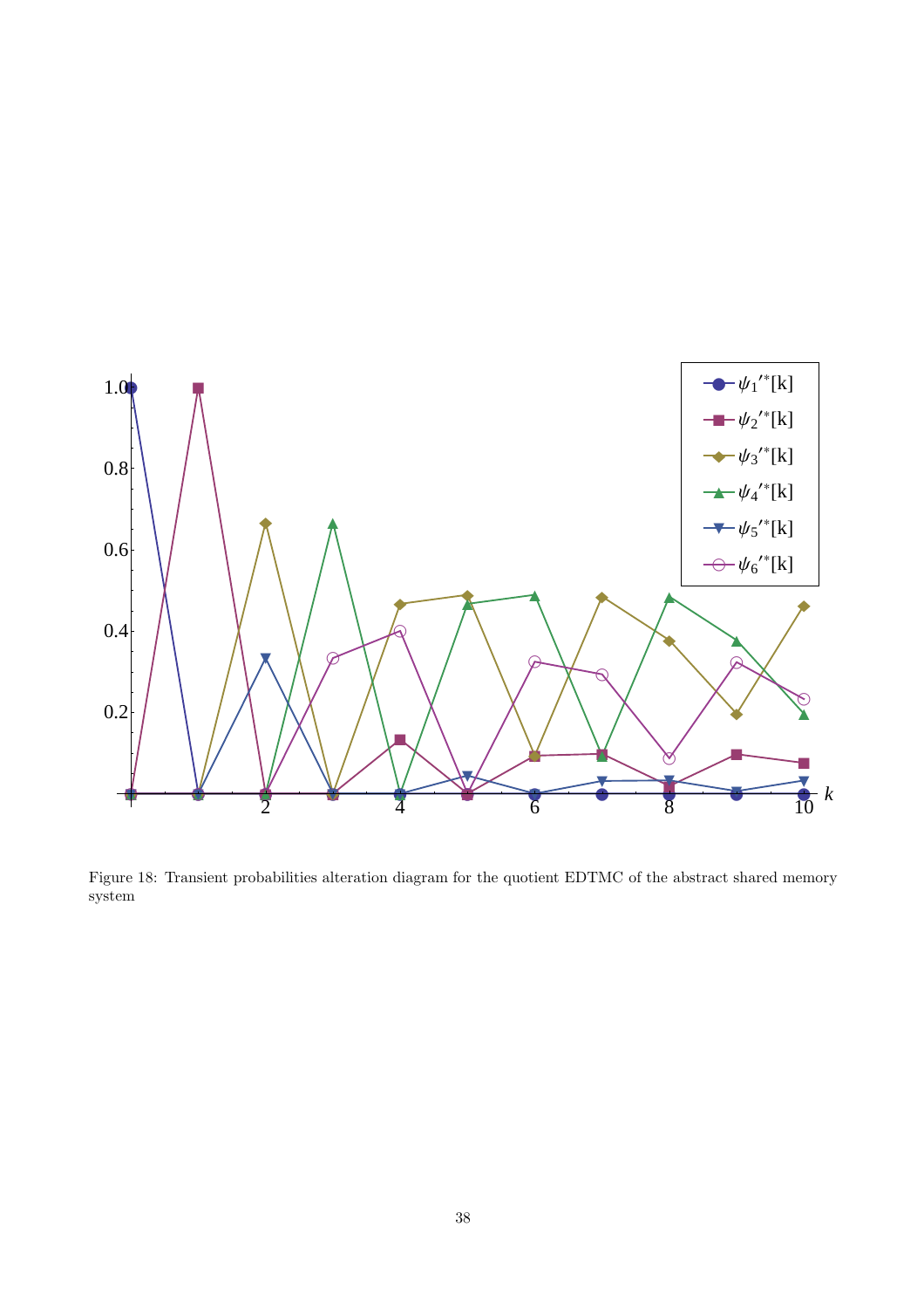Figure 18: Transient probabilities alteration diagram for the quotient EDTMC of the abstract shared memory system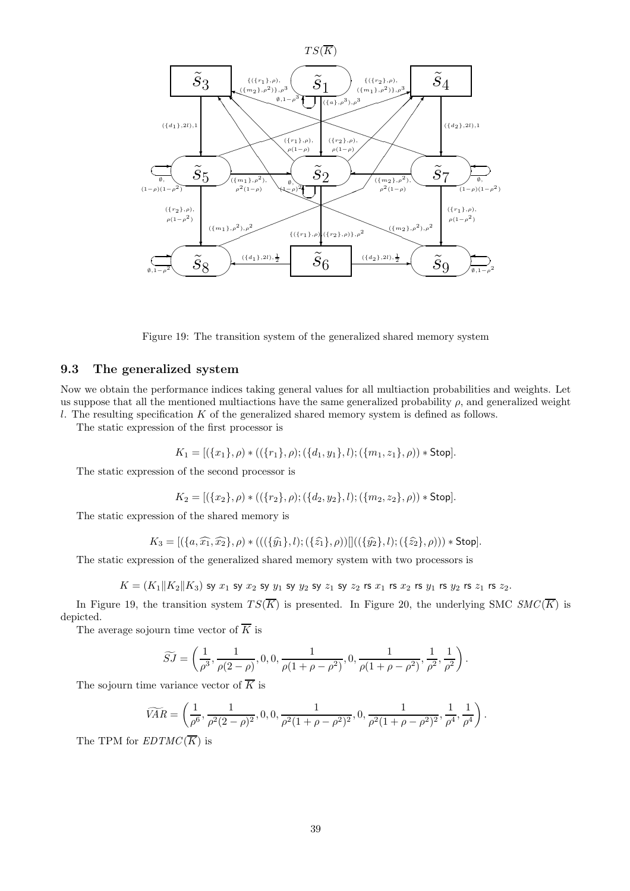Figure 19: The transition system of the generalized shared memory system

### 9.3 The generalized system

Now we obtain the performance indices taking general values for all multiaction probabilities and weights. Let us suppose that all the mentioned multiactions have the same generalized probability $\rho$, and generalized weight $l$. The resulting specification $K$ of the generalized shared memory system is defined as follows.

The static expression of the first processor is

$$K_1 = [(\{x_1\}, \rho) * ((\{r_1\}, \rho); (\{d_1, y_1\}, l); (\{m_1, z_1\}, \rho)) * \mathsf{Stop}].$$

The static expression of the second processor is

$$K_2 = [(\{x_2\}, \rho) * ((\{r_2\}, \rho); (\{d_2, y_2\}, l); (\{m_2, z_2\}, \rho)) * \mathsf{Stop}].$$

The static expression of the shared memory is

$$K_3 = [(\{a, \widehat{x_1}, \widehat{x_2}\}, \rho) * (((\{\widehat{y_1}\}, l); (\{\widehat{z_1}\}, \rho))[]((\{\widehat{y_2}\}, l); (\{\widehat{z_2}\}, \rho))) * \mathsf{Stop}].$$

The static expression of the generalized shared memory system with two processors is

$$K = (K_1 \| K_2 \| K_3) \text{ sy } x_1 \text{ sy } x_2 \text{ sy } y_1 \text{ sy } y_2 \text{ sy } z_1 \text{ sy } z_2 \text{ rs } x_1 \text{ rs } x_2 \text{ rs } y_1 \text{ rs } y_2 \text{ rs } z_1 \text{ rs } z_2.$$

In Figure 19, the transition system $TS(\overline{K})$ is presented. In Figure 20, the underlying SMC $SMC(\overline{K})$ is depicted.

The average sojourn time vector of $\overline{K}$ is

$$\widetilde{SJ} = \left( \frac{1}{\rho^3}, \frac{1}{\rho(2-\rho)}, 0, 0, \frac{1}{\rho(1+\rho-\rho^2)}, 0, \frac{1}{\rho(1+\rho-\rho^2)}, \frac{1}{\rho^2}, \frac{1}{\rho^2} \right).$$

The sojourn time variance vector of $\overline{K}$ is

$$\widetilde{VAR} = \left( \frac{1}{\rho^6}, \frac{1}{\rho^2(2-\rho)^2}, 0, 0, \frac{1}{\rho^2(1+\rho-\rho^2)^2}, 0, \frac{1}{\rho^2(1+\rho-\rho^2)^2}, \frac{1}{\rho^4}, \frac{1}{\rho^4} \right).$$

The TPM for $EDTMC(\overline{K})$ is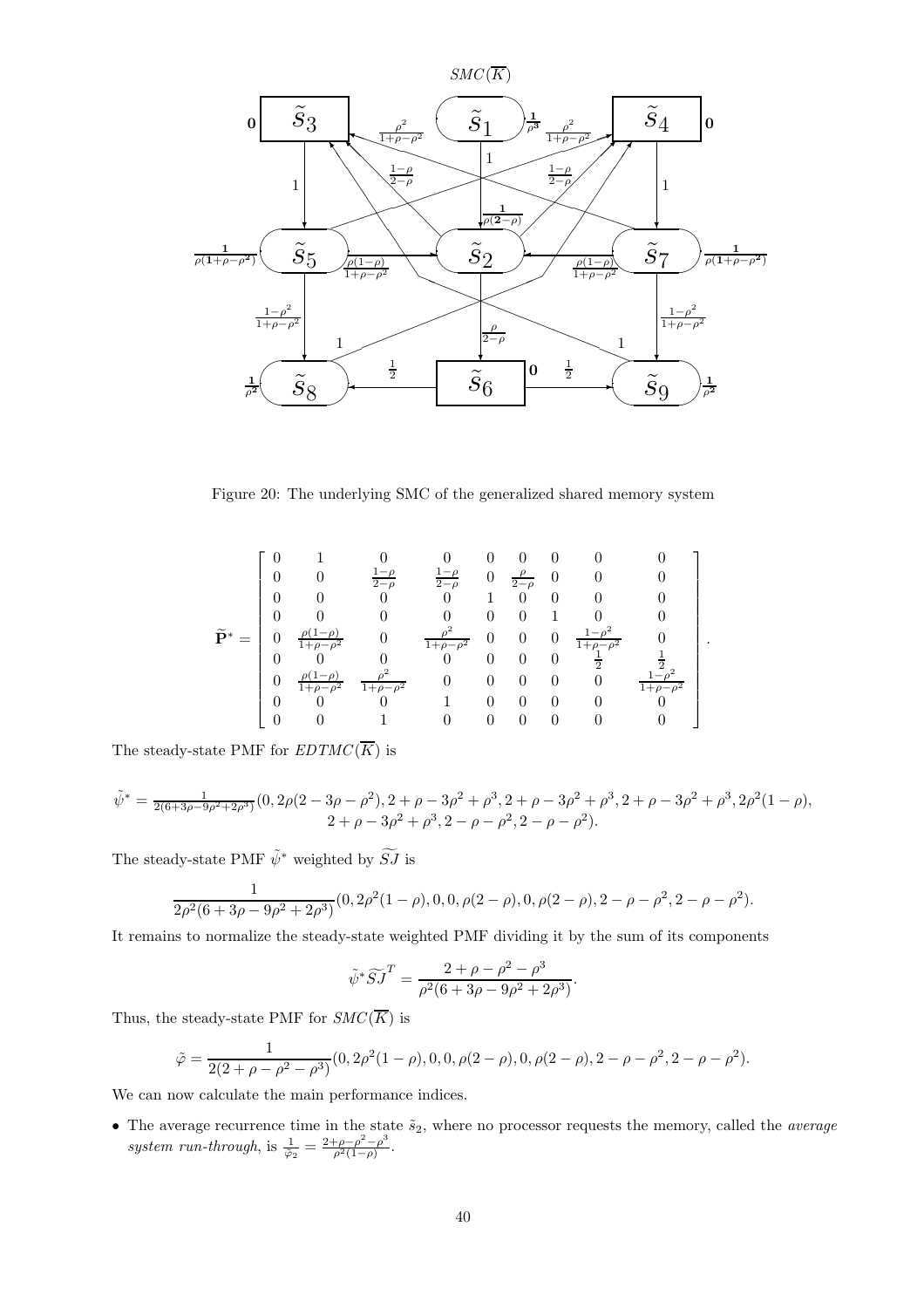Figure 20: The underlying SMC of the generalized shared memory system

$$\widetilde{\mathbf{P}}^* = \begin{bmatrix} 0 & 1 & 0 & 0 & 0 & 0 & 0 & 0 & 0 \\ 0 & 0 & \frac{1-\rho}{2-\rho} & \frac{1-\rho}{2-\rho} & 0 & \frac{\rho}{2-\rho} & 0 & 0 & 0 \\ 0 & 0 & 0 & 0 & 1 & 0 & 0 & 0 & 0 \\ 0 & 0 & 0 & 0 & 0 & 0 & 1 & 0 & 0 \\ 0 & \frac{\rho(1-\rho)}{1+\rho-\rho^2} & 0 & \frac{\rho^2}{1+\rho-\rho^2} & 0 & 0 & 0 & \frac{1-\rho^2}{1+\rho-\rho^2} & 0 \\ 0 & 0 & 0 & 0 & 0 & 0 & 0 & \frac{1}{2} & \frac{1}{2} \\ 0 & \frac{\rho(1-\rho)}{1+\rho-\rho^2} & \frac{\rho^2}{1+\rho-\rho^2} & 0 & 0 & 0 & 0 & 0 & \frac{1-\rho^2}{1+\rho-\rho^2} \\ 0 & 0 & 0 & 1 & 0 & 0 & 0 & 0 & 0 \\ 0 & 0 & 1 & 0 & 0 & 0 & 0 & 0 & 0 \end{bmatrix}.$$

The steady-state PMF for $EDTMC(\overline{K})$ is

$$\tilde{\psi}^* = \frac{1}{2(6+3\rho-9\rho^2+2\rho^3)}(0, 2\rho(2-3\rho-\rho^2), 2+\rho-3\rho^2+\rho^3, 2+\rho-3\rho^2+\rho^3, 2+\rho-3\rho^2+\rho^3, 2\rho^2(1-\rho),$$
$$2+\rho-3\rho^2+\rho^3, 2-\rho-\rho^2, 2-\rho-\rho^2).$$

The steady-state PMF $\tilde{\psi}^*$ weighted by $\widetilde{SJ}$ is

$$\frac{1}{2\rho^2(6+3\rho-9\rho^2+2\rho^3)}(0, 2\rho^2(1-\rho), 0, 0, \rho(2-\rho), 0, \rho(2-\rho), 2-\rho-\rho^2, 2-\rho-\rho^2).$$

It remains to normalize the steady-state weighted PMF dividing it by the sum of its components

$$\tilde{\psi}^*\widetilde{SJ}^T = \frac{2+\rho-\rho^2-\rho^3}{\rho^2(6+3\rho-9\rho^2+2\rho^3)}.$$

Thus, the steady-state PMF for $SMC(\overline{K})$ is

$$\tilde{\varphi} = \frac{1}{2(2+\rho-\rho^2-\rho^3)}(0, 2\rho^2(1-\rho), 0, 0, \rho(2-\rho), 0, \rho(2-\rho), 2-\rho-\rho^2, 2-\rho-\rho^2).$$

We can now calculate the main performance indices.

- The average recurrence time in the state $\tilde{s}_2$, where no processor requests the memory, called the *average system run-through*, is $\frac{1}{\tilde{\varphi}_2} = \frac{2+\rho-\rho^2-\rho^3}{\rho^2(1-\rho)}$.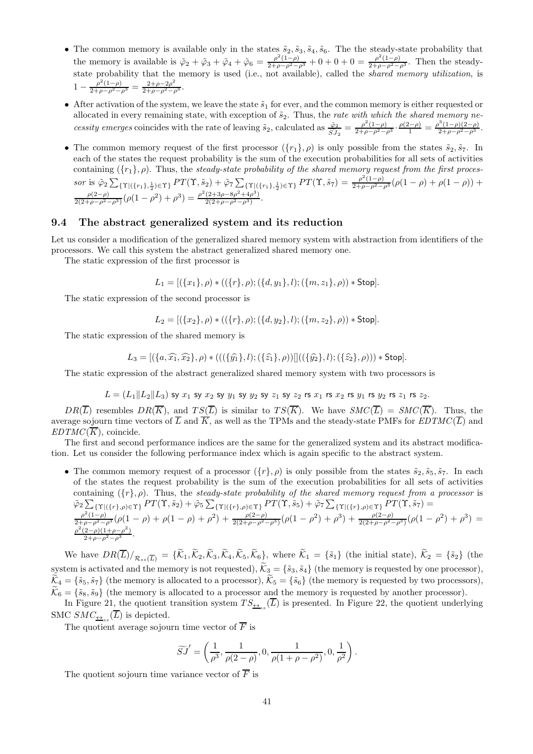- The common memory is available only in the states $\tilde{s}_2, \tilde{s}_3, \tilde{s}_4, \tilde{s}_6$. The the steady-state probability that the memory is available is $\tilde{\varphi}_2 + \tilde{\varphi}_3 + \tilde{\varphi}_4 + \tilde{\varphi}_6 = \frac{\rho^2(1-\rho)}{2+\rho-\rho^2-\rho^3} + 0 + 0 + 0 = \frac{\rho^2(1-\rho)}{2+\rho-\rho^2-\rho^3}$. Then the steady-state probability that the memory is used (i.e., not available), called the *shared memory utilization*, is $1 - \frac{\rho^2(1-\rho)}{2+\rho-\rho^2-\rho^3} = \frac{2+\rho-2\rho^2}{2+\rho-\rho^2-\rho^3}$.

- After activation of the system, we leave the state $\tilde{s}_1$ for ever, and the common memory is either requested or allocated in every remaining state, with exception of $\tilde{s}_2$. Thus, the *rate with which the shared memory necessity emerges* coincides with the rate of leaving $\tilde{s}_2$, calculated as $\frac{\tilde{\varphi}_2}{\widetilde{SJ}_2} = \frac{\rho^2(1-\rho)}{2+\rho-\rho^2-\rho^3} \cdot \frac{\rho(2-\rho)}{1} = \frac{\rho^3(1-\rho)(2-\rho)}{2+\rho-\rho^2-\rho^3}$.

- The common memory request of the first processor $(\{r_1\}, \rho)$ is only possible from the states $\tilde{s}_2, \tilde{s}_7$. In each of the states the request probability is the sum of the execution probabilities for all sets of activities containing $(\{r_1\}, \rho)$. Thus, the *steady-state probability of the shared memory request from the first processor* is $\tilde{\varphi}_2 \sum_{\{\Upsilon|(\{r_1\},\frac{1}{2})\in\Upsilon\}} PT(\Upsilon, \tilde{s}_2) + \tilde{\varphi}_7 \sum_{\{\Upsilon|(\{r_1\},\frac{1}{2})\in\Upsilon\}} PT(\Upsilon, \tilde{s}_7) = \frac{\rho^2(1-\rho)}{2+\rho-\rho^2-\rho^3}(\rho(1-\rho) + \rho(1-\rho)) + \frac{\rho(2-\rho)}{2(2+\rho-\rho^2-\rho^3)}(\rho(1-\rho^2) + \rho^3) = \frac{\rho^2(2+3\rho-8\rho^2+4\rho^3)}{2(2+\rho-\rho^2-\rho^3)}$.

## 9.4 The abstract generalized system and its reduction

Let us consider a modification of the generalized shared memory system with abstraction from identifiers of the processors. We call this system the abstract generalized shared memory one.

The static expression of the first processor is

$$L_1 = [(\{x_1\}, \rho) * ((\{r\}, \rho); (\{d, y_1\}, l); (\{m, z_1\}, \rho)) * \mathsf{Stop}].$$

The static expression of the second processor is

$$L_2 = [(\{x_2\}, \rho) * ((\{r\}, \rho); (\{d, y_2\}, l); (\{m, z_2\}, \rho)) * \mathsf{Stop}].$$

The static expression of the shared memory is

$$L_3 = [(\{a, \widehat{x_1}, \widehat{x_2}\}, \rho) * (((\{\widehat{y_1}\}, l); (\{\widehat{z_1}\}, \rho))[]((\{\widehat{y_2}\}, l); (\{\widehat{z_2}\}, \rho))) * \mathsf{Stop}].$$

The static expression of the abstract generalized shared memory system with two processors is

$$L = (L_1 \| L_2 \| L_3) \text{ sy } x_1 \text{ sy } x_2 \text{ sy } y_1 \text{ sy } y_2 \text{ sy } z_1 \text{ sy } z_2 \text{ rs } x_1 \text{ rs } x_2 \text{ rs } y_1 \text{ rs } y_2 \text{ rs } z_1 \text{ rs } z_2.$$

$DR(\overline{L})$ resembles $DR(\overline{K})$, and $TS(\overline{L})$ is similar to $TS(\overline{K})$. We have $SMC(\overline{L}) = SMC(\overline{K})$. Thus, the average sojourn time vectors of $\overline{L}$ and $\overline{K}$, as well as the TPMs and the steady-state PMFs for $EDTMC(\overline{L})$ and $EDTMC(\overline{K})$, coincide.

The first and second performance indices are the same for the generalized system and its abstract modification. Let us consider the following performance index which is again specific to the abstract system.

- The common memory request of a processor $(\{r\}, \rho)$ is only possible from the states $\tilde{s}_2, \tilde{s}_5, \tilde{s}_7$. In each of the states the request probability is the sum of the execution probabilities for all sets of activities containing $(\{r\}, \rho)$. Thus, the *steady-state probability of the shared memory request from a processor* is $\tilde{\varphi}_2 \sum_{\{\Upsilon|(\{r\},\rho)\in\Upsilon\}} PT(\Upsilon, \tilde{s}_2) + \tilde{\varphi}_5 \sum_{\{\Upsilon|(\{r\},\rho)\in\Upsilon\}} PT(\Upsilon, \tilde{s}_5) + \tilde{\varphi}_7 \sum_{\{\Upsilon|(\{r\},\rho)\in\Upsilon\}} PT(\Upsilon, \tilde{s}_7) = \frac{\rho^2(1-\rho)}{2+\rho-\rho^2-\rho^3}(\rho(1-\rho) + \rho(1-\rho) + \rho^2) + \frac{\rho(2-\rho)}{2(2+\rho-\rho^2-\rho^3)}(\rho(1-\rho^2) + \rho^3) + \frac{\rho(2-\rho)}{2(2+\rho-\rho^2-\rho^3)}(\rho(1-\rho^2) + \rho^3) = \frac{\rho^2(2-\rho)(1+\rho-\rho^2)}{2+\rho-\rho^2-\rho^3}$.

We have $DR(\overline{L})/_{\mathcal{R}_{ss}(\overline{L})} = \{\widetilde{\mathcal{K}}_1, \widetilde{\mathcal{K}}_2, \widetilde{\mathcal{K}}_3, \widetilde{\mathcal{K}}_4, \widetilde{\mathcal{K}}_5, \widetilde{\mathcal{K}}_6\}$, where $\widetilde{\mathcal{K}}_1 = \{\tilde{s}_1\}$ (the initial state), $\widetilde{\mathcal{K}}_2 = \{\tilde{s}_2\}$ (the system is activated and the memory is not requested), $\widetilde{\mathcal{K}}_3 = \{\tilde{s}_3, \tilde{s}_4\}$ (the memory is requested by one processor), $\widetilde{\mathcal{K}}_4 = \{\tilde{s}_5, \tilde{s}_7\}$ (the memory is allocated to a processor), $\widetilde{\mathcal{K}}_5 = \{\tilde{s}_6\}$ (the memory is requested by two processors), $\widetilde{\mathcal{K}}_6 = \{\tilde{s}_8, \tilde{s}_9\}$ (the memory is allocated to a processor and the memory is requested by another processor).

In Figure 21, the quotient transition system $TS_{\underline{\leftrightarrow}_{ss}}(\overline{L})$ is presented. In Figure 22, the quotient underlying SMC $SMC_{\underline{\leftrightarrow}_{ss}}(\overline{L})$ is depicted.

The quotient average sojourn time vector of $\overline{F}$ is

$$\widetilde{SJ}' = \left(\frac{1}{\rho^3}, \frac{1}{\rho(2-\rho)}, 0, \frac{1}{\rho(1+\rho-\rho^2)}, 0, \frac{1}{\rho^2}\right).$$

The quotient sojourn time variance vector of $\overline{F}$ is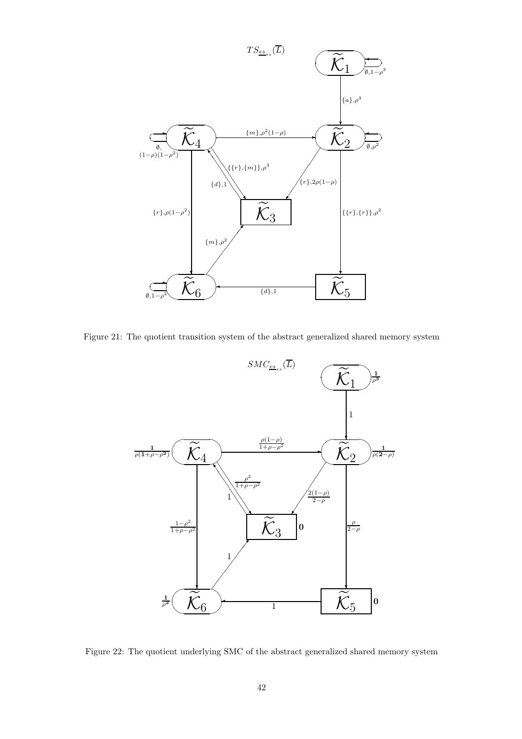Figure 21: The quotient transition system of the abstract generalized shared memory system

Figure 22: The quotient underlying SMC of the abstract generalized shared memory system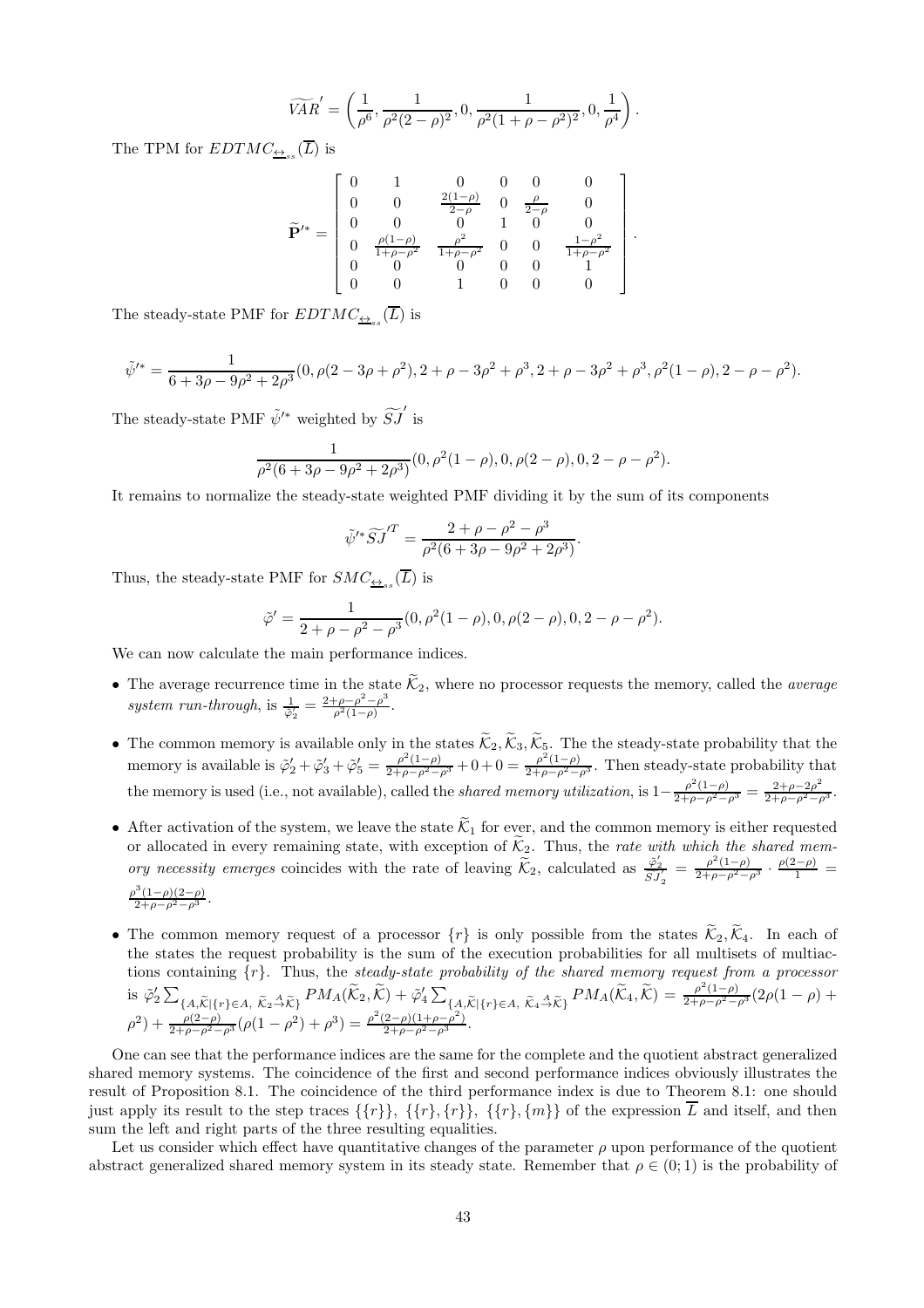$$\widetilde{VAR}' = \left(\frac{1}{\rho^6}, \frac{1}{\rho^2(2-\rho)^2}, 0, \frac{1}{\rho^2(1+\rho-\rho^2)^2}, 0, \frac{1}{\rho^4}\right).$$

The TPM for $EDTMC_{\underline{\leftrightarrow}_{ss}}(\overline{L})$ is

$$\widetilde{\mathbf{P}}'^* = \begin{bmatrix} 0 & 1 & 0 & 0 & 0 & 0 \\ 0 & 0 & \frac{2(1-\rho)}{2-\rho} & 0 & \frac{\rho}{2-\rho} & 0 \\ 0 & 0 & 0 & 1 & 0 & 0 \\ 0 & \frac{\rho(1-\rho)}{1+\rho-\rho^2} & \frac{\rho^2}{1+\rho-\rho^2} & 0 & 0 & \frac{1-\rho^2}{1+\rho-\rho^2} \\ 0 & 0 & 0 & 0 & 0 & 1 \\ 0 & 0 & 1 & 0 & 0 & 0 \end{bmatrix}.$$

The steady-state PMF for $EDTMC_{\underline{\leftrightarrow}_{ss}}(\overline{L})$ is

$$\tilde{\psi}'^* = \frac{1}{6+3\rho-9\rho^2+2\rho^3}(0, \rho(2-3\rho+\rho^2), 2+\rho-3\rho^2+\rho^3, 2+\rho-3\rho^2+\rho^3, \rho^2(1-\rho), 2-\rho-\rho^2).$$

The steady-state PMF $\tilde{\psi}'^*$ weighted by $\widetilde{SJ}'$ is

$$\frac{1}{\rho^2(6+3\rho-9\rho^2+2\rho^3)}(0, \rho^2(1-\rho), 0, \rho(2-\rho), 0, 2-\rho-\rho^2).$$

It remains to normalize the steady-state weighted PMF dividing it by the sum of its components

$$\tilde{\psi}'^* \widetilde{SJ}'^T = \frac{2+\rho-\rho^2-\rho^3}{\rho^2(6+3\rho-9\rho^2+2\rho^3)}.$$

Thus, the steady-state PMF for $SMC_{\underline{\leftrightarrow}_{ss}}(\overline{L})$ is

$$\tilde{\varphi}' = \frac{1}{2+\rho-\rho^2-\rho^3}(0, \rho^2(1-\rho), 0, \rho(2-\rho), 0, 2-\rho-\rho^2).$$

We can now calculate the main performance indices.

- The average recurrence time in the state $\widetilde{\mathcal{K}}_2$, where no processor requests the memory, called the *average system run-through*, is $\frac{1}{\tilde{\varphi}'_2} = \frac{2+\rho-\rho^2-\rho^3}{\rho^2(1-\rho)}$.
- The common memory is available only in the states $\widetilde{\mathcal{K}}_2, \widetilde{\mathcal{K}}_3, \widetilde{\mathcal{K}}_5$. The the steady-state probability that the memory is available is $\tilde{\varphi}'_2 + \tilde{\varphi}'_3 + \tilde{\varphi}'_5 = \frac{\rho^2(1-\rho)}{2+\rho-\rho^2-\rho^3} + 0 + 0 = \frac{\rho^2(1-\rho)}{2+\rho-\rho^2-\rho^3}$. Then steady-state probability that the memory is used (i.e., not available), called the *shared memory utilization*, is $1 - \frac{\rho^2(1-\rho)}{2+\rho-\rho^2-\rho^3} = \frac{2+\rho-2\rho^2}{2+\rho-\rho^2-\rho^3}$.
- After activation of the system, we leave the state $\widetilde{\mathcal{K}}_1$ for ever, and the common memory is either requested or allocated in every remaining state, with exception of $\widetilde{\mathcal{K}}_2$. Thus, the *rate with which the shared memory necessity emerges* coincides with the rate of leaving $\widetilde{\mathcal{K}}_2$, calculated as $\frac{\tilde{\varphi}'_2}{\widetilde{SJ}'_2} = \frac{\rho^2(1-\rho)}{2+\rho-\rho^2-\rho^3} \cdot \frac{\rho(2-\rho)}{1} = \frac{\rho^3(1-\rho)(2-\rho)}{2+\rho-\rho^2-\rho^3}$.
- The common memory request of a processor $\{r\}$ is only possible from the states $\widetilde{\mathcal{K}}_2, \widetilde{\mathcal{K}}_4$. In each of the states the request probability is the sum of the execution probabilities for all multisets of multiactions containing $\{r\}$. Thus, the *steady-state probability of the shared memory request from a processor* is $\tilde{\varphi}'_2 \sum_{\{A,\widetilde{\mathcal{K}}|\{r\}\in A,\ \widetilde{\mathcal{K}}_2 \stackrel{A}{\to} \widetilde{\mathcal{K}}\}} PM_A(\widetilde{\mathcal{K}}_2, \widetilde{\mathcal{K}}) + \tilde{\varphi}'_4 \sum_{\{A,\widetilde{\mathcal{K}}|\{r\}\in A,\ \widetilde{\mathcal{K}}_4 \stackrel{A}{\to} \widetilde{\mathcal{K}}\}} PM_A(\widetilde{\mathcal{K}}_4, \widetilde{\mathcal{K}}) = \frac{\rho^2(1-\rho)}{2+\rho-\rho^2-\rho^3}(2\rho(1-\rho) + \rho^2) + \frac{\rho(2-\rho)}{2+\rho-\rho^2-\rho^3}(\rho(1-\rho^2)+\rho^3) = \frac{\rho^2(2-\rho)(1+\rho-\rho^2)}{2+\rho-\rho^2-\rho^3}$.

One can see that the performance indices are the same for the complete and the quotient abstract generalized shared memory systems. The coincidence of the first and second performance indices obviously illustrates the result of Proposition 8.1. The coincidence of the third performance index is due to Theorem 8.1: one should just apply its result to the step traces $\{\{r\}\}$, $\{\{r\},\{r\}\}$, $\{\{r\},\{m\}\}$ of the expression $\overline{L}$ and itself, and then sum the left and right parts of the three resulting equalities.

Let us consider which effect have quantitative changes of the parameter $\rho$ upon performance of the quotient abstract generalized shared memory system in its steady state. Remember that $\rho \in (0;1)$ is the probability of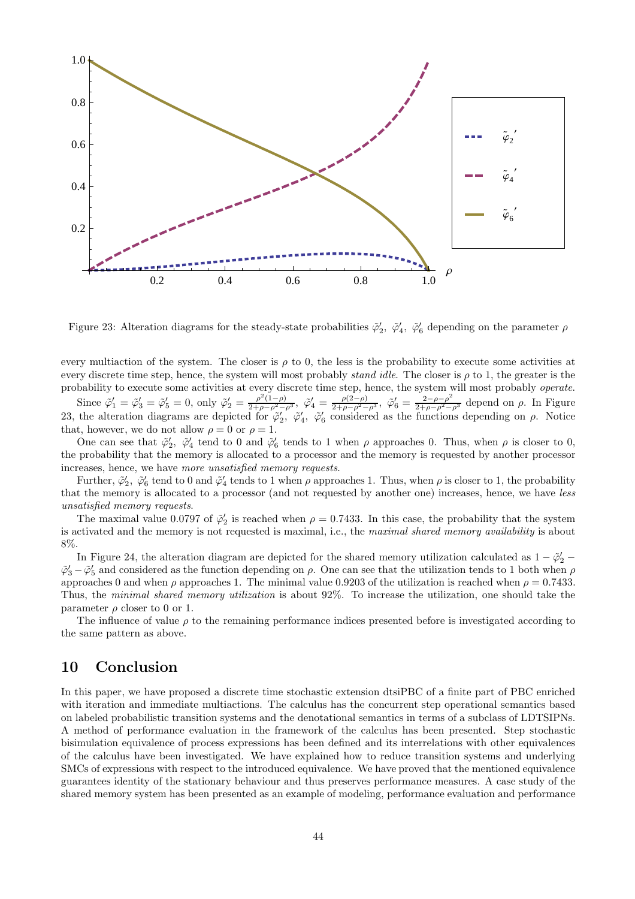Figure 23: Alteration diagrams for the steady-state probabilities $\tilde{\varphi}'_2,\ \tilde{\varphi}'_4,\ \tilde{\varphi}'_6$ depending on the parameter $\rho$

every multiaction of the system. The closer is $\rho$ to 0, the less is the probability to execute some activities at every discrete time step, hence, the system will most probably *stand idle*. The closer is $\rho$ to 1, the greater is the probability to execute some activities at every discrete time step, hence, the system will most probably *operate*.

Since $\tilde{\varphi}'_1 = \tilde{\varphi}'_3 = \tilde{\varphi}'_5 = 0$, only $\tilde{\varphi}'_2 = \frac{\rho^2(1-\rho)}{2+\rho-\rho^2-\rho^3},\ \tilde{\varphi}'_4 = \frac{\rho(2-\rho)}{2+\rho-\rho^2-\rho^3},\ \tilde{\varphi}'_6 = \frac{2-\rho-\rho^2}{2+\rho-\rho^2-\rho^3}$ depend on $\rho$. In Figure 23, the alteration diagrams are depicted for $\tilde{\varphi}'_2,\ \tilde{\varphi}'_4,\ \tilde{\varphi}'_6$ considered as the functions depending on $\rho$. Notice that, however, we do not allow $\rho = 0$ or $\rho = 1$.

One can see that $\tilde{\varphi}'_2,\ \tilde{\varphi}'_4$ tend to 0 and $\tilde{\varphi}'_6$ tends to 1 when $\rho$ approaches 0. Thus, when $\rho$ is closer to 0, the probability that the memory is allocated to a processor and the memory is requested by another processor increases, hence, we have *more unsatisfied memory requests*.

Further, $\tilde{\varphi}'_2,\ \tilde{\varphi}'_6$ tend to 0 and $\tilde{\varphi}'_4$ tends to 1 when $\rho$ approaches 1. Thus, when $\rho$ is closer to 1, the probability that the memory is allocated to a processor (and not requested by another one) increases, hence, we have *less unsatisfied memory requests*.

The maximal value 0.0797 of $\tilde{\varphi}'_2$ is reached when $\rho = 0.7433$. In this case, the probability that the system is activated and the memory is not requested is maximal, i.e., the *maximal shared memory availability* is about 8%.

In Figure 24, the alteration diagram are depicted for the shared memory utilization calculated as $1 - \tilde{\varphi}'_2 - \tilde{\varphi}'_3 - \tilde{\varphi}'_5$ and considered as the function depending on $\rho$. One can see that the utilization tends to 1 both when $\rho$ approaches 0 and when $\rho$ approaches 1. The minimal value 0.9203 of the utilization is reached when $\rho = 0.7433$. Thus, the *minimal shared memory utilization* is about 92%. To increase the utilization, one should take the parameter $\rho$ closer to 0 or 1.

The influence of value $\rho$ to the remaining performance indices presented before is investigated according to the same pattern as above.

## 10 Conclusion

In this paper, we have proposed a discrete time stochastic extension dtsiPBC of a finite part of PBC enriched with iteration and immediate multiactions. The calculus has the concurrent step operational semantics based on labeled probabilistic transition systems and the denotational semantics in terms of a subclass of LDTSIPNs. A method of performance evaluation in the framework of the calculus has been presented. Step stochastic bisimulation equivalence of process expressions has been defined and its interrelations with other equivalences of the calculus have been investigated. We have explained how to reduce transition systems and underlying SMCs of expressions with respect to the introduced equivalence. We have proved that the mentioned equivalence guarantees identity of the stationary behaviour and thus preserves performance measures. A case study of the shared memory system has been presented as an example of modeling, performance evaluation and performance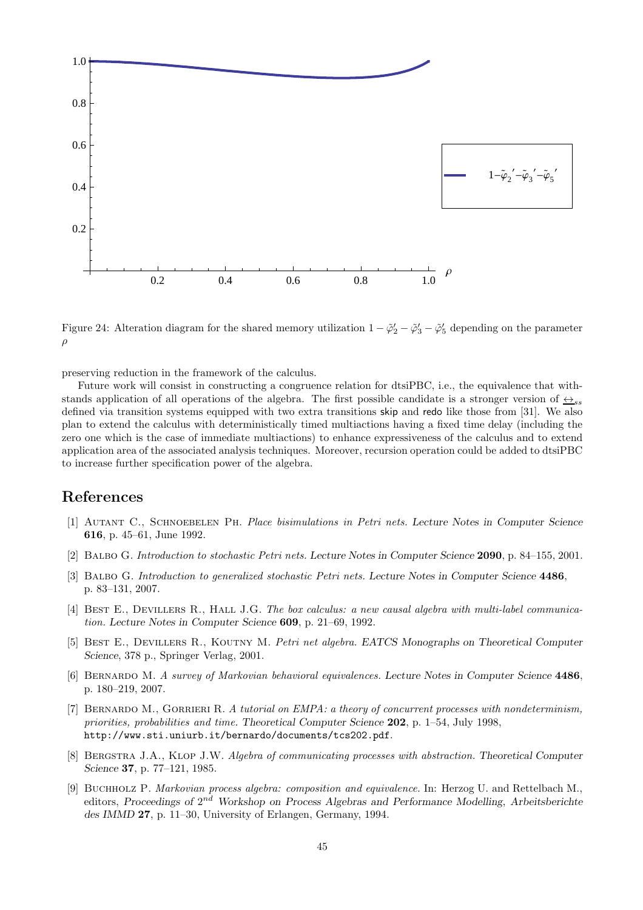Figure 24: Alteration diagram for the shared memory utilization $1 - \tilde{\varphi}_2' - \tilde{\varphi}_3' - \tilde{\varphi}_5'$ depending on the parameter $\rho$

preserving reduction in the framework of the calculus.

Future work will consist in constructing a congruence relation for dtsiPBC, i.e., the equivalence that withstands application of all operations of the algebra. The first possible candidate is a stronger version of $\underline{\leftrightarrow}_{ss}$ defined via transition systems equipped with two extra transitions skip and redo like those from [31]. We also plan to extend the calculus with deterministically timed multiactions having a fixed time delay (including the zero one which is the case of immediate multiactions) to enhance expressiveness of the calculus and to extend application area of the associated analysis techniques. Moreover, recursion operation could be added to dtsiPBC to increase further specification power of the algebra.

# References

[1] Autant C., Schnoebelen Ph. *Place bisimulations in Petri nets.* Lecture Notes in Computer Science **616**, p. 45–61, June 1992.

[2] Balbo G. *Introduction to stochastic Petri nets.* Lecture Notes in Computer Science **2090**, p. 84–155, 2001.

[3] Balbo G. *Introduction to generalized stochastic Petri nets.* Lecture Notes in Computer Science **4486**, p. 83–131, 2007.

[4] Best E., Devillers R., Hall J.G. *The box calculus: a new causal algebra with multi-label communication.* Lecture Notes in Computer Science **609**, p. 21–69, 1992.

[5] Best E., Devillers R., Koutny M. *Petri net algebra.* EATCS Monographs on Theoretical Computer Science, 378 p., Springer Verlag, 2001.

[6] Bernardo M. *A survey of Markovian behavioral equivalences.* Lecture Notes in Computer Science **4486**, p. 180–219, 2007.

[7] Bernardo M., Gorrieri R. *A tutorial on EMPA: a theory of concurrent processes with nondeterminism, priorities, probabilities and time.* Theoretical Computer Science **202**, p. 1–54, July 1998, `http://www.sti.uniurb.it/bernardo/documents/tcs202.pdf`.

[8] Bergstra J.A., Klop J.W. *Algebra of communicating processes with abstraction.* Theoretical Computer Science **37**, p. 77–121, 1985.

[9] Buchholz P. *Markovian process algebra: composition and equivalence.* In: Herzog U. and Rettelbach M., editors, Proceedings of $2^{nd}$ Workshop on Process Algebras and Performance Modelling, Arbeitsberichte des IMMD **27**, p. 11–30, University of Erlangen, Germany, 1994.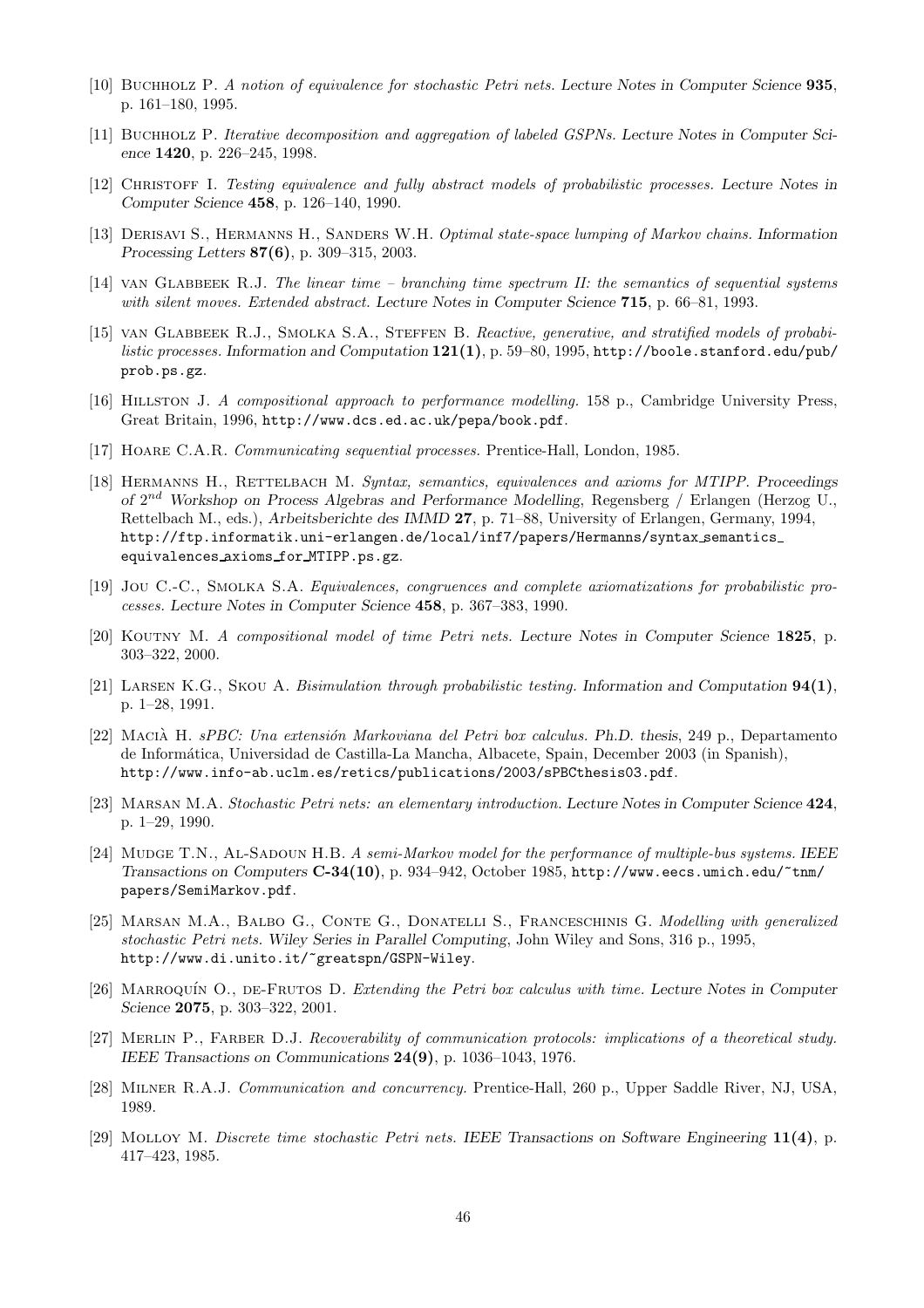[10] Buchholz P. *A notion of equivalence for stochastic Petri nets.* Lecture Notes in Computer Science **935**, p. 161–180, 1995.

[11] Buchholz P. *Iterative decomposition and aggregation of labeled GSPNs.* Lecture Notes in Computer Science **1420**, p. 226–245, 1998.

[12] Christoff I. *Testing equivalence and fully abstract models of probabilistic processes.* Lecture Notes in Computer Science **458**, p. 126–140, 1990.

[13] Derisavi S., Hermanns H., Sanders W.H. *Optimal state-space lumping of Markov chains.* Information Processing Letters **87(6)**, p. 309–315, 2003.

[14] van Glabbeek R.J. *The linear time – branching time spectrum II: the semantics of sequential systems with silent moves. Extended abstract.* Lecture Notes in Computer Science **715**, p. 66–81, 1993.

[15] van Glabbeek R.J., Smolka S.A., Steffen B. *Reactive, generative, and stratified models of probabilistic processes.* Information and Computation **121(1)**, p. 59–80, 1995, http://boole.stanford.edu/pub/prob.ps.gz.

[16] Hillston J. *A compositional approach to performance modelling.* 158 p., Cambridge University Press, Great Britain, 1996, http://www.dcs.ed.ac.uk/pepa/book.pdf.

[17] Hoare C.A.R. *Communicating sequential processes.* Prentice-Hall, London, 1985.

[18] Hermanns H., Rettelbach M. *Syntax, semantics, equivalences and axioms for MTIPP.* Proceedings of $2^{nd}$ Workshop on Process Algebras and Performance Modelling, Regensberg / Erlangen (Herzog U., Rettelbach M., eds.), Arbeitsberichte des IMMD **27**, p. 71–88, University of Erlangen, Germany, 1994, http://ftp.informatik.uni-erlangen.de/local/inf7/papers/Hermanns/syntax_semantics_equivalences_axioms_for_MTIPP.ps.gz.

[19] Jou C.-C., Smolka S.A. *Equivalences, congruences and complete axiomatizations for probabilistic processes.* Lecture Notes in Computer Science **458**, p. 367–383, 1990.

[20] Koutny M. *A compositional model of time Petri nets.* Lecture Notes in Computer Science **1825**, p. 303–322, 2000.

[21] Larsen K.G., Skou A. *Bisimulation through probabilistic testing.* Information and Computation **94(1)**, p. 1–28, 1991.

[22] Macià H. *sPBC: Una extensión Markoviana del Petri box calculus.* Ph.D. thesis, 249 p., Departamento de Informática, Universidad de Castilla-La Mancha, Albacete, Spain, December 2003 (in Spanish), http://www.info-ab.uclm.es/retics/publications/2003/sPBCthesis03.pdf.

[23] Marsan M.A. *Stochastic Petri nets: an elementary introduction.* Lecture Notes in Computer Science **424**, p. 1–29, 1990.

[24] Mudge T.N., Al-Sadoun H.B. *A semi-Markov model for the performance of multiple-bus systems.* IEEE Transactions on Computers **C-34(10)**, p. 934–942, October 1985, http://www.eecs.umich.edu/~tnm/papers/SemiMarkov.pdf.

[25] Marsan M.A., Balbo G., Conte G., Donatelli S., Franceschinis G. *Modelling with generalized stochastic Petri nets.* Wiley Series in Parallel Computing, John Wiley and Sons, 316 p., 1995, http://www.di.unito.it/~greatspn/GSPN-Wiley.

[26] Marroquín O., de-Frutos D. *Extending the Petri box calculus with time.* Lecture Notes in Computer Science **2075**, p. 303–322, 2001.

[27] Merlin P., Farber D.J. *Recoverability of communication protocols: implications of a theoretical study.* IEEE Transactions on Communications **24(9)**, p. 1036–1043, 1976.

[28] Milner R.A.J. *Communication and concurrency.* Prentice-Hall, 260 p., Upper Saddle River, NJ, USA, 1989.

[29] Molloy M. *Discrete time stochastic Petri nets.* IEEE Transactions on Software Engineering **11(4)**, p. 417–423, 1985.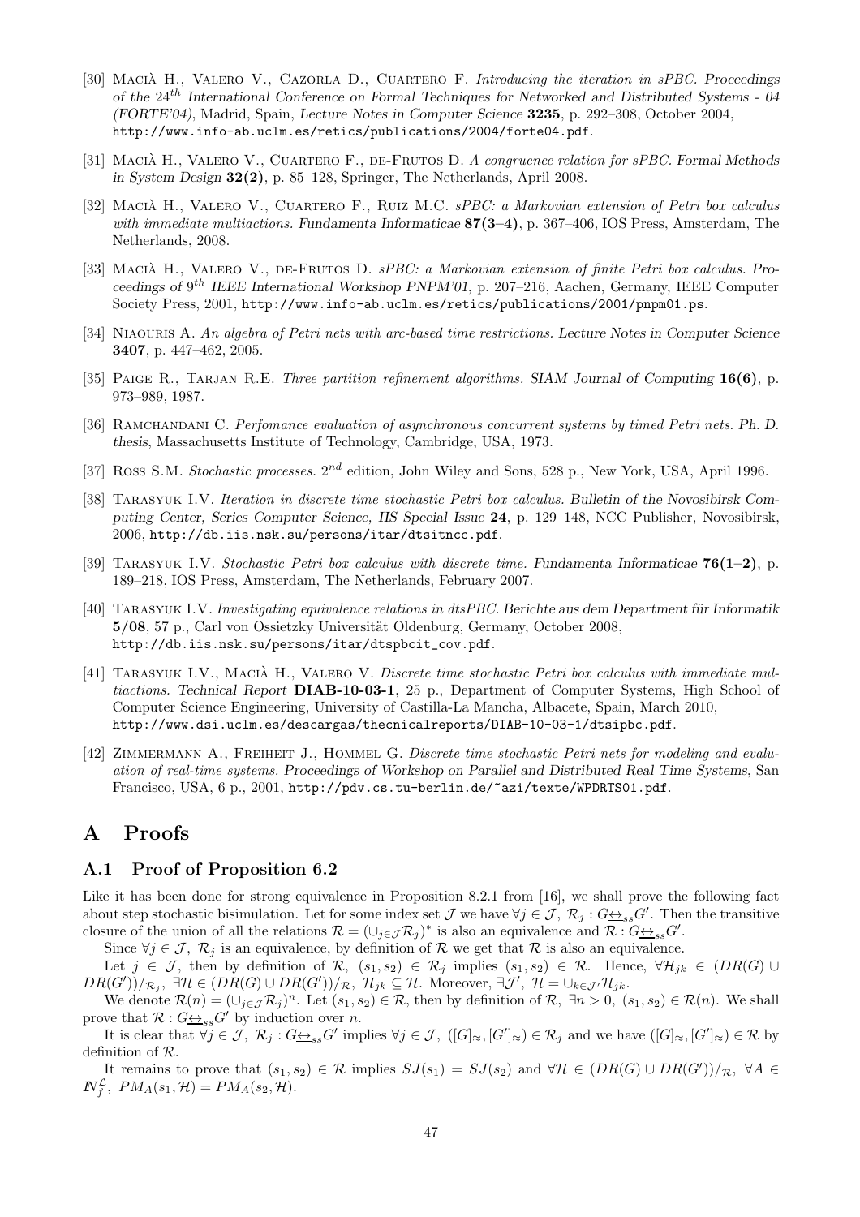[30] Macià H., Valero V., Cazorla D., Cuartero F. *Introducing the iteration in sPBC. Proceedings of the* $24^{th}$ *International Conference on Formal Techniques for Networked and Distributed Systems - 04 (FORTE'04)*, Madrid, Spain, *Lecture Notes in Computer Science* **3235**, p. 292–308, October 2004, http://www.info-ab.uclm.es/retics/publications/2004/forte04.pdf.

[31] Macià H., Valero V., Cuartero F., de-Frutos D. *A congruence relation for sPBC. Formal Methods in System Design* **32(2)**, p. 85–128, Springer, The Netherlands, April 2008.

[32] Macià H., Valero V., Cuartero F., Ruiz M.C. *sPBC: a Markovian extension of Petri box calculus with immediate multiactions. Fundamenta Informaticae* **87(3–4)**, p. 367–406, IOS Press, Amsterdam, The Netherlands, 2008.

[33] Macià H., Valero V., de-Frutos D. *sPBC: a Markovian extension of finite Petri box calculus. Proceedings of* $9^{th}$ *IEEE International Workshop PNPM'01*, p. 207–216, Aachen, Germany, IEEE Computer Society Press, 2001, http://www.info-ab.uclm.es/retics/publications/2001/pnpm01.ps.

[34] Niaouris A. *An algebra of Petri nets with arc-based time restrictions. Lecture Notes in Computer Science* **3407**, p. 447–462, 2005.

[35] Paige R., Tarjan R.E. *Three partition refinement algorithms. SIAM Journal of Computing* **16(6)**, p. 973–989, 1987.

[36] Ramchandani C. *Perfomance evaluation of asynchronous concurrent systems by timed Petri nets. Ph. D. thesis*, Massachusetts Institute of Technology, Cambridge, USA, 1973.

[37] Ross S.M. *Stochastic processes.* $2^{nd}$ edition, John Wiley and Sons, 528 p., New York, USA, April 1996.

[38] Tarasyuk I.V. *Iteration in discrete time stochastic Petri box calculus. Bulletin of the Novosibirsk Computing Center, Series Computer Science, IIS Special Issue* **24**, p. 129–148, NCC Publisher, Novosibirsk, 2006, http://db.iis.nsk.su/persons/itar/dtsitncc.pdf.

[39] Tarasyuk I.V. *Stochastic Petri box calculus with discrete time. Fundamenta Informaticae* **76(1–2)**, p. 189–218, IOS Press, Amsterdam, The Netherlands, February 2007.

[40] Tarasyuk I.V. *Investigating equivalence relations in dtsPBC. Berichte aus dem Department für Informatik* **5/08**, 57 p., Carl von Ossietzky Universität Oldenburg, Germany, October 2008, http://db.iis.nsk.su/persons/itar/dtspbcit_cov.pdf.

[41] Tarasyuk I.V., Macià H., Valero V. *Discrete time stochastic Petri box calculus with immediate multiactions. Technical Report* **DIAB-10-03-1**, 25 p., Department of Computer Systems, High School of Computer Science Engineering, University of Castilla-La Mancha, Albacete, Spain, March 2010, http://www.dsi.uclm.es/descargas/thecnicalreports/DIAB-10-03-1/dtsipbc.pdf.

[42] Zimmermann A., Freiheit J., Hommel G. *Discrete time stochastic Petri nets for modeling and evaluation of real-time systems. Proceedings of Workshop on Parallel and Distributed Real Time Systems*, San Francisco, USA, 6 p., 2001, http://pdv.cs.tu-berlin.de/~azi/texte/WPDRTS01.pdf.

# A Proofs

## A.1 Proof of Proposition 6.2

Like it has been done for strong equivalence in Proposition 8.2.1 from [16], we shall prove the following fact about step stochastic bisimulation. Let for some index set $\mathcal{J}$ we have $\forall j \in \mathcal{J},\ \mathcal{R}_j : G\underline{\leftrightarrow}_{ss}G'$. Then the transitive closure of the union of all the relations $\mathcal{R} = (\cup_{j\in\mathcal{J}}\mathcal{R}_j)^*$ is also an equivalence and $\mathcal{R} : G\underline{\leftrightarrow}_{ss}G'$.

Since $\forall j \in \mathcal{J},\ \mathcal{R}_j$ is an equivalence, by definition of $\mathcal{R}$ we get that $\mathcal{R}$ is also an equivalence.

Let $j \in \mathcal{J}$, then by definition of $\mathcal{R}$, $(s_1, s_2) \in \mathcal{R}_j$ implies $(s_1, s_2) \in \mathcal{R}$. Hence, $\forall \mathcal{H}_{jk} \in (DR(G) \cup DR(G'))/_{\mathcal{R}_j},\ \exists \mathcal{H} \in (DR(G) \cup DR(G'))/_{\mathcal{R}},\ \mathcal{H}_{jk} \subseteq \mathcal{H}$. Moreover, $\exists \mathcal{J}',\ \mathcal{H} = \cup_{k\in\mathcal{J}'}\mathcal{H}_{jk}$.

We denote $\mathcal{R}(n) = (\cup_{j\in\mathcal{J}}\mathcal{R}_j)^n$. Let $(s_1, s_2) \in \mathcal{R}$, then by definition of $\mathcal{R}$, $\exists n > 0,\ (s_1, s_2) \in \mathcal{R}(n)$. We shall prove that $\mathcal{R} : G\underline{\leftrightarrow}_{ss}G'$ by induction over $n$.

It is clear that $\forall j \in \mathcal{J},\ \mathcal{R}_j : G\underline{\leftrightarrow}_{ss}G'$ implies $\forall j \in \mathcal{J},\ ([G]_\approx, [G']_\approx) \in \mathcal{R}_j$ and we have $([G]_\approx, [G']_\approx) \in \mathcal{R}$ by definition of $\mathcal{R}$.

It remains to prove that $(s_1, s_2) \in \mathcal{R}$ implies $SJ(s_1) = SJ(s_2)$ and $\forall \mathcal{H} \in (DR(G) \cup DR(G'))/_{\mathcal{R}},\ \forall A \in I\!N_f^{\mathcal{L}},\ PM_A(s_1, \mathcal{H}) = PM_A(s_2, \mathcal{H})$.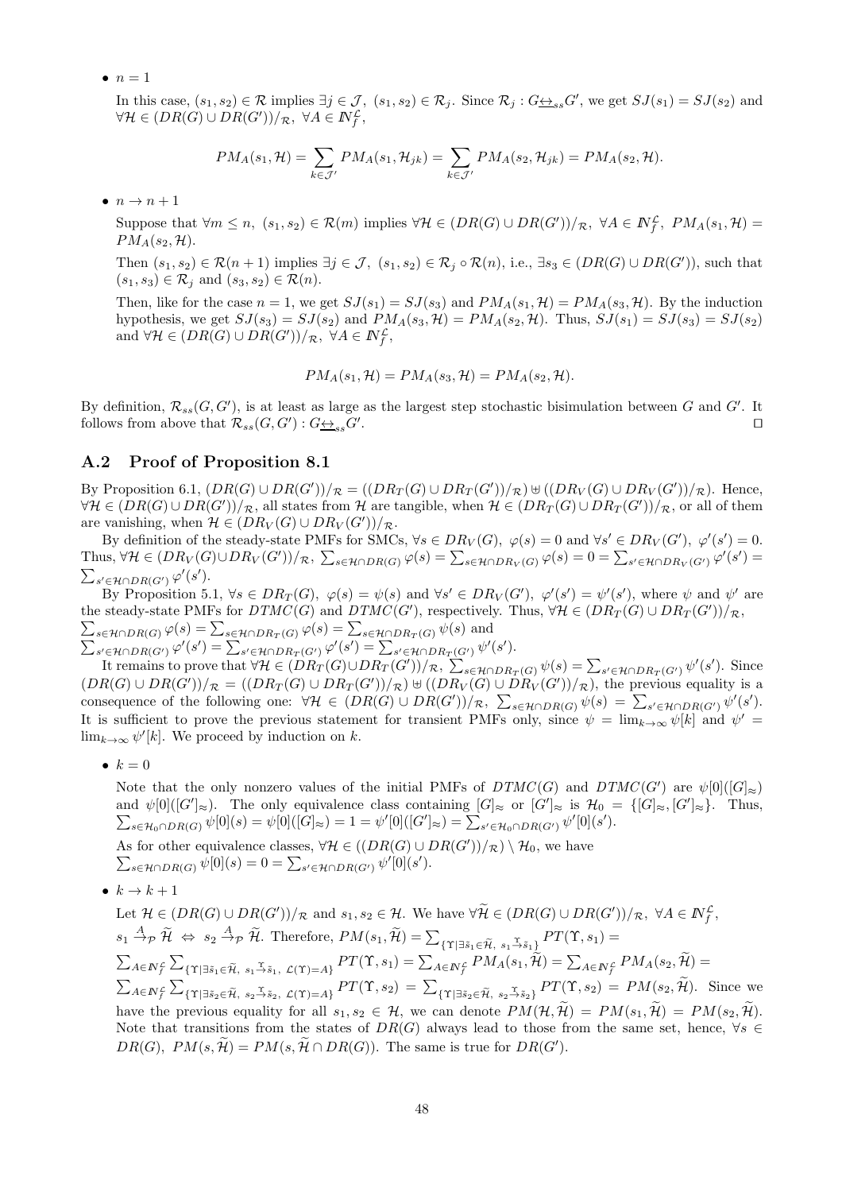- $n = 1$

  In this case, $(s_1, s_2) \in \mathcal{R}$ implies $\exists j \in \mathcal{J},\ (s_1, s_2) \in \mathcal{R}_j$. Since $\mathcal{R}_j : G \underline{\leftrightarrow}_{ss} G'$, we get $SJ(s_1) = SJ(s_2)$ and $\forall \mathcal{H} \in (DR(G) \cup DR(G'))/_{\mathcal{R}},\ \forall A \in I\!N_f^{\mathcal{L}}$,

$$PM_A(s_1, \mathcal{H}) = \sum_{k \in \mathcal{J}'} PM_A(s_1, \mathcal{H}_{jk}) = \sum_{k \in \mathcal{J}'} PM_A(s_2, \mathcal{H}_{jk}) = PM_A(s_2, \mathcal{H}).$$

- $n \to n + 1$

  Suppose that $\forall m \leq n,\ (s_1, s_2) \in \mathcal{R}(m)$ implies $\forall \mathcal{H} \in (DR(G) \cup DR(G'))/_{\mathcal{R}},\ \forall A \in I\!N_f^{\mathcal{L}},\ PM_A(s_1, \mathcal{H}) = PM_A(s_2, \mathcal{H})$.

  Then $(s_1, s_2) \in \mathcal{R}(n+1)$ implies $\exists j \in \mathcal{J},\ (s_1, s_2) \in \mathcal{R}_j \circ \mathcal{R}(n)$, i.e., $\exists s_3 \in (DR(G) \cup DR(G'))$, such that $(s_1, s_3) \in \mathcal{R}_j$ and $(s_3, s_2) \in \mathcal{R}(n)$.

  Then, like for the case $n = 1$, we get $SJ(s_1) = SJ(s_3)$ and $PM_A(s_1, \mathcal{H}) = PM_A(s_3, \mathcal{H})$. By the induction hypothesis, we get $SJ(s_3) = SJ(s_2)$ and $PM_A(s_3, \mathcal{H}) = PM_A(s_2, \mathcal{H})$. Thus, $SJ(s_1) = SJ(s_3) = SJ(s_2)$ and $\forall \mathcal{H} \in (DR(G) \cup DR(G'))/_{\mathcal{R}},\ \forall A \in I\!N_f^{\mathcal{L}}$,

$$PM_A(s_1, \mathcal{H}) = PM_A(s_3, \mathcal{H}) = PM_A(s_2, \mathcal{H}).$$

By definition, $\mathcal{R}_{ss}(G, G')$, is at least as large as the largest step stochastic bisimulation between $G$ and $G'$. It follows from above that $\mathcal{R}_{ss}(G, G') : G \underline{\leftrightarrow}_{ss} G'$. ⊓⊔

## A.2 Proof of Proposition 8.1

By Proposition 6.1, $(DR(G) \cup DR(G'))/_{\mathcal{R}} = ((DR_T(G) \cup DR_T(G'))/_{\mathcal{R}}) \uplus ((DR_V(G) \cup DR_V(G'))/_{\mathcal{R}})$. Hence, $\forall \mathcal{H} \in (DR(G) \cup DR(G'))/_{\mathcal{R}}$, all states from $\mathcal{H}$ are tangible, when $\mathcal{H} \in (DR_T(G) \cup DR_T(G'))/_{\mathcal{R}}$, or all of them are vanishing, when $\mathcal{H} \in (DR_V(G) \cup DR_V(G'))/_{\mathcal{R}}$.

By definition of the steady-state PMFs for SMCs, $\forall s \in DR_V(G),\ \varphi(s) = 0$ and $\forall s' \in DR_V(G'),\ \varphi'(s') = 0$. Thus, $\forall \mathcal{H} \in (DR_V(G) \cup DR_V(G'))/_{\mathcal{R}},\ \sum_{s \in \mathcal{H} \cap DR(G)} \varphi(s) = \sum_{s \in \mathcal{H} \cap DR_V(G)} \varphi(s) = 0 = \sum_{s' \in \mathcal{H} \cap DR_V(G')} \varphi'(s') = \sum_{s' \in \mathcal{H} \cap DR(G')} \varphi'(s')$.

By Proposition 5.1, $\forall s \in DR_T(G),\ \varphi(s) = \psi(s)$ and $\forall s' \in DR_V(G'),\ \varphi'(s') = \psi'(s')$, where $\psi$ and $\psi'$ are the steady-state PMFs for $DTMC(G)$ and $DTMC(G')$, respectively. Thus, $\forall \mathcal{H} \in (DR_T(G) \cup DR_T(G'))/_{\mathcal{R}}$, $\sum_{s \in \mathcal{H} \cap DR(G)} \varphi(s) = \sum_{s \in \mathcal{H} \cap DR_T(G)} \varphi(s) = \sum_{s \in \mathcal{H} \cap DR_T(G)} \psi(s)$ and $\sum_{s' \in \mathcal{H} \cap DR(G')} \varphi'(s') = \sum_{s' \in \mathcal{H} \cap DR_T(G')} \varphi'(s') = \sum_{s' \in \mathcal{H} \cap DR_T(G')} \psi'(s')$.

It remains to prove that $\forall \mathcal{H} \in (DR_T(G) \cup DR_T(G'))/_{\mathcal{R}},\ \sum_{s \in \mathcal{H} \cap DR_T(G)} \psi(s) = \sum_{s' \in \mathcal{H} \cap DR_T(G')} \psi'(s')$. Since $(DR(G) \cup DR(G'))/_{\mathcal{R}} = ((DR_T(G) \cup DR_T(G'))/_{\mathcal{R}}) \uplus ((DR_V(G) \cup DR_V(G'))/_{\mathcal{R}})$, the previous equality is a consequence of the following one: $\forall \mathcal{H} \in (DR(G) \cup DR(G'))/_{\mathcal{R}},\ \sum_{s \in \mathcal{H} \cap DR(G)} \psi(s) = \sum_{s' \in \mathcal{H} \cap DR(G')} \psi'(s')$. It is sufficient to prove the previous statement for transient PMFs only, since $\psi = \lim_{k \to \infty} \psi[k]$ and $\psi' = \lim_{k \to \infty} \psi'[k]$. We proceed by induction on $k$.

- $k = 0$

  Note that the only nonzero values of the initial PMFs of $DTMC(G)$ and $DTMC(G')$ are $\psi[0]([G]_\approx)$ and $\psi[0]([G']_\approx)$. The only equivalence class containing $[G]_\approx$ or $[G']_\approx$ is $\mathcal{H}_0 = \{[G]_\approx, [G']_\approx\}$. Thus, $\sum_{s \in \mathcal{H}_0 \cap DR(G)} \psi[0](s) = \psi[0]([G]_\approx) = 1 = \psi'[0]([G']_\approx) = \sum_{s' \in \mathcal{H}_0 \cap DR(G')} \psi'[0](s')$.

  As for other equivalence classes, $\forall \mathcal{H} \in ((DR(G) \cup DR(G'))/_{\mathcal{R}}) \setminus \mathcal{H}_0$, we have $\sum_{s \in \mathcal{H} \cap DR(G)} \psi[0](s) = 0 = \sum_{s' \in \mathcal{H} \cap DR(G')} \psi'[0](s')$.

- $k \to k + 1$

  Let $\mathcal{H} \in (DR(G) \cup DR(G'))/_{\mathcal{R}}$ and $s_1, s_2 \in \mathcal{H}$. We have $\forall \widetilde{\mathcal{H}} \in (DR(G) \cup DR(G'))/_{\mathcal{R}},\ \forall A \in I\!N_f^{\mathcal{L}}$, $s_1 \xrightarrow{A}_{\mathcal{P}} \widetilde{\mathcal{H}} \Leftrightarrow s_2 \xrightarrow{A}_{\mathcal{P}} \widetilde{\mathcal{H}}$. Therefore, $PM(s_1, \widetilde{\mathcal{H}}) = \sum_{\{\Upsilon \mid \exists \tilde{s}_1 \in \widetilde{\mathcal{H}},\ s_1 \xrightarrow{\Upsilon} \tilde{s}_1\}} PT(\Upsilon, s_1) = \sum_{A \in I\!N_f^{\mathcal{L}}} \sum_{\{\Upsilon \mid \exists \tilde{s}_1 \in \widetilde{\mathcal{H}},\ s_1 \xrightarrow{\Upsilon} \tilde{s}_1,\ \mathcal{L}(\Upsilon) = A\}} PT(\Upsilon, s_1) = \sum_{A \in I\!N_f^{\mathcal{L}}} PM_A(s_1, \widetilde{\mathcal{H}}) = \sum_{A \in I\!N_f^{\mathcal{L}}} PM_A(s_2, \widetilde{\mathcal{H}}) = \sum_{A \in I\!N_f^{\mathcal{L}}} \sum_{\{\Upsilon \mid \exists \tilde{s}_2 \in \widetilde{\mathcal{H}},\ s_2 \xrightarrow{\Upsilon} \tilde{s}_2,\ \mathcal{L}(\Upsilon) = A\}} PT(\Upsilon, s_2) = \sum_{\{\Upsilon \mid \exists \tilde{s}_2 \in \widetilde{\mathcal{H}},\ s_2 \xrightarrow{\Upsilon} \tilde{s}_2\}} PT(\Upsilon, s_2) = PM(s_2, \widetilde{\mathcal{H}})$. Since we have the previous equality for all $s_1, s_2 \in \mathcal{H}$, we can denote $PM(\mathcal{H}, \widetilde{\mathcal{H}}) = PM(s_1, \widetilde{\mathcal{H}}) = PM(s_2, \widetilde{\mathcal{H}})$. Note that transitions from the states of $DR(G)$ always lead to those from the same set, hence, $\forall s \in DR(G),\ PM(s, \widetilde{\mathcal{H}}) = PM(s, \widetilde{\mathcal{H}} \cap DR(G))$. The same is true for $DR(G')$.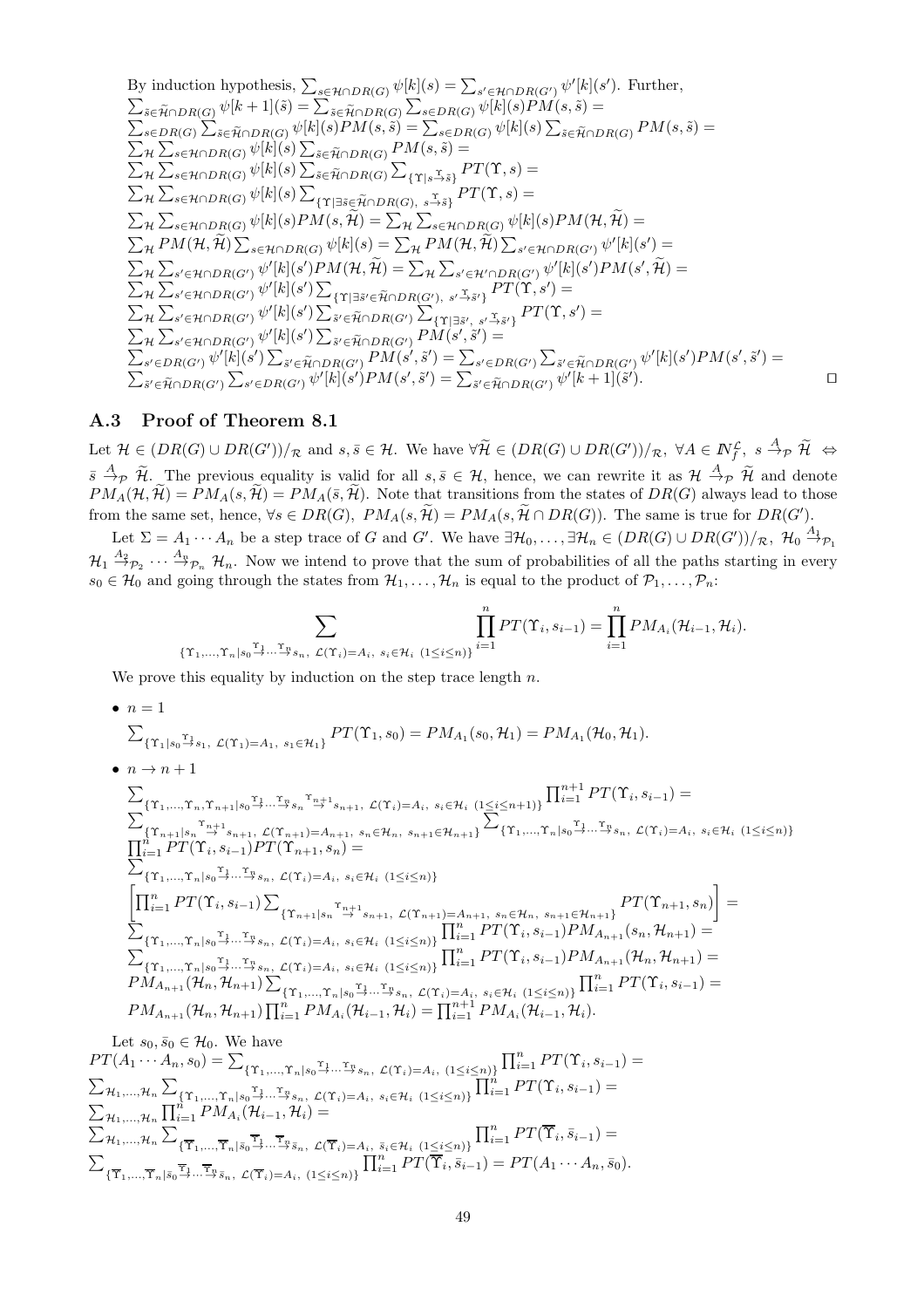By induction hypothesis, $\sum_{s\in\mathcal{H}\cap DR(G)}\psi[k](s)=\sum_{s'\in\mathcal{H}\cap DR(G')}\psi'[k](s')$. Further,
$\sum_{\tilde{s}\in\widetilde{\mathcal{H}}\cap DR(G)}\psi[k+1](\tilde{s})=\sum_{\tilde{s}\in\widetilde{\mathcal{H}}\cap DR(G)}\sum_{s\in DR(G)}\psi[k](s)PM(s,\tilde{s})=$
$\sum_{s\in DR(G)}\sum_{\tilde{s}\in\widetilde{\mathcal{H}}\cap DR(G)}\psi[k](s)PM(s,\tilde{s})=\sum_{s\in DR(G)}\psi[k](s)\sum_{\tilde{s}\in\widetilde{\mathcal{H}}\cap DR(G)}PM(s,\tilde{s})=$
$\sum_{\mathcal{H}}\sum_{s\in\mathcal{H}\cap DR(G)}\psi[k](s)\sum_{\tilde{s}\in\widetilde{\mathcal{H}}\cap DR(G)}PM(s,\tilde{s})=$
$\sum_{\mathcal{H}}\sum_{s\in\mathcal{H}\cap DR(G)}\psi[k](s)\sum_{\tilde{s}\in\widetilde{\mathcal{H}}\cap DR(G)}\sum_{\{\Upsilon\mid s\stackrel{\Upsilon}{\to}\tilde{s}\}}PT(\Upsilon,s)=$
$\sum_{\mathcal{H}}\sum_{s\in\mathcal{H}\cap DR(G)}\psi[k](s)\sum_{\{\Upsilon\mid\exists\tilde{s}\in\widetilde{\mathcal{H}}\cap DR(G),\ s\stackrel{\Upsilon}{\to}\tilde{s}\}}PT(\Upsilon,s)=$
$\sum_{\mathcal{H}}\sum_{s\in\mathcal{H}\cap DR(G)}\psi[k](s)PM(s,\widetilde{\mathcal{H}})=\sum_{\mathcal{H}}\sum_{s\in\mathcal{H}\cap DR(G)}\psi[k](s)PM(\mathcal{H},\widetilde{\mathcal{H}})=$
$\sum_{\mathcal{H}}PM(\mathcal{H},\widetilde{\mathcal{H}})\sum_{s\in\mathcal{H}\cap DR(G)}\psi[k](s)=\sum_{\mathcal{H}}PM(\mathcal{H},\widetilde{\mathcal{H}})\sum_{s'\in\mathcal{H}\cap DR(G')}\psi'[k](s')=$
$\sum_{\mathcal{H}}\sum_{s'\in\mathcal{H}\cap DR(G')}\psi'[k](s')PM(\mathcal{H},\widetilde{\mathcal{H}})=\sum_{\mathcal{H}}\sum_{s'\in\mathcal{H}'\cap DR(G')}\psi'[k](s')PM(s',\widetilde{\mathcal{H}})=$
$\sum_{\mathcal{H}}\sum_{s'\in\mathcal{H}\cap DR(G')}\psi'[k](s')\sum_{\{\Upsilon\mid\exists\tilde{s}'\in\widetilde{\mathcal{H}}\cap DR(G'),\ s'\stackrel{\Upsilon}{\to}\tilde{s}'\}}PT(\Upsilon,s')=$
$\sum_{\mathcal{H}}\sum_{s'\in\mathcal{H}\cap DR(G')}\psi'[k](s')\sum_{\tilde{s}'\in\widetilde{\mathcal{H}}\cap DR(G')}\sum_{\{\Upsilon\mid\exists\tilde{s}',\ s'\stackrel{\Upsilon}{\to}\tilde{s}'\}}PT(\Upsilon,s')=$
$\sum_{\mathcal{H}}\sum_{s'\in\mathcal{H}\cap DR(G')}\psi'[k](s')\sum_{\tilde{s}'\in\widetilde{\mathcal{H}}\cap DR(G')}PM(s',\tilde{s}')=$
$\sum_{s'\in DR(G')}\psi'[k](s')\sum_{\tilde{s}'\in\widetilde{\mathcal{H}}\cap DR(G')}PM(s',\tilde{s}')=\sum_{s'\in DR(G')}\sum_{\tilde{s}'\in\widetilde{\mathcal{H}}\cap DR(G')}\psi'[k](s')PM(s',\tilde{s}')=$
$\sum_{\tilde{s}'\in\widetilde{\mathcal{H}}\cap DR(G')}\sum_{s'\in DR(G')}\psi'[k](s')PM(s',\tilde{s}')=\sum_{\tilde{s}'\in\widetilde{\mathcal{H}}\cap DR(G')}\psi'[k+1](\tilde{s}')$. ◻

## A.3 Proof of Theorem 8.1

Let $\mathcal{H}\in(DR(G)\cup DR(G'))/_{\mathcal{R}}$ and $s,\bar{s}\in\mathcal{H}$. We have $\forall\widetilde{\mathcal{H}}\in(DR(G)\cup DR(G'))/_{\mathcal{R}},\ \forall A\in I\!N_f^{\mathcal{L}},\ s\stackrel{A}{\to}_{\mathcal{P}}\widetilde{\mathcal{H}}\ \Leftrightarrow\ \bar{s}\stackrel{A}{\to}_{\mathcal{P}}\widetilde{\mathcal{H}}$. The previous equality is valid for all $s,\bar{s}\in\mathcal{H}$, hence, we can rewrite it as $\mathcal{H}\stackrel{A}{\to}_{\mathcal{P}}\widetilde{\mathcal{H}}$ and denote $PM_A(\mathcal{H},\widetilde{\mathcal{H}})=PM_A(s,\widetilde{\mathcal{H}})=PM_A(\bar{s},\widetilde{\mathcal{H}})$. Note that transitions from the states of $DR(G)$ always lead to those from the same set, hence, $\forall s\in DR(G),\ PM_A(s,\widetilde{\mathcal{H}})=PM_A(s,\widetilde{\mathcal{H}}\cap DR(G))$. The same is true for $DR(G')$.

Let $\Sigma=A_1\cdots A_n$ be a step trace of $G$ and $G'$. We have $\exists\mathcal{H}_0,\ldots,\exists\mathcal{H}_n\in(DR(G)\cup DR(G'))/_{\mathcal{R}},\ \mathcal{H}_0\stackrel{A_1}{\to}_{\mathcal{P}_1}\mathcal{H}_1\stackrel{A_2}{\to}_{\mathcal{P}_2}\cdots\stackrel{A_n}{\to}_{\mathcal{P}_n}\mathcal{H}_n$. Now we intend to prove that the sum of probabilities of all the paths starting in every $s_0\in\mathcal{H}_0$ and going through the states from $\mathcal{H}_1,\ldots,\mathcal{H}_n$ is equal to the product of $\mathcal{P}_1,\ldots,\mathcal{P}_n$:

$$\sum_{\{\Upsilon_1,\ldots,\Upsilon_n\mid s_0\stackrel{\Upsilon_1}{\to}\cdots\stackrel{\Upsilon_n}{\to}s_n,\ \mathcal{L}(\Upsilon_i)=A_i,\ s_i\in\mathcal{H}_i\ (1\le i\le n)\}}\prod_{i=1}^{n}PT(\Upsilon_i,s_{i-1})=\prod_{i=1}^{n}PM_{A_i}(\mathcal{H}_{i-1},\mathcal{H}_i).$$

We prove this equality by induction on the step trace length $n$.

- $n=1$

  $\sum_{\{\Upsilon_1\mid s_0\stackrel{\Upsilon_1}{\to}s_1,\ \mathcal{L}(\Upsilon_1)=A_1,\ s_1\in\mathcal{H}_1\}}PT(\Upsilon_1,s_0)=PM_{A_1}(s_0,\mathcal{H}_1)=PM_{A_1}(\mathcal{H}_0,\mathcal{H}_1)$.

- $n\to n+1$

  $\sum_{\{\Upsilon_1,\ldots,\Upsilon_n,\Upsilon_{n+1}\mid s_0\stackrel{\Upsilon_1}{\to}\cdots\stackrel{\Upsilon_n}{\to}s_n\stackrel{\Upsilon_{n+1}}{\to}s_{n+1},\ \mathcal{L}(\Upsilon_i)=A_i,\ s_i\in\mathcal{H}_i\ (1\le i\le n+1)\}}\prod_{i=1}^{n+1}PT(\Upsilon_i,s_{i-1})=$
  $\sum_{\{\Upsilon_{n+1}\mid s_n\stackrel{\Upsilon_{n+1}}{\to}s_{n+1},\ \mathcal{L}(\Upsilon_{n+1})=A_{n+1},\ s_n\in\mathcal{H}_n,\ s_{n+1}\in\mathcal{H}_{n+1}\}}\sum_{\{\Upsilon_1,\ldots,\Upsilon_n\mid s_0\stackrel{\Upsilon_1}{\to}\cdots\stackrel{\Upsilon_n}{\to}s_n,\ \mathcal{L}(\Upsilon_i)=A_i,\ s_i\in\mathcal{H}_i\ (1\le i\le n)\}}$
  $\prod_{i=1}^{n}PT(\Upsilon_i,s_{i-1})PT(\Upsilon_{n+1},s_n)=$
  $\sum_{\{\Upsilon_1,\ldots,\Upsilon_n\mid s_0\stackrel{\Upsilon_1}{\to}\cdots\stackrel{\Upsilon_n}{\to}s_n,\ \mathcal{L}(\Upsilon_i)=A_i,\ s_i\in\mathcal{H}_i\ (1\le i\le n)\}}$
  $\left[\prod_{i=1}^{n}PT(\Upsilon_i,s_{i-1})\sum_{\{\Upsilon_{n+1}\mid s_n\stackrel{\Upsilon_{n+1}}{\to}s_{n+1},\ \mathcal{L}(\Upsilon_{n+1})=A_{n+1},\ s_n\in\mathcal{H}_n,\ s_{n+1}\in\mathcal{H}_{n+1}\}}PT(\Upsilon_{n+1},s_n)\right]=$
  $\sum_{\{\Upsilon_1,\ldots,\Upsilon_n\mid s_0\stackrel{\Upsilon_1}{\to}\cdots\stackrel{\Upsilon_n}{\to}s_n,\ \mathcal{L}(\Upsilon_i)=A_i,\ s_i\in\mathcal{H}_i\ (1\le i\le n)\}}\prod_{i=1}^{n}PT(\Upsilon_i,s_{i-1})PM_{A_{n+1}}(s_n,\mathcal{H}_{n+1})=$
  $\sum_{\{\Upsilon_1,\ldots,\Upsilon_n\mid s_0\stackrel{\Upsilon_1}{\to}\cdots\stackrel{\Upsilon_n}{\to}s_n,\ \mathcal{L}(\Upsilon_i)=A_i,\ s_i\in\mathcal{H}_i\ (1\le i\le n)\}}\prod_{i=1}^{n}PT(\Upsilon_i,s_{i-1})PM_{A_{n+1}}(\mathcal{H}_n,\mathcal{H}_{n+1})=$
  $PM_{A_{n+1}}(\mathcal{H}_n,\mathcal{H}_{n+1})\sum_{\{\Upsilon_1,\ldots,\Upsilon_n\mid s_0\stackrel{\Upsilon_1}{\to}\cdots\stackrel{\Upsilon_n}{\to}s_n,\ \mathcal{L}(\Upsilon_i)=A_i,\ s_i\in\mathcal{H}_i\ (1\le i\le n)\}}\prod_{i=1}^{n}PT(\Upsilon_i,s_{i-1})=$
  $PM_{A_{n+1}}(\mathcal{H}_n,\mathcal{H}_{n+1})\prod_{i=1}^{n}PM_{A_i}(\mathcal{H}_{i-1},\mathcal{H}_i)=\prod_{i=1}^{n+1}PM_{A_i}(\mathcal{H}_{i-1},\mathcal{H}_i)$.

Let $s_0,\bar{s}_0\in\mathcal{H}_0$. We have
$PT(A_1\cdots A_n,s_0)=\sum_{\{\Upsilon_1,\ldots,\Upsilon_n\mid s_0\stackrel{\Upsilon_1}{\to}\cdots\stackrel{\Upsilon_n}{\to}s_n,\ \mathcal{L}(\Upsilon_i)=A_i,\ (1\le i\le n)\}}\prod_{i=1}^{n}PT(\Upsilon_i,s_{i-1})=$
$\sum_{\mathcal{H}_1,\ldots,\mathcal{H}_n}\sum_{\{\Upsilon_1,\ldots,\Upsilon_n\mid s_0\stackrel{\Upsilon_1}{\to}\cdots\stackrel{\Upsilon_n}{\to}s_n,\ \mathcal{L}(\Upsilon_i)=A_i,\ s_i\in\mathcal{H}_i\ (1\le i\le n)\}}\prod_{i=1}^{n}PT(\Upsilon_i,s_{i-1})=$
$\sum_{\mathcal{H}_1,\ldots,\mathcal{H}_n}\prod_{i=1}^{n}PM_{A_i}(\mathcal{H}_{i-1},\mathcal{H}_i)=$
$\sum_{\mathcal{H}_1,\ldots,\mathcal{H}_n}\sum_{\{\overline{\Upsilon}_1,\ldots,\overline{\Upsilon}_n\mid\bar{s}_0\stackrel{\overline{\Upsilon}_1}{\to}\cdots\stackrel{\overline{\Upsilon}_n}{\to}\bar{s}_n,\ \mathcal{L}(\overline{\Upsilon}_i)=A_i,\ \bar{s}_i\in\mathcal{H}_i\ (1\le i\le n)\}}\prod_{i=1}^{n}PT(\overline{\Upsilon}_i,\bar{s}_{i-1})=$
$\sum_{\{\overline{\Upsilon}_1,\ldots,\overline{\Upsilon}_n\mid\bar{s}_0\stackrel{\overline{\Upsilon}_1}{\to}\cdots\stackrel{\overline{\Upsilon}_n}{\to}\bar{s}_n,\ \mathcal{L}(\overline{\Upsilon}_i)=A_i,\ (1\le i\le n)\}}\prod_{i=1}^{n}PT(\overline{\Upsilon}_i,\bar{s}_{i-1})=PT(A_1\cdots A_n,\bar{s}_0)$.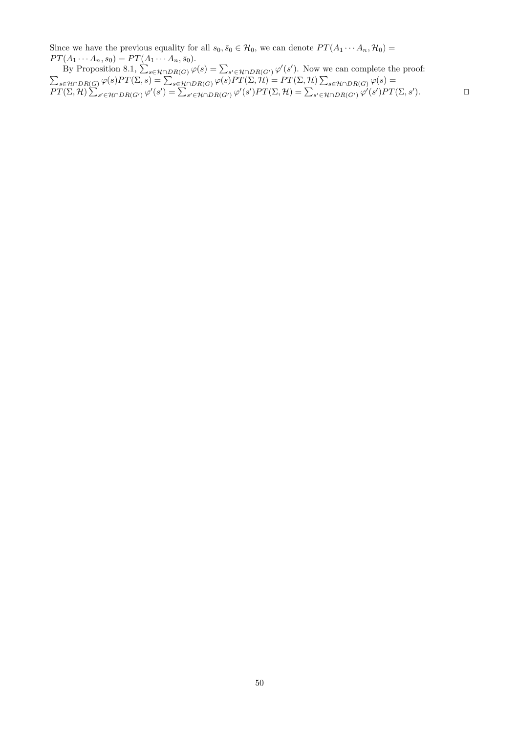Since we have the previous equality for all $s_0, \bar{s}_0 \in \mathcal{H}_0$, we can denote $PT(A_1 \cdots A_n, \mathcal{H}_0) = PT(A_1 \cdots A_n, s_0) = PT(A_1 \cdots A_n, \bar{s}_0)$.

By Proposition 8.1, $\sum_{s \in \mathcal{H} \cap DR(G)} \varphi(s) = \sum_{s' \in \mathcal{H} \cap DR(G')} \varphi'(s')$. Now we can complete the proof: $\sum_{s \in \mathcal{H} \cap DR(G)} \varphi(s) PT(\Sigma, s) = \sum_{s \in \mathcal{H} \cap DR(G)} \varphi(s) PT(\Sigma, \mathcal{H}) = PT(\Sigma, \mathcal{H}) \sum_{s \in \mathcal{H} \cap DR(G)} \varphi(s) = PT(\Sigma, \mathcal{H}) \sum_{s' \in \mathcal{H} \cap DR(G')} \varphi'(s') = \sum_{s' \in \mathcal{H} \cap DR(G')} \varphi'(s') PT(\Sigma, \mathcal{H}) = \sum_{s' \in \mathcal{H} \cap DR(G')} \varphi'(s') PT(\Sigma, s')$. $\square$